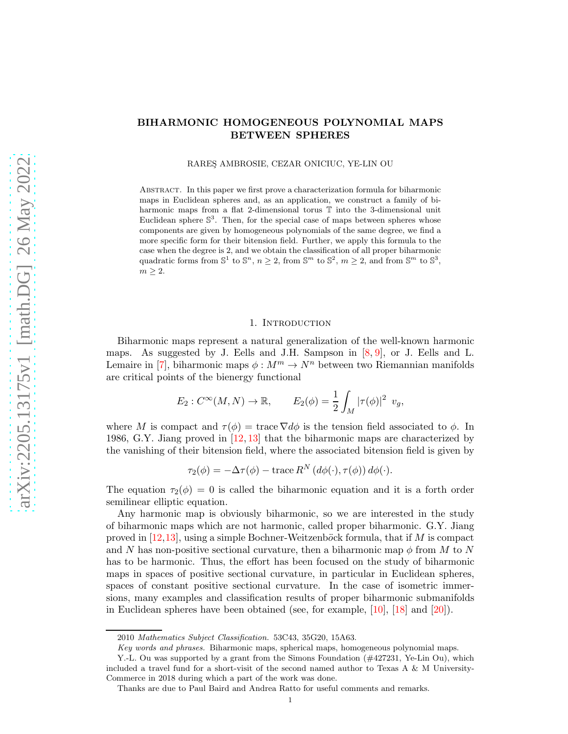# BIHARMONIC HOMOGENEOUS POLYNOMIAL MAPS BETWEEN SPHERES

RAREŞ AMBROSIE, CEZAR ONICIUC, YE-LIN OU

Abstract. In this paper we first prove a characterization formula for biharmonic maps in Euclidean spheres and, as an application, we construct a family of biharmonic maps from a flat 2-dimensional torus $\mathbb{T}$ into the 3-dimensional unit Euclidean sphere $\mathbb{S}^3$. Then, for the special case of maps between spheres whose components are given by homogeneous polynomials of the same degree, we find a more specific form for their bitension field. Further, we apply this formula to the case when the degree is 2, and we obtain the classification of all proper biharmonic quadratic forms from $\mathbb{S}^1$ to $\mathbb{S}^n$, $n \geq 2$, from $\mathbb{S}^m$ to $\mathbb{S}^2$, $m \geq 2$, and from $\mathbb{S}^m$ to $\mathbb{S}^3$, $m \geq 2$.

## 1. Introduction

Biharmonic maps represent a natural generalization of the well-known harmonic maps. As suggested by J. Eells and J.H. Sampson in [8, 9], or J. Eells and L. Lemaire in [7], biharmonic maps $\phi : M^m \to N^n$ between two Riemannian manifolds are critical points of the bienergy functional

$$E_2 : C^\infty(M, N) \to \mathbb{R}, \qquad E_2(\phi) = \frac{1}{2} \int_M |\tau(\phi)|^2 \ v_g,$$

where $M$ is compact and $\tau(\phi) = \operatorname{trace} \nabla d\phi$ is the tension field associated to $\phi$. In 1986, G.Y. Jiang proved in [12, 13] that the biharmonic maps are characterized by the vanishing of their bitension field, where the associated bitension field is given by

$$\tau_2(\phi) = -\Delta\tau(\phi) - \operatorname{trace} R^N \left(d\phi(\cdot), \tau(\phi)\right) d\phi(\cdot).$$

The equation $\tau_2(\phi) = 0$ is called the biharmonic equation and it is a forth order semilinear elliptic equation.

Any harmonic map is obviously biharmonic, so we are interested in the study of biharmonic maps which are not harmonic, called proper biharmonic. G.Y. Jiang proved in [12, 13], using a simple Bochner-Weitzenböck formula, that if $M$ is compact and $N$ has non-positive sectional curvature, then a biharmonic map $\phi$ from $M$ to $N$ has to be harmonic. Thus, the effort has been focused on the study of biharmonic maps in spaces of positive sectional curvature, in particular in Euclidean spheres, spaces of constant positive sectional curvature. In the case of isometric immersions, many examples and classification results of proper biharmonic submanifolds in Euclidean spheres have been obtained (see, for example, [10], [18] and [20]).

2010 *Mathematics Subject Classification.* 53C43, 35G20, 15A63.

*Key words and phrases.* Biharmonic maps, spherical maps, homogeneous polynomial maps.

Y.-L. Ou was supported by a grant from the Simons Foundation (#427231, Ye-Lin Ou), which included a travel fund for a short-visit of the second named author to Texas A & M University-Commerce in 2018 during which a part of the work was done.

Thanks are due to Paul Baird and Andrea Ratto for useful comments and remarks.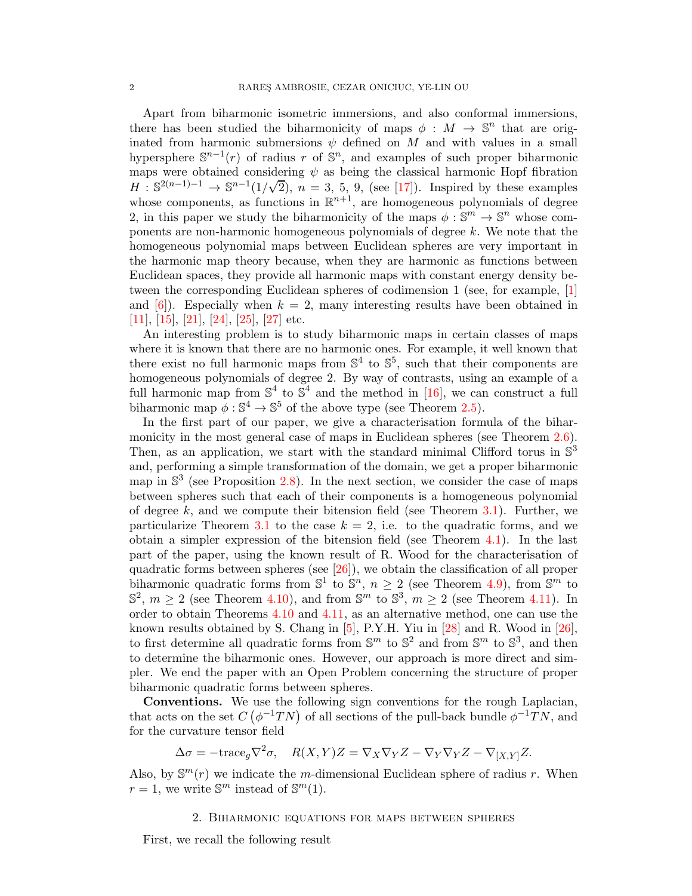Apart from biharmonic isometric immersions, and also conformal immersions, there has been studied the biharmonicity of maps $\phi : M \to \mathbb{S}^n$ that are originated from harmonic submersions $\psi$ defined on $M$ and with values in a small hypersphere $\mathbb{S}^{n-1}(r)$ of radius $r$ of $\mathbb{S}^n$, and examples of such proper biharmonic maps were obtained considering $\psi$ as being the classical harmonic Hopf fibration $H : \mathbb{S}^{2(n-1)-1} \to \mathbb{S}^{n-1}(1/\sqrt{2})$, $n = 3, 5, 9$, (see [17]). Inspired by these examples whose components, as functions in $\mathbb{R}^{n+1}$, are homogeneous polynomials of degree 2, in this paper we study the biharmonicity of the maps $\phi : \mathbb{S}^m \to \mathbb{S}^n$ whose components are non-harmonic homogeneous polynomials of degree $k$. We note that the homogeneous polynomial maps between Euclidean spheres are very important in the harmonic map theory because, when they are harmonic as functions between Euclidean spaces, they provide all harmonic maps with constant energy density between the corresponding Euclidean spheres of codimension 1 (see, for example, [1] and [6]). Especially when $k = 2$, many interesting results have been obtained in [11], [15], [21], [24], [25], [27] etc.

An interesting problem is to study biharmonic maps in certain classes of maps where it is known that there are no harmonic ones. For example, it well known that there exist no full harmonic maps from $\mathbb{S}^4$ to $\mathbb{S}^5$, such that their components are homogeneous polynomials of degree 2. By way of contrasts, using an example of a full harmonic map from $\mathbb{S}^4$ to $\mathbb{S}^4$ and the method in [16], we can construct a full biharmonic map $\phi : \mathbb{S}^4 \to \mathbb{S}^5$ of the above type (see Theorem 2.5).

In the first part of our paper, we give a characterisation formula of the biharmonicity in the most general case of maps in Euclidean spheres (see Theorem 2.6). Then, as an application, we start with the standard minimal Clifford torus in $\mathbb{S}^3$ and, performing a simple transformation of the domain, we get a proper biharmonic map in $\mathbb{S}^3$ (see Proposition 2.8). In the next section, we consider the case of maps between spheres such that each of their components is a homogeneous polynomial of degree $k$, and we compute their bitension field (see Theorem 3.1). Further, we particularize Theorem 3.1 to the case $k = 2$, i.e. to the quadratic forms, and we obtain a simpler expression of the bitension field (see Theorem 4.1). In the last part of the paper, using the known result of R. Wood for the characterisation of quadratic forms between spheres (see [26]), we obtain the classification of all proper biharmonic quadratic forms from $\mathbb{S}^1$ to $\mathbb{S}^n$, $n \geq 2$ (see Theorem 4.9), from $\mathbb{S}^m$ to $\mathbb{S}^2$, $m \geq 2$ (see Theorem 4.10), and from $\mathbb{S}^m$ to $\mathbb{S}^3$, $m \geq 2$ (see Theorem 4.11). In order to obtain Theorems 4.10 and 4.11, as an alternative method, one can use the known results obtained by S. Chang in [5], P.Y.H. Yiu in [28] and R. Wood in [26], to first determine all quadratic forms from $\mathbb{S}^m$ to $\mathbb{S}^2$ and from $\mathbb{S}^m$ to $\mathbb{S}^3$, and then to determine the biharmonic ones. However, our approach is more direct and simpler. We end the paper with an Open Problem concerning the structure of proper biharmonic quadratic forms between spheres.

**Conventions.** We use the following sign conventions for the rough Laplacian, that acts on the set $C\left(\phi^{-1}TN\right)$ of all sections of the pull-back bundle $\phi^{-1}TN$, and for the curvature tensor field

$$\Delta\sigma = -\mathrm{trace}_g \nabla^2 \sigma, \quad R(X,Y)Z = \nabla_X \nabla_Y Z - \nabla_Y \nabla_Y Z - \nabla_{[X,Y]} Z.$$

Also, by $\mathbb{S}^m(r)$ we indicate the $m$-dimensional Euclidean sphere of radius $r$. When $r = 1$, we write $\mathbb{S}^m$ instead of $\mathbb{S}^m(1)$.

## 2. Biharmonic equations for maps between spheres

First, we recall the following result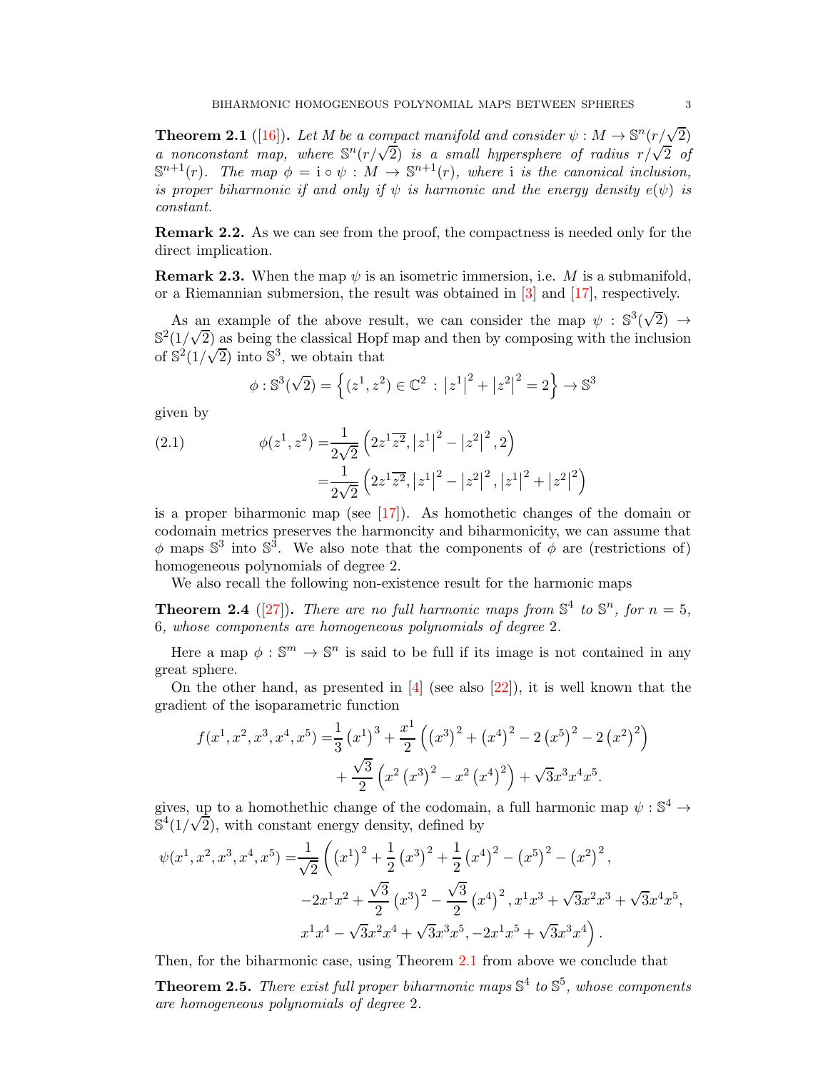**Theorem 2.1** ([16])**.** *Let $M$ be a compact manifold and consider $\psi : M \to \mathbb{S}^n(r/\sqrt{2})$ a nonconstant map, where $\mathbb{S}^n(r/\sqrt{2})$ is a small hypersphere of radius $r/\sqrt{2}$ of $\mathbb{S}^{n+1}(r)$. The map $\phi = \mathrm{i} \circ \psi : M \to \mathbb{S}^{n+1}(r)$, where $\mathrm{i}$ is the canonical inclusion, is proper biharmonic if and only if $\psi$ is harmonic and the energy density $e(\psi)$ is constant.*

**Remark 2.2.** As we can see from the proof, the compactness is needed only for the direct implication.

**Remark 2.3.** When the map $\psi$ is an isometric immersion, i.e. $M$ is a submanifold, or a Riemannian submersion, the result was obtained in [3] and [17], respectively.

As an example of the above result, we can consider the map $\psi : \mathbb{S}^3(\sqrt{2}) \to \mathbb{S}^2(1/\sqrt{2})$ as being the classical Hopf map and then by composing with the inclusion of $\mathbb{S}^2(1/\sqrt{2})$ into $\mathbb{S}^3$, we obtain that

$$\phi : \mathbb{S}^3(\sqrt{2}) = \left\{ (z^1, z^2) \in \mathbb{C}^2 \, : \, \left|z^1\right|^2 + \left|z^2\right|^2 = 2 \right\} \to \mathbb{S}^3$$

given by

$$\begin{aligned}
\phi(z^1, z^2) &= \frac{1}{2\sqrt{2}} \left( 2z^1\overline{z^2}, \left|z^1\right|^2 - \left|z^2\right|^2, 2 \right) \\
&= \frac{1}{2\sqrt{2}} \left( 2z^1\overline{z^2}, \left|z^1\right|^2 - \left|z^2\right|^2, \left|z^1\right|^2 + \left|z^2\right|^2 \right)
\end{aligned} \tag{2.1}$$

is a proper biharmonic map (see [17]). As homothetic changes of the domain or codomain metrics preserves the harmoncity and biharmonicity, we can assume that $\phi$ maps $\mathbb{S}^3$ into $\mathbb{S}^3$. We also note that the components of $\phi$ are (restrictions of) homogeneous polynomials of degree 2.

We also recall the following non-existence result for the harmonic maps

**Theorem 2.4** ([27])**.** *There are no full harmonic maps from $\mathbb{S}^4$ to $\mathbb{S}^n$, for $n = 5$, $6$, whose components are homogeneous polynomials of degree 2.*

Here a map $\phi : \mathbb{S}^m \to \mathbb{S}^n$ is said to be full if its image is not contained in any great sphere.

On the other hand, as presented in [4] (see also [22]), it is well known that the gradient of the isoparametric function

$$\begin{aligned}
f(x^1, x^2, x^3, x^4, x^5) =& \frac{1}{3} \left(x^1\right)^3 + \frac{x^1}{2} \left( \left(x^3\right)^2 + \left(x^4\right)^2 - 2\left(x^5\right)^2 - 2\left(x^2\right)^2 \right) \\
&+ \frac{\sqrt{3}}{2} \left( x^2 \left(x^3\right)^2 - x^2 \left(x^4\right)^2 \right) + \sqrt{3} x^3 x^4 x^5.
\end{aligned}$$

gives, up to a homothethic change of the codomain, a full harmonic map $\psi : \mathbb{S}^4 \to \mathbb{S}^4(1/\sqrt{2})$, with constant energy density, defined by

$$\begin{aligned}
\psi(x^1, x^2, x^3, x^4, x^5) =& \frac{1}{\sqrt{2}} \Big( \left(x^1\right)^2 + \frac{1}{2}\left(x^3\right)^2 + \frac{1}{2}\left(x^4\right)^2 - \left(x^5\right)^2 - \left(x^2\right)^2, \\
& -2x^1x^2 + \frac{\sqrt{3}}{2}\left(x^3\right)^2 - \frac{\sqrt{3}}{2}\left(x^4\right)^2, x^1x^3 + \sqrt{3}x^2x^3 + \sqrt{3}x^4x^5, \\
& x^1x^4 - \sqrt{3}x^2x^4 + \sqrt{3}x^3x^5, -2x^1x^5 + \sqrt{3}x^3x^4 \Big).
\end{aligned}$$

Then, for the biharmonic case, using Theorem 2.1 from above we conclude that

**Theorem 2.5.** *There exist full proper biharmonic maps $\mathbb{S}^4$ to $\mathbb{S}^5$, whose components are homogeneous polynomials of degree 2.*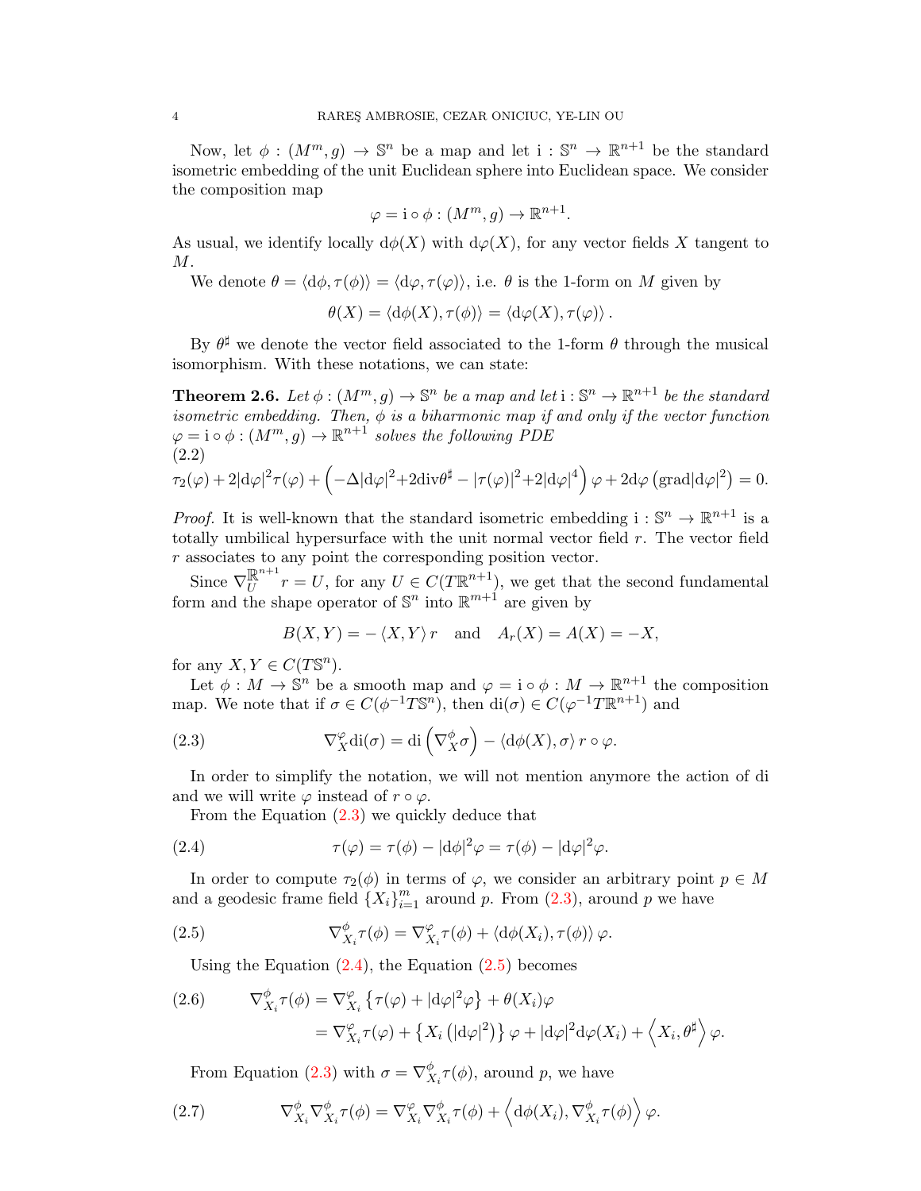Now, let $\phi : (M^m, g) \to \mathbb{S}^n$ be a map and let $\mathrm{i} : \mathbb{S}^n \to \mathbb{R}^{n+1}$ be the standard isometric embedding of the unit Euclidean sphere into Euclidean space. We consider the composition map

$$\varphi = \mathrm{i} \circ \phi : (M^m, g) \to \mathbb{R}^{n+1}.$$

As usual, we identify locally $\mathrm{d}\phi(X)$ with $\mathrm{d}\varphi(X)$, for any vector fields $X$ tangent to $M$.

We denote $\theta = \langle \mathrm{d}\phi, \tau(\phi)\rangle = \langle \mathrm{d}\varphi, \tau(\varphi)\rangle$, i.e. $\theta$ is the 1-form on $M$ given by

$$\theta(X) = \langle \mathrm{d}\phi(X), \tau(\phi)\rangle = \langle \mathrm{d}\varphi(X), \tau(\varphi)\rangle .$$

By $\theta^\sharp$ we denote the vector field associated to the 1-form $\theta$ through the musical isomorphism. With these notations, we can state:

**Theorem 2.6.** *Let $\phi : (M^m, g) \to \mathbb{S}^n$ be a map and let $\mathrm{i} : \mathbb{S}^n \to \mathbb{R}^{n+1}$ be the standard isometric embedding. Then, $\phi$ is a biharmonic map if and only if the vector function $\varphi = \mathrm{i} \circ \phi : (M^m, g) \to \mathbb{R}^{n+1}$ solves the following PDE*

$$\tau_2(\varphi) + 2|\mathrm{d}\varphi|^2\tau(\varphi) + \left(-\Delta|\mathrm{d}\varphi|^2 + 2\mathrm{div}\theta^\sharp - |\tau(\varphi)|^2 + 2|\mathrm{d}\varphi|^4\right)\varphi + 2\mathrm{d}\varphi\left(\mathrm{grad}|\mathrm{d}\varphi|^2\right) = 0. \tag{2.2}$$

*Proof.* It is well-known that the standard isometric embedding $\mathrm{i} : \mathbb{S}^n \to \mathbb{R}^{n+1}$ is a totally umbilical hypersurface with the unit normal vector field $r$. The vector field $r$ associates to any point the corresponding position vector.

Since $\nabla^{\mathbb{R}^{n+1}}_U r = U$, for any $U \in C(T\mathbb{R}^{n+1})$, we get that the second fundamental form and the shape operator of $\mathbb{S}^n$ into $\mathbb{R}^{m+1}$ are given by

$$B(X, Y) = -\langle X, Y\rangle r \quad \text{and} \quad A_r(X) = A(X) = -X,$$

for any $X, Y \in C(T\mathbb{S}^n)$.

Let $\phi : M \to \mathbb{S}^n$ be a smooth map and $\varphi = \mathrm{i} \circ \phi : M \to \mathbb{R}^{n+1}$ the composition map. We note that if $\sigma \in C(\phi^{-1}T\mathbb{S}^n)$, then $\mathrm{di}(\sigma) \in C(\varphi^{-1}T\mathbb{R}^{n+1})$ and

$$\nabla^\varphi_X \mathrm{di}(\sigma) = \mathrm{di}\left(\nabla^\phi_X \sigma\right) - \langle \mathrm{d}\phi(X), \sigma\rangle\, r \circ \varphi. \tag{2.3}$$

In order to simplify the notation, we will not mention anymore the action of di and we will write $\varphi$ instead of $r \circ \varphi$.

From the Equation (2.3) we quickly deduce that

$$\tau(\varphi) = \tau(\phi) - |\mathrm{d}\phi|^2\varphi = \tau(\phi) - |\mathrm{d}\varphi|^2\varphi. \tag{2.4}$$

In order to compute $\tau_2(\phi)$ in terms of $\varphi$, we consider an arbitrary point $p \in M$ and a geodesic frame field $\{X_i\}_{i=1}^m$ around $p$. From (2.3), around $p$ we have

$$\nabla^\phi_{X_i}\tau(\phi) = \nabla^\varphi_{X_i}\tau(\phi) + \langle \mathrm{d}\phi(X_i), \tau(\phi)\rangle\,\varphi. \tag{2.5}$$

Using the Equation (2.4), the Equation (2.5) becomes

$$\begin{aligned} \nabla^\phi_{X_i}\tau(\phi) &= \nabla^\varphi_{X_i}\left\{\tau(\varphi) + |\mathrm{d}\varphi|^2\varphi\right\} + \theta(X_i)\varphi \\ &= \nabla^\varphi_{X_i}\tau(\varphi) + \left\{X_i\left(|\mathrm{d}\varphi|^2\right)\right\}\varphi + |\mathrm{d}\varphi|^2\mathrm{d}\varphi(X_i) + \left\langle X_i, \theta^\sharp\right\rangle\varphi. \end{aligned} \tag{2.6}$$

From Equation (2.3) with $\sigma = \nabla^\phi_{X_i}\tau(\phi)$, around $p$, we have

$$\nabla^\phi_{X_i}\nabla^\phi_{X_i}\tau(\phi) = \nabla^\varphi_{X_i}\nabla^\phi_{X_i}\tau(\phi) + \left\langle \mathrm{d}\phi(X_i), \nabla^\phi_{X_i}\tau(\phi)\right\rangle\varphi. \tag{2.7}$$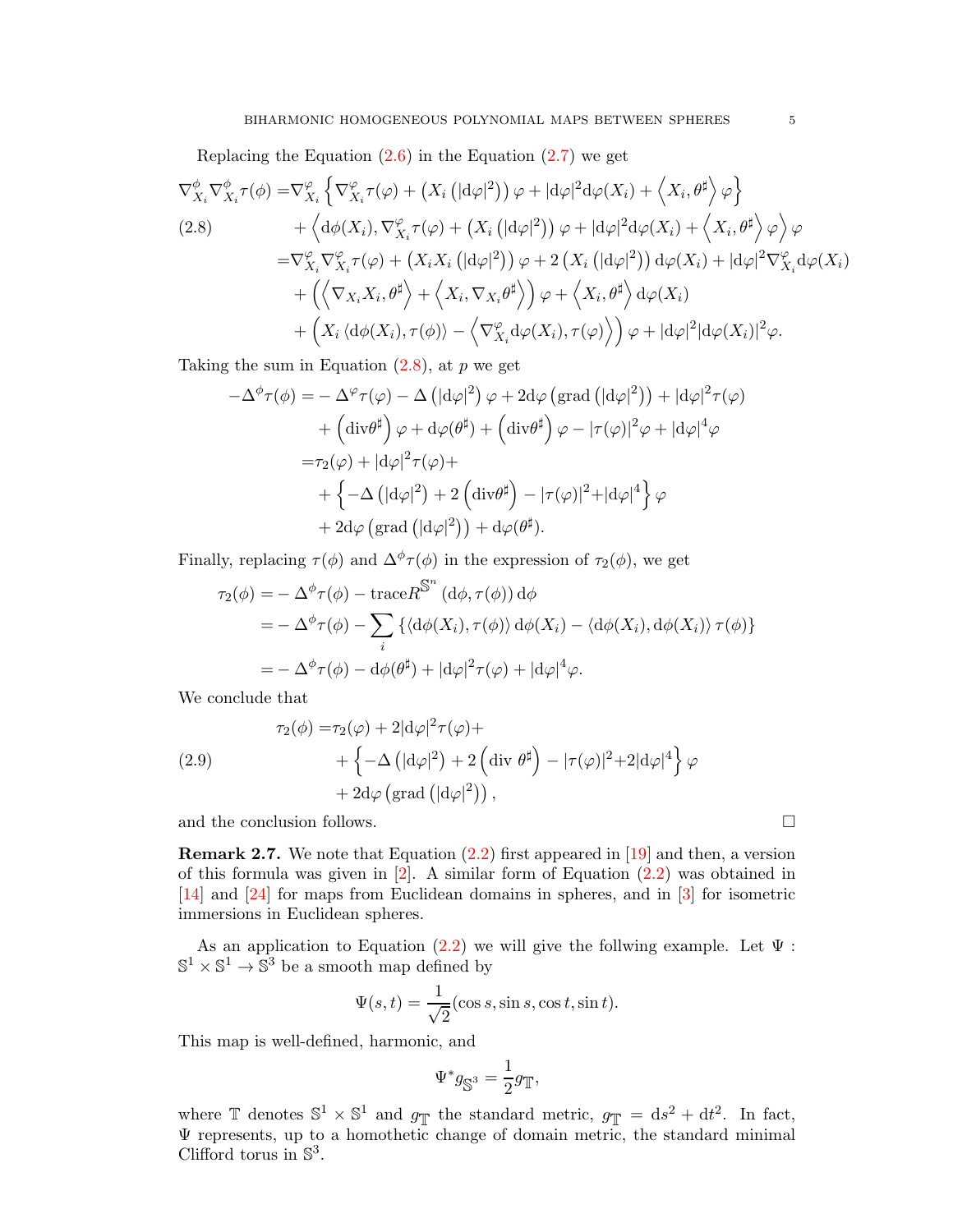Replacing the Equation (2.6) in the Equation (2.7) we get

$$
\begin{aligned}
\nabla^{\phi}_{X_i}\nabla^{\phi}_{X_i}\tau(\phi) =& \nabla^{\varphi}_{X_i}\left\{\nabla^{\varphi}_{X_i}\tau(\varphi) + \left(X_i\left(|\mathrm{d}\varphi|^2\right)\right)\varphi + |\mathrm{d}\varphi|^2\mathrm{d}\varphi(X_i) + \left\langle X_i, \theta^{\sharp}\right\rangle\varphi\right\} \\
&+ \left\langle \mathrm{d}\phi(X_i), \nabla^{\varphi}_{X_i}\tau(\varphi) + \left(X_i\left(|\mathrm{d}\varphi|^2\right)\right)\varphi + |\mathrm{d}\varphi|^2\mathrm{d}\varphi(X_i) + \left\langle X_i, \theta^{\sharp}\right\rangle\varphi\right\rangle\varphi \\
=& \nabla^{\varphi}_{X_i}\nabla^{\varphi}_{X_i}\tau(\varphi) + \left(X_iX_i\left(|\mathrm{d}\varphi|^2\right)\right)\varphi + 2\left(X_i\left(|\mathrm{d}\varphi|^2\right)\right)\mathrm{d}\varphi(X_i) + |\mathrm{d}\varphi|^2\nabla^{\varphi}_{X_i}\mathrm{d}\varphi(X_i) \\
&+ \left(\left\langle \nabla_{X_i}X_i, \theta^{\sharp}\right\rangle + \left\langle X_i, \nabla_{X_i}\theta^{\sharp}\right\rangle\right)\varphi + \left\langle X_i, \theta^{\sharp}\right\rangle\mathrm{d}\varphi(X_i) \\
&+ \left(X_i\left\langle \mathrm{d}\phi(X_i), \tau(\phi)\right\rangle - \left\langle \nabla^{\varphi}_{X_i}\mathrm{d}\varphi(X_i), \tau(\varphi)\right\rangle\right)\varphi + |\mathrm{d}\varphi|^2|\mathrm{d}\varphi(X_i)|^2\varphi.
\end{aligned}
\tag{2.8}
$$

Taking the sum in Equation (2.8), at $p$ we get

$$
\begin{aligned}
-\Delta^{\phi}\tau(\phi) =& -\Delta^{\varphi}\tau(\varphi) - \Delta\left(|\mathrm{d}\varphi|^2\right)\varphi + 2\mathrm{d}\varphi\left(\mathrm{grad}\left(|\mathrm{d}\varphi|^2\right)\right) + |\mathrm{d}\varphi|^2\tau(\varphi) \\
&+ \left(\mathrm{div}\theta^{\sharp}\right)\varphi + \mathrm{d}\varphi(\theta^{\sharp}) + \left(\mathrm{div}\theta^{\sharp}\right)\varphi - |\tau(\varphi)|^2\varphi + |\mathrm{d}\varphi|^4\varphi \\
=& \tau_2(\varphi) + |\mathrm{d}\varphi|^2\tau(\varphi) + \\
&+ \left\{-\Delta\left(|\mathrm{d}\varphi|^2\right) + 2\left(\mathrm{div}\theta^{\sharp}\right) - |\tau(\varphi)|^2 + |\mathrm{d}\varphi|^4\right\}\varphi \\
&+ 2\mathrm{d}\varphi\left(\mathrm{grad}\left(|\mathrm{d}\varphi|^2\right)\right) + \mathrm{d}\varphi(\theta^{\sharp}).
\end{aligned}
$$

Finally, replacing $\tau(\phi)$ and $\Delta^{\phi}\tau(\phi)$ in the expression of $\tau_2(\phi)$, we get

$$
\begin{aligned}
\tau_2(\phi) =& -\Delta^{\phi}\tau(\phi) - \mathrm{trace}R^{\mathbb{S}^n}\left(\mathrm{d}\phi, \tau(\phi)\right)\mathrm{d}\phi \\
=& -\Delta^{\phi}\tau(\phi) - \sum_i\left\{\left\langle \mathrm{d}\phi(X_i), \tau(\phi)\right\rangle\mathrm{d}\phi(X_i) - \left\langle \mathrm{d}\phi(X_i), \mathrm{d}\phi(X_i)\right\rangle\tau(\phi)\right\} \\
=& -\Delta^{\phi}\tau(\phi) - \mathrm{d}\phi(\theta^{\sharp}) + |\mathrm{d}\varphi|^2\tau(\varphi) + |\mathrm{d}\varphi|^4\varphi.
\end{aligned}
$$

We conclude that

$$
\begin{aligned}
\tau_2(\phi) =& \tau_2(\varphi) + 2|\mathrm{d}\varphi|^2\tau(\varphi) + \\
&+ \left\{-\Delta\left(|\mathrm{d}\varphi|^2\right) + 2\left(\mathrm{div}\ \theta^{\sharp}\right) - |\tau(\varphi)|^2 + 2|\mathrm{d}\varphi|^4\right\}\varphi \\
&+ 2\mathrm{d}\varphi\left(\mathrm{grad}\left(|\mathrm{d}\varphi|^2\right)\right),
\end{aligned}
\tag{2.9}
$$

and the conclusion follows. □

**Remark 2.7.** We note that Equation (2.2) first appeared in [19] and then, a version of this formula was given in [2]. A similar form of Equation (2.2) was obtained in [14] and [24] for maps from Euclidean domains in spheres, and in [3] for isometric immersions in Euclidean spheres.

As an application to Equation (2.2) we will give the follwing example. Let $\Psi : \mathbb{S}^1 \times \mathbb{S}^1 \to \mathbb{S}^3$ be a smooth map defined by

$$
\Psi(s,t) = \frac{1}{\sqrt{2}}(\cos s, \sin s, \cos t, \sin t).
$$

This map is well-defined, harmonic, and

$$
\Psi^* g_{\mathbb{S}^3} = \frac{1}{2} g_{\mathbb{T}},
$$

where $\mathbb{T}$ denotes $\mathbb{S}^1 \times \mathbb{S}^1$ and $g_{\mathbb{T}}$ the standard metric, $g_{\mathbb{T}} = \mathrm{d}s^2 + \mathrm{d}t^2$. In fact, $\Psi$ represents, up to a homothetic change of domain metric, the standard minimal Clifford torus in $\mathbb{S}^3$.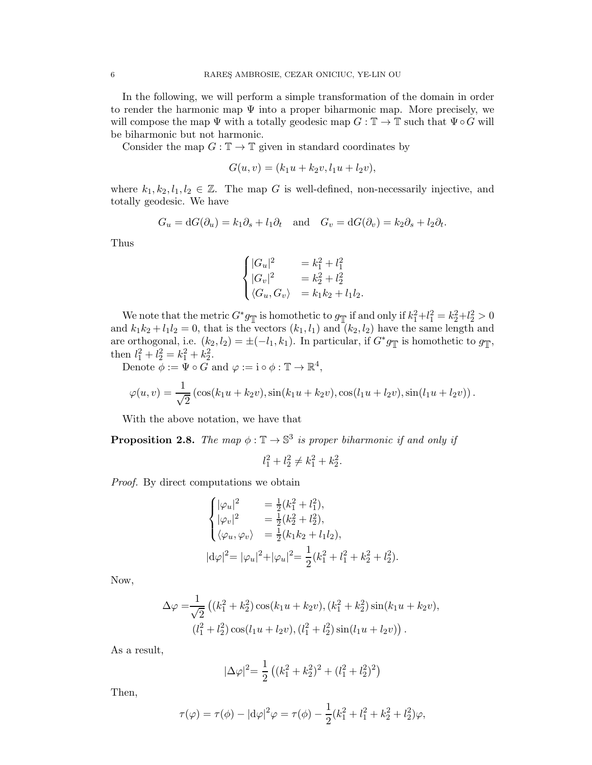In the following, we will perform a simple transformation of the domain in order to render the harmonic map $\Psi$ into a proper biharmonic map. More precisely, we will compose the map $\Psi$ with a totally geodesic map $G : \mathbb{T} \to \mathbb{T}$ such that $\Psi \circ G$ will be biharmonic but not harmonic.

Consider the map $G : \mathbb{T} \to \mathbb{T}$ given in standard coordinates by

$$G(u, v) = (k_1 u + k_2 v, l_1 u + l_2 v),$$

where $k_1, k_2, l_1, l_2 \in \mathbb{Z}$. The map $G$ is well-defined, non-necessarily injective, and totally geodesic. We have

$$G_u = \mathrm{d}G(\partial_u) = k_1 \partial_s + l_1 \partial_t \quad \text{and} \quad G_v = \mathrm{d}G(\partial_v) = k_2 \partial_s + l_2 \partial_t.$$

Thus

$$\begin{cases} |G_u|^2 &= k_1^2 + l_1^2 \\ |G_v|^2 &= k_2^2 + l_2^2 \\ \langle G_u, G_v \rangle &= k_1 k_2 + l_1 l_2. \end{cases}$$

We note that the metric $G^* g_{\mathbb{T}}$ is homothetic to $g_{\mathbb{T}}$ if and only if $k_1^2 + l_1^2 = k_2^2 + l_2^2 > 0$ and $k_1 k_2 + l_1 l_2 = 0$, that is the vectors $(k_1, l_1)$ and $(k_2, l_2)$ have the same length and are orthogonal, i.e. $(k_2, l_2) = \pm(-l_1, k_1)$. In particular, if $G^* g_{\mathbb{T}}$ is homothetic to $g_{\mathbb{T}}$, then $l_1^2 + l_2^2 = k_1^2 + k_2^2$.

Denote $\phi := \Psi \circ G$ and $\varphi := \mathrm{i} \circ \phi : \mathbb{T} \to \mathbb{R}^4$,

$$\varphi(u, v) = \frac{1}{\sqrt{2}} \left( \cos(k_1 u + k_2 v), \sin(k_1 u + k_2 v), \cos(l_1 u + l_2 v), \sin(l_1 u + l_2 v) \right).$$

With the above notation, we have that

**Proposition 2.8.** *The map $\phi : \mathbb{T} \to \mathbb{S}^3$ is proper biharmonic if and only if*

$$l_1^2 + l_2^2 \neq k_1^2 + k_2^2.$$

*Proof.* By direct computations we obtain

$$\begin{cases} |\varphi_u|^2 &= \frac{1}{2}(k_1^2 + l_1^2), \\ |\varphi_v|^2 &= \frac{1}{2}(k_2^2 + l_2^2), \\ \langle \varphi_u, \varphi_v \rangle &= \frac{1}{2}(k_1 k_2 + l_1 l_2), \end{cases}$$

$$|\mathrm{d}\varphi|^2 = |\varphi_u|^2 + |\varphi_u|^2 = \frac{1}{2}(k_1^2 + l_1^2 + k_2^2 + l_2^2).$$

Now,

$$\begin{aligned} \Delta\varphi = &\frac{1}{\sqrt{2}} \left( (k_1^2 + k_2^2) \cos(k_1 u + k_2 v), (k_1^2 + k_2^2) \sin(k_1 u + k_2 v), \right. \\ &\left. (l_1^2 + l_2^2) \cos(l_1 u + l_2 v), (l_1^2 + l_2^2) \sin(l_1 u + l_2 v) \right). \end{aligned}$$

As a result,

$$|\Delta\varphi|^2 = \frac{1}{2} \left( (k_1^2 + k_2^2)^2 + (l_1^2 + l_2^2)^2 \right)$$

Then,

$$\tau(\varphi) = \tau(\phi) - |\mathrm{d}\varphi|^2 \varphi = \tau(\phi) - \frac{1}{2}(k_1^2 + l_1^2 + k_2^2 + l_2^2)\varphi,$$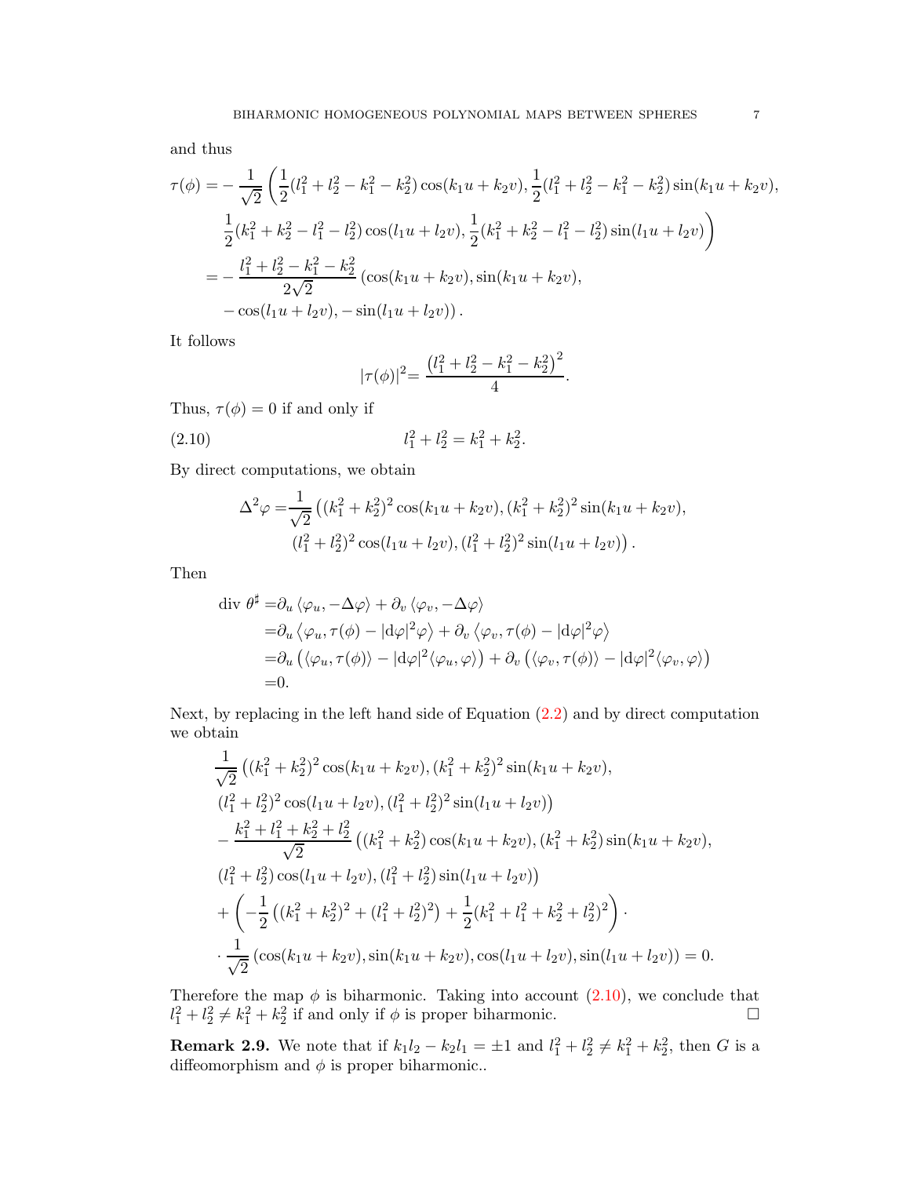and thus

$$
\begin{aligned}
\tau(\phi) =& -\frac{1}{\sqrt{2}}\left(\frac{1}{2}(l_1^2+l_2^2-k_1^2-k_2^2)\cos(k_1u+k_2v), \frac{1}{2}(l_1^2+l_2^2-k_1^2-k_2^2)\sin(k_1u+k_2v),\right.\\
&\left.\frac{1}{2}(k_1^2+k_2^2-l_1^2-l_2^2)\cos(l_1u+l_2v), \frac{1}{2}(k_1^2+k_2^2-l_1^2-l_2^2)\sin(l_1u+l_2v)\right)\\
=& -\frac{l_1^2+l_2^2-k_1^2-k_2^2}{2\sqrt{2}}\left(\cos(k_1u+k_2v), \sin(k_1u+k_2v),\right.\\
&\left. -\cos(l_1u+l_2v), -\sin(l_1u+l_2v)\right).
\end{aligned}
$$

It follows

$$
|\tau(\phi)|^2 = \frac{\left(l_1^2+l_2^2-k_1^2-k_2^2\right)^2}{4}.
$$

Thus, $\tau(\phi)=0$ if and only if

$$
l_1^2+l_2^2=k_1^2+k_2^2. \tag{2.10}
$$

By direct computations, we obtain

$$
\begin{aligned}
\Delta^2\varphi =& \frac{1}{\sqrt{2}}\left((k_1^2+k_2^2)^2\cos(k_1u+k_2v), (k_1^2+k_2^2)^2\sin(k_1u+k_2v),\right.\\
&\left.(l_1^2+l_2^2)^2\cos(l_1u+l_2v), (l_1^2+l_2^2)^2\sin(l_1u+l_2v)\right).
\end{aligned}
$$

Then

$$
\begin{aligned}
\text{div }\theta^\sharp =& \partial_u\left\langle\varphi_u, -\Delta\varphi\right\rangle + \partial_v\left\langle\varphi_v, -\Delta\varphi\right\rangle\\
=& \partial_u\left\langle\varphi_u, \tau(\phi)-|\mathrm{d}\varphi|^2\varphi\right\rangle + \partial_v\left\langle\varphi_v, \tau(\phi)-|\mathrm{d}\varphi|^2\varphi\right\rangle\\
=& \partial_u\left(\langle\varphi_u, \tau(\phi)\rangle - |\mathrm{d}\varphi|^2\langle\varphi_u,\varphi\rangle\right) + \partial_v\left(\langle\varphi_v, \tau(\phi)\rangle - |\mathrm{d}\varphi|^2\langle\varphi_v,\varphi\rangle\right)\\
=& 0.
\end{aligned}
$$

Next, by replacing in the left hand side of Equation (2.2) and by direct computation we obtain

$$
\begin{aligned}
&\frac{1}{\sqrt{2}}\left((k_1^2+k_2^2)^2\cos(k_1u+k_2v), (k_1^2+k_2^2)^2\sin(k_1u+k_2v),\right.\\
&\left.(l_1^2+l_2^2)^2\cos(l_1u+l_2v), (l_1^2+l_2^2)^2\sin(l_1u+l_2v)\right)\\
&-\frac{k_1^2+l_1^2+k_2^2+l_2^2}{\sqrt{2}}\left((k_1^2+k_2^2)\cos(k_1u+k_2v), (k_1^2+k_2^2)\sin(k_1u+k_2v),\right.\\
&\left.(l_1^2+l_2^2)\cos(l_1u+l_2v), (l_1^2+l_2^2)\sin(l_1u+l_2v)\right)\\
&+\left(-\frac{1}{2}\left((k_1^2+k_2^2)^2+(l_1^2+l_2^2)^2\right)+\frac{1}{2}(k_1^2+l_1^2+k_2^2+l_2^2)^2\right)\cdot\\
&\cdot\frac{1}{\sqrt{2}}\left(\cos(k_1u+k_2v), \sin(k_1u+k_2v), \cos(l_1u+l_2v), \sin(l_1u+l_2v)\right)=0.
\end{aligned}
$$

Therefore the map $\phi$ is biharmonic. Taking into account (2.10), we conclude that $l_1^2+l_2^2\neq k_1^2+k_2^2$ if and only if $\phi$ is proper biharmonic. $\square$

**Remark 2.9.** We note that if $k_1l_2-k_2l_1=\pm1$ and $l_1^2+l_2^2\neq k_1^2+k_2^2$, then $G$ is a diffeomorphism and $\phi$ is proper biharmonic..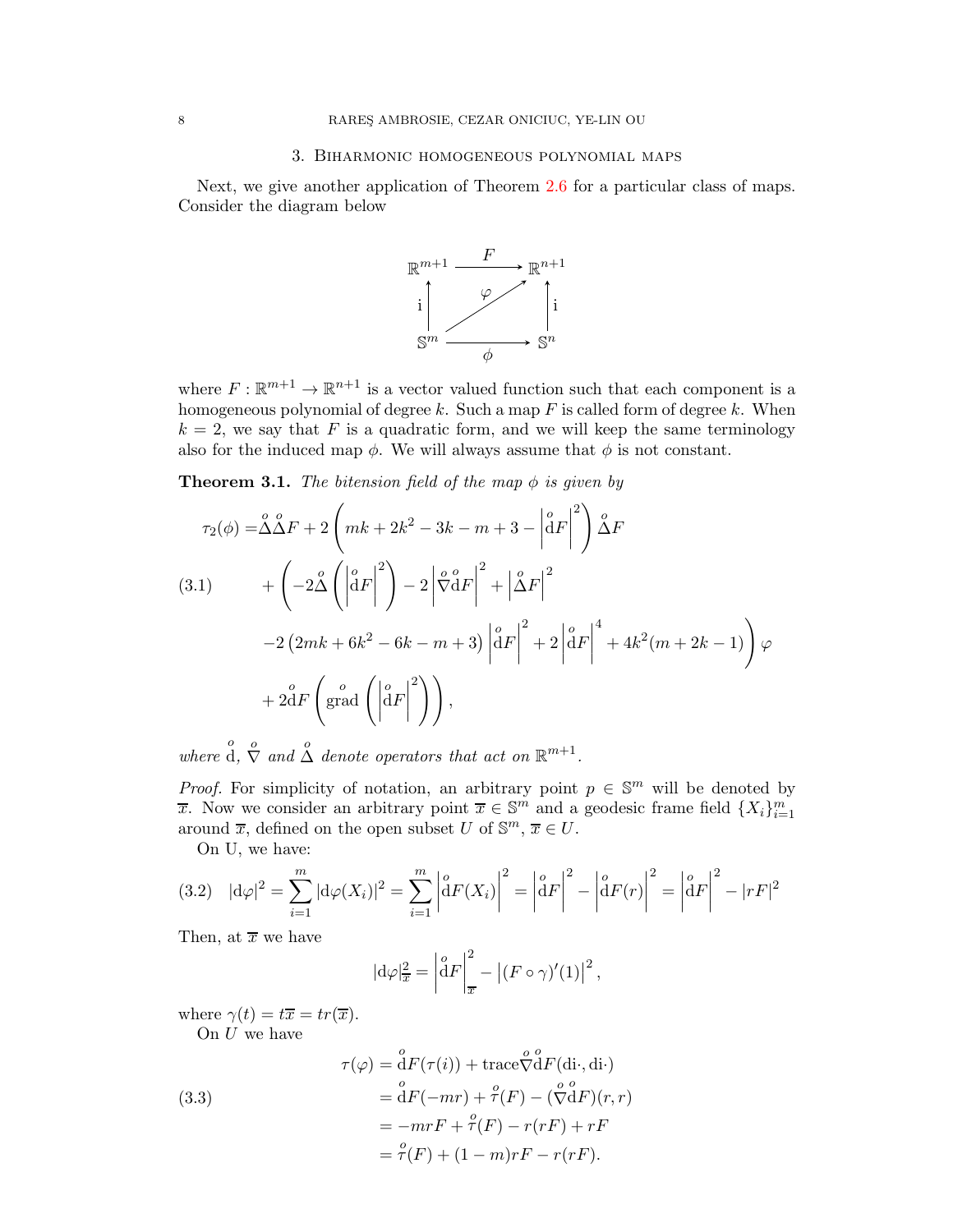## 3. Biharmonic homogeneous polynomial maps

Next, we give another application of Theorem 2.6 for a particular class of maps. Consider the diagram below

$$
\begin{array}{ccc}
\mathbb{R}^{m+1} & \xrightarrow{\quad F \quad} & \mathbb{R}^{n+1} \\
\uparrow \mathrm{i} & \nearrow \varphi & \uparrow \mathrm{i} \\
\mathbb{S}^m & \xrightarrow[\quad \phi \quad]{} & \mathbb{S}^n
\end{array}
$$

where $F : \mathbb{R}^{m+1} \to \mathbb{R}^{n+1}$ is a vector valued function such that each component is a homogeneous polynomial of degree $k$. Such a map $F$ is called form of degree $k$. When $k = 2$, we say that $F$ is a quadratic form, and we will keep the same terminology also for the induced map $\phi$. We will always assume that $\phi$ is not constant.

**Theorem 3.1.** *The bitension field of the map $\phi$ is given by*

$$
\begin{aligned}
\tau_2(\phi) =& \overset{o}{\Delta}\overset{o}{\Delta} F + 2\left(mk + 2k^2 - 3k - m + 3 - \left|\overset{o}{\mathrm{d}}F\right|^2\right)\overset{o}{\Delta} F \\
&+ \Bigg(-2\overset{o}{\Delta}\left(\left|\overset{o}{\mathrm{d}}F\right|^2\right) - 2\left|\overset{o}{\nabla}\overset{o}{\mathrm{d}}F\right|^2 + \left|\overset{o}{\Delta}F\right|^2 \\
&-2\left(2mk + 6k^2 - 6k - m + 3\right)\left|\overset{o}{\mathrm{d}}F\right|^2 + 2\left|\overset{o}{\mathrm{d}}F\right|^4 + 4k^2(m + 2k - 1)\Bigg)\varphi \\
&+ 2\overset{o}{\mathrm{d}}F\left(\overset{o}{\mathrm{grad}}\left(\left|\overset{o}{\mathrm{d}}F\right|^2\right)\right),
\end{aligned} \tag{3.1}
$$

*where $\overset{o}{\mathrm{d}}$, $\overset{o}{\nabla}$ and $\overset{o}{\Delta}$ denote operators that act on $\mathbb{R}^{m+1}$.*

*Proof.* For simplicity of notation, an arbitrary point $p \in \mathbb{S}^m$ will be denoted by $\overline{x}$. Now we consider an arbitrary point $\overline{x} \in \mathbb{S}^m$ and a geodesic frame field $\{X_i\}_{i=1}^m$ around $\overline{x}$, defined on the open subset $U$ of $\mathbb{S}^m$, $\overline{x} \in U$.

On U, we have:

$$
|\mathrm{d}\varphi|^2 = \sum_{i=1}^m |\mathrm{d}\varphi(X_i)|^2 = \sum_{i=1}^m \left|\overset{o}{\mathrm{d}}F(X_i)\right|^2 = \left|\overset{o}{\mathrm{d}}F\right|^2 - \left|\overset{o}{\mathrm{d}}F(r)\right|^2 = \left|\overset{o}{\mathrm{d}}F\right|^2 - |rF|^2 \tag{3.2}
$$

Then, at $\overline{x}$ we have

$$
|\mathrm{d}\varphi|^2_{\overline{x}} = \left|\overset{o}{\mathrm{d}}F\right|^2_{\overline{x}} - \left|(F \circ \gamma)'(1)\right|^2,
$$

where $\gamma(t) = t\overline{x} = tr(\overline{x})$.

On $U$ we have

$$
\begin{aligned}
\tau(\varphi) &= \overset{o}{\mathrm{d}}F(\tau(i)) + \mathrm{trace}\overset{o}{\nabla}\overset{o}{\mathrm{d}}F(\mathrm{d}i\cdot, \mathrm{d}i\cdot) \\
&= \overset{o}{\mathrm{d}}F(-mr) + \overset{o}{\tau}(F) - (\overset{o}{\nabla}\overset{o}{\mathrm{d}}F)(r,r) \\
&= -mrF + \overset{o}{\tau}(F) - r(rF) + rF \\
&= \overset{o}{\tau}(F) + (1-m)rF - r(rF).
\end{aligned} \tag{3.3}
$$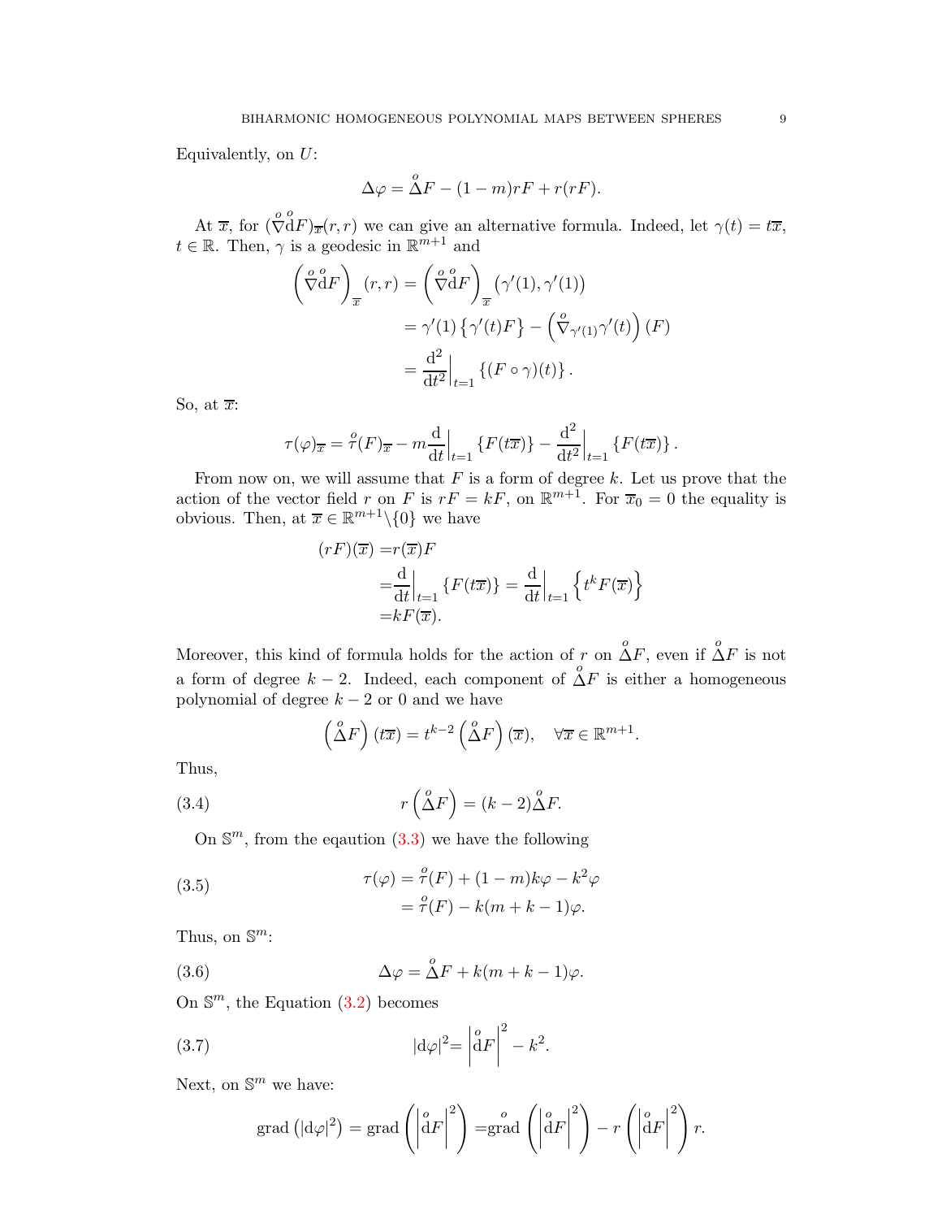Equivalently, on $U$:

$$\Delta\varphi = \overset{o}{\Delta} F - (1-m) rF + r(rF).$$

At $\overline{x}$, for $(\overset{o}{\nabla}\overset{o}{\mathrm{d}}F)_{\overline{x}}(r,r)$ we can give an alternative formula. Indeed, let $\gamma(t) = t\overline{x}$, $t \in \mathbb{R}$. Then, $\gamma$ is a geodesic in $\mathbb{R}^{m+1}$ and

$$\begin{aligned}
\left(\overset{o}{\nabla}\overset{o}{\mathrm{d}}F\right)_{\overline{x}}(r,r) &= \left(\overset{o}{\nabla}\overset{o}{\mathrm{d}}F\right)_{\overline{x}}\left(\gamma'(1),\gamma'(1)\right) \\
&= \gamma'(1)\left\{\gamma'(t)F\right\} - \left(\overset{o}{\nabla}_{\gamma'(1)}\gamma'(t)\right)(F) \\
&= \frac{\mathrm{d}^2}{\mathrm{d}t^2}\Big|_{t=1}\left\{(F\circ\gamma)(t)\right\}.
\end{aligned}$$

So, at $\overline{x}$:

$$\tau(\varphi)_{\overline{x}} = \overset{o}{\tau}(F)_{\overline{x}} - m\frac{\mathrm{d}}{\mathrm{d}t}\Big|_{t=1}\left\{F(t\overline{x})\right\} - \frac{\mathrm{d}^2}{\mathrm{d}t^2}\Big|_{t=1}\left\{F(t\overline{x})\right\}.$$

From now on, we will assume that $F$ is a form of degree $k$. Let us prove that the action of the vector field $r$ on $F$ is $rF = kF$, on $\mathbb{R}^{m+1}$. For $\overline{x}_0 = 0$ the equality is obvious. Then, at $\overline{x} \in \mathbb{R}^{m+1}\backslash\{0\}$ we have

$$\begin{aligned}
(rF)(\overline{x}) &= r(\overline{x})F \\
&= \frac{\mathrm{d}}{\mathrm{d}t}\Big|_{t=1}\left\{F(t\overline{x})\right\} = \frac{\mathrm{d}}{\mathrm{d}t}\Big|_{t=1}\left\{t^k F(\overline{x})\right\} \\
&= kF(\overline{x}).
\end{aligned}$$

Moreover, this kind of formula holds for the action of $r$ on $\overset{o}{\Delta}F$, even if $\overset{o}{\Delta}F$ is not a form of degree $k-2$. Indeed, each component of $\overset{o}{\Delta}F$ is either a homogeneous polynomial of degree $k-2$ or 0 and we have

$$\left(\overset{o}{\Delta}F\right)(t\overline{x}) = t^{k-2}\left(\overset{o}{\Delta}F\right)(\overline{x}), \quad \forall \overline{x} \in \mathbb{R}^{m+1}.$$

Thus,

$$r\left(\overset{o}{\Delta}F\right) = (k-2)\overset{o}{\Delta}F. \tag{3.4}$$

On $\mathbb{S}^m$, from the eqaution (3.3) we have the following

$$\begin{aligned}
\tau(\varphi) &= \overset{o}{\tau}(F) + (1-m)k\varphi - k^2\varphi \\
&= \overset{o}{\tau}(F) - k(m+k-1)\varphi.
\end{aligned} \tag{3.5}$$

Thus, on $\mathbb{S}^m$:

$$\Delta\varphi = \overset{o}{\Delta}F + k(m+k-1)\varphi. \tag{3.6}$$

On $\mathbb{S}^m$, the Equation (3.2) becomes

$$|\mathrm{d}\varphi|^2 = \left|\overset{o}{\mathrm{d}}F\right|^2 - k^2. \tag{3.7}$$

Next, on $\mathbb{S}^m$ we have:

$$\mathrm{grad}\left(|\mathrm{d}\varphi|^2\right) = \mathrm{grad}\left(\left|\overset{o}{\mathrm{d}}F\right|^2\right) = \overset{o}{\mathrm{grad}}\left(\left|\overset{o}{\mathrm{d}}F\right|^2\right) - r\left(\left|\overset{o}{\mathrm{d}}F\right|^2\right)r.$$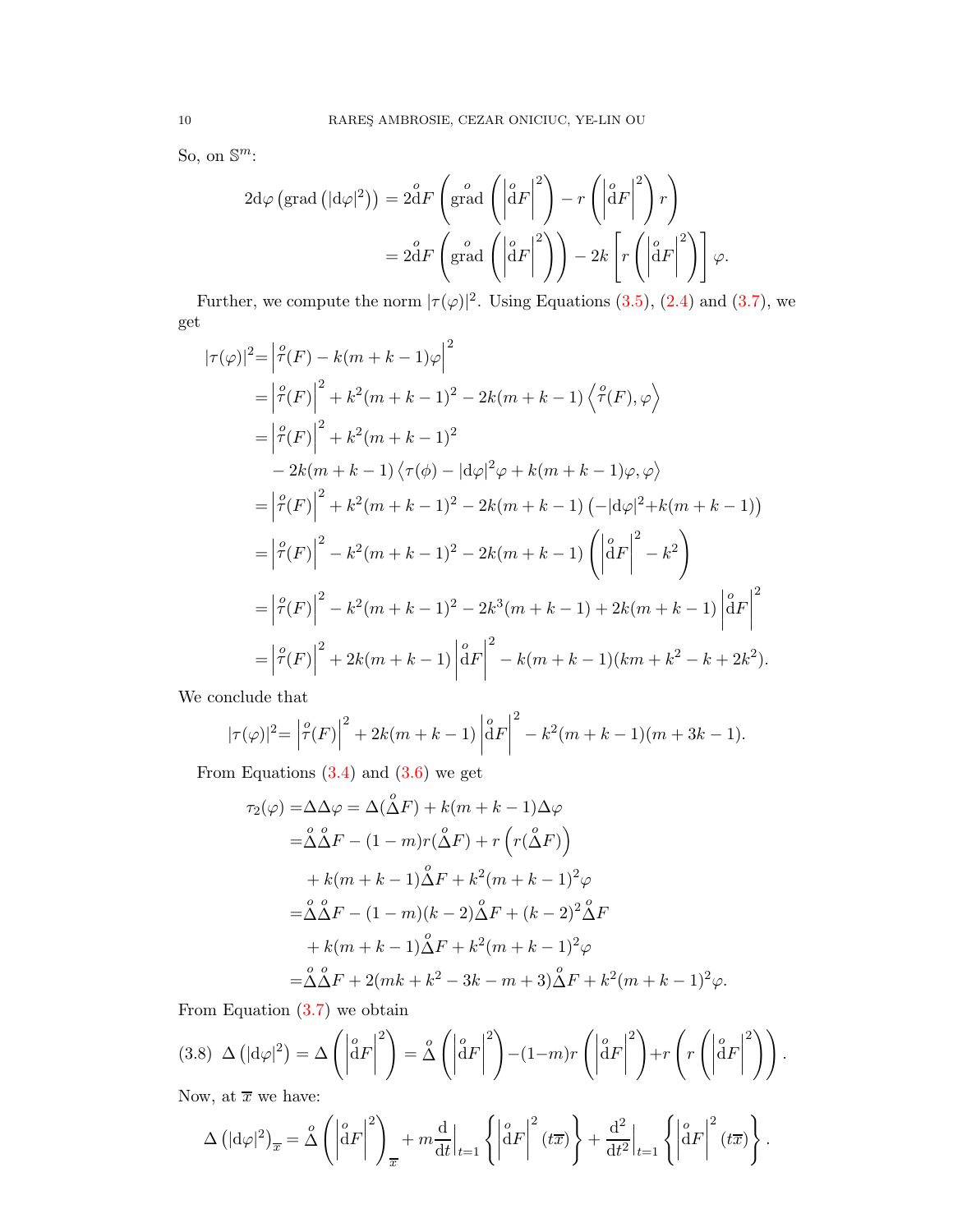So, on $\mathbb{S}^m$:

$$
\begin{aligned}
2\mathrm{d}\varphi\left(\operatorname{grad}\left(|\mathrm{d}\varphi|^2\right)\right) &= 2\overset{o}{\mathrm{d}}F\left(\overset{o}{\operatorname{grad}}\left(\left|\overset{o}{\mathrm{d}}F\right|^2\right) - r\left(\left|\overset{o}{\mathrm{d}}F\right|^2\right)r\right) \\
&= 2\overset{o}{\mathrm{d}}F\left(\overset{o}{\operatorname{grad}}\left(\left|\overset{o}{\mathrm{d}}F\right|^2\right)\right) - 2k\left[r\left(\left|\overset{o}{\mathrm{d}}F\right|^2\right)\right]\varphi.
\end{aligned}
$$

Further, we compute the norm $|\tau(\varphi)|^2$. Using Equations (3.5), (2.4) and (3.7), we get

$$
\begin{aligned}
|\tau(\varphi)|^2 =& \left|\overset{o}{\tau}(F) - k(m+k-1)\varphi\right|^2 \\
=& \left|\overset{o}{\tau}(F)\right|^2 + k^2(m+k-1)^2 - 2k(m+k-1)\left\langle \overset{o}{\tau}(F), \varphi\right\rangle \\
=& \left|\overset{o}{\tau}(F)\right|^2 + k^2(m+k-1)^2 \\
& - 2k(m+k-1)\left\langle \tau(\phi) - |\mathrm{d}\varphi|^2\varphi + k(m+k-1)\varphi, \varphi\right\rangle \\
=& \left|\overset{o}{\tau}(F)\right|^2 + k^2(m+k-1)^2 - 2k(m+k-1)\left(-|\mathrm{d}\varphi|^2 + k(m+k-1)\right) \\
=& \left|\overset{o}{\tau}(F)\right|^2 - k^2(m+k-1)^2 - 2k(m+k-1)\left(\left|\overset{o}{\mathrm{d}}F\right|^2 - k^2\right) \\
=& \left|\overset{o}{\tau}(F)\right|^2 - k^2(m+k-1)^2 - 2k^3(m+k-1) + 2k(m+k-1)\left|\overset{o}{\mathrm{d}}F\right|^2 \\
=& \left|\overset{o}{\tau}(F)\right|^2 + 2k(m+k-1)\left|\overset{o}{\mathrm{d}}F\right|^2 - k(m+k-1)(km+k^2-k+2k^2).
\end{aligned}
$$

We conclude that

$$
|\tau(\varphi)|^2 = \left|\overset{o}{\tau}(F)\right|^2 + 2k(m+k-1)\left|\overset{o}{\mathrm{d}}F\right|^2 - k^2(m+k-1)(m+3k-1).
$$

From Equations (3.4) and (3.6) we get

$$
\begin{aligned}
\tau_2(\varphi) =& \Delta\Delta\varphi = \Delta(\overset{o}{\Delta}F) + k(m+k-1)\Delta\varphi \\
=& \overset{o}{\Delta}\overset{o}{\Delta}F - (1-m)r(\overset{o}{\Delta}F) + r\left(r(\overset{o}{\Delta}F)\right) \\
& + k(m+k-1)\overset{o}{\Delta}F + k^2(m+k-1)^2\varphi \\
=& \overset{o}{\Delta}\overset{o}{\Delta}F - (1-m)(k-2)\overset{o}{\Delta}F + (k-2)^2\overset{o}{\Delta}F \\
& + k(m+k-1)\overset{o}{\Delta}F + k^2(m+k-1)^2\varphi \\
=& \overset{o}{\Delta}\overset{o}{\Delta}F + 2(mk+k^2-3k-m+3)\overset{o}{\Delta}F + k^2(m+k-1)^2\varphi.
\end{aligned}
$$

From Equation (3.7) we obtain

$$
\Delta\left(|\mathrm{d}\varphi|^2\right) = \Delta\left(\left|\overset{o}{\mathrm{d}}F\right|^2\right) = \overset{o}{\Delta}\left(\left|\overset{o}{\mathrm{d}}F\right|^2\right) - (1-m)r\left(\left|\overset{o}{\mathrm{d}}F\right|^2\right) + r\left(r\left(\left|\overset{o}{\mathrm{d}}F\right|^2\right)\right). \tag{3.8}
$$

Now, at $\overline{x}$ we have:

$$
\Delta\left(|\mathrm{d}\varphi|^2\right)_{\overline{x}} = \overset{o}{\Delta}\left(\left|\overset{o}{\mathrm{d}}F\right|^2\right)_{\overline{x}} + m\left.\frac{\mathrm{d}}{\mathrm{d}t}\right|_{t=1}\left\{\left|\overset{o}{\mathrm{d}}F\right|^2(t\overline{x})\right\} + \left.\frac{\mathrm{d}^2}{\mathrm{d}t^2}\right|_{t=1}\left\{\left|\overset{o}{\mathrm{d}}F\right|^2(t\overline{x})\right\}.
$$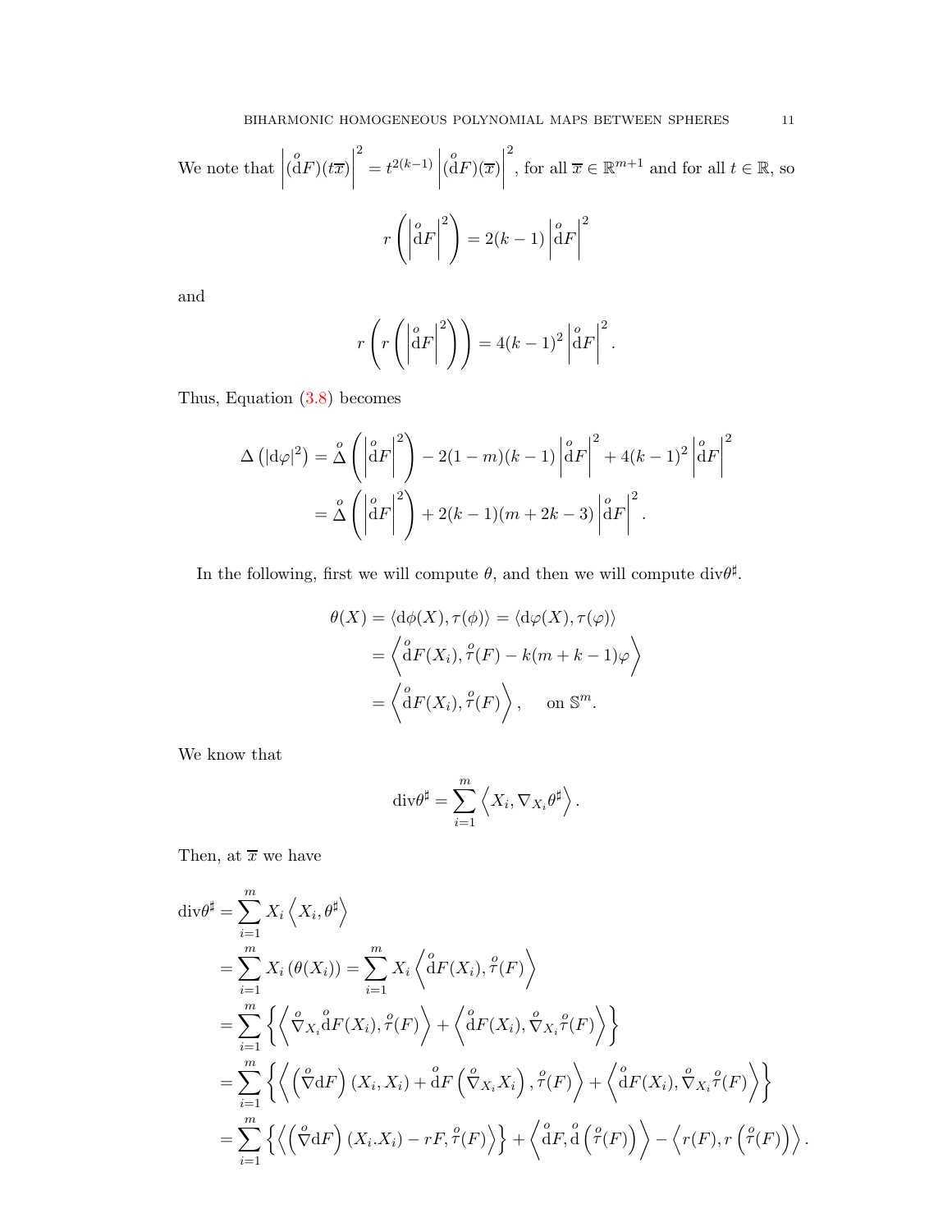We note that $\left|(\overset{o}{\mathrm{d}}F)(t\overline{x})\right|^2 = t^{2(k-1)}\left|(\overset{o}{\mathrm{d}}F)(\overline{x})\right|^2$, for all $\overline{x} \in \mathbb{R}^{m+1}$ and for all $t \in \mathbb{R}$, so

$$
r\left(\left|\overset{o}{\mathrm{d}}F\right|^2\right) = 2(k-1)\left|\overset{o}{\mathrm{d}}F\right|^2
$$

and

$$
r\left(r\left(\left|\overset{o}{\mathrm{d}}F\right|^2\right)\right) = 4(k-1)^2\left|\overset{o}{\mathrm{d}}F\right|^2.
$$

Thus, Equation (3.8) becomes

$$
\begin{aligned}
\Delta\left(|\mathrm{d}\varphi|^2\right) &= \overset{o}{\Delta}\left(\left|\overset{o}{\mathrm{d}}F\right|^2\right) - 2(1-m)(k-1)\left|\overset{o}{\mathrm{d}}F\right|^2 + 4(k-1)^2\left|\overset{o}{\mathrm{d}}F\right|^2 \\
&= \overset{o}{\Delta}\left(\left|\overset{o}{\mathrm{d}}F\right|^2\right) + 2(k-1)(m+2k-3)\left|\overset{o}{\mathrm{d}}F\right|^2.
\end{aligned}
$$

In the following, first we will compute $\theta$, and then we will compute $\mathrm{div}\theta^\sharp$.

$$
\begin{aligned}
\theta(X) = \langle \mathrm{d}\phi(X), \tau(\phi)\rangle &= \langle \mathrm{d}\varphi(X), \tau(\varphi)\rangle \\
&= \left\langle \overset{o}{\mathrm{d}}F(X_i), \overset{o}{\tau}(F) - k(m+k-1)\varphi\right\rangle \\
&= \left\langle \overset{o}{\mathrm{d}}F(X_i), \overset{o}{\tau}(F)\right\rangle, \quad \text{ on } \mathbb{S}^m.
\end{aligned}
$$

We know that

$$
\mathrm{div}\theta^\sharp = \sum_{i=1}^m \left\langle X_i, \nabla_{X_i}\theta^\sharp\right\rangle.
$$

Then, at $\overline{x}$ we have

$$
\begin{aligned}
\mathrm{div}\theta^\sharp &= \sum_{i=1}^m X_i\left\langle X_i, \theta^\sharp\right\rangle \\
&= \sum_{i=1}^m X_i\left(\theta(X_i)\right) = \sum_{i=1}^m X_i\left\langle \overset{o}{\mathrm{d}}F(X_i), \overset{o}{\tau}(F)\right\rangle \\
&= \sum_{i=1}^m \left\{\left\langle \overset{o}{\nabla}_{X_i}\overset{o}{\mathrm{d}}F(X_i), \overset{o}{\tau}(F)\right\rangle + \left\langle \overset{o}{\mathrm{d}}F(X_i), \overset{o}{\nabla}_{X_i}\overset{o}{\tau}(F)\right\rangle\right\} \\
&= \sum_{i=1}^m \left\{\left\langle \left(\overset{o}{\nabla}\mathrm{d}F\right)(X_i, X_i) + \overset{o}{\mathrm{d}}F\left(\overset{o}{\nabla}_{X_i}X_i\right), \overset{o}{\tau}(F)\right\rangle + \left\langle \overset{o}{\mathrm{d}}F(X_i), \overset{o}{\nabla}_{X_i}\overset{o}{\tau}(F)\right\rangle\right\} \\
&= \sum_{i=1}^m \left\{\left\langle \left(\overset{o}{\nabla}\mathrm{d}F\right)(X_i . X_i) - rF, \overset{o}{\tau}(F)\right\rangle\right\} + \left\langle \overset{o}{\mathrm{d}}F, \overset{o}{\mathrm{d}}\left(\overset{o}{\tau}(F)\right)\right\rangle - \left\langle r(F), r\left(\overset{o}{\tau}(F)\right)\right\rangle.
\end{aligned}
$$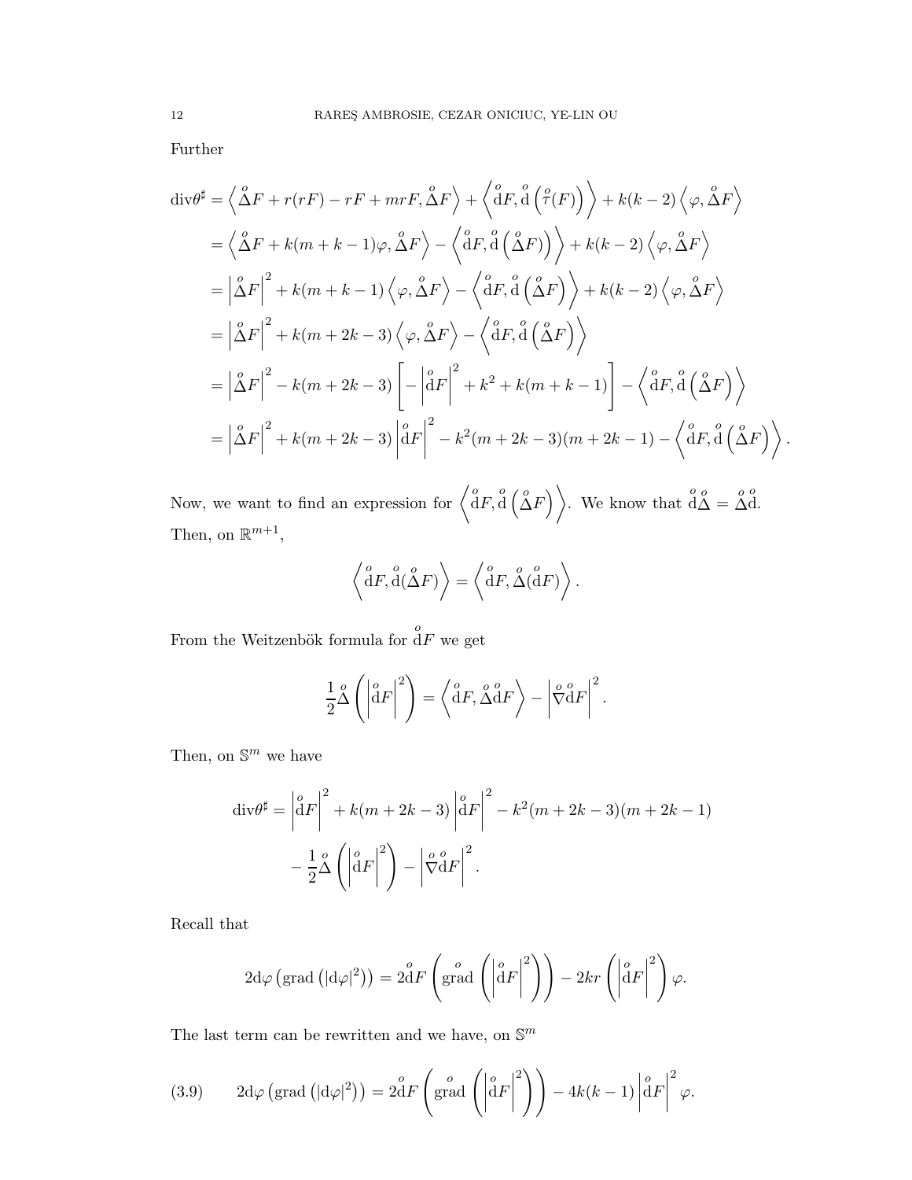Further

$$
\begin{aligned}
\operatorname{div}\theta^\sharp &= \left\langle \overset{o}{\Delta} F + r(rF) - rF + mrF, \overset{o}{\Delta} F \right\rangle + \left\langle \overset{o}{\mathrm{d}} F, \overset{o}{\mathrm{d}} \left( \overset{o}{\tau}(F) \right) \right\rangle + k(k-2) \left\langle \varphi, \overset{o}{\Delta} F \right\rangle \\
&= \left\langle \overset{o}{\Delta} F + k(m+k-1)\varphi, \overset{o}{\Delta} F \right\rangle - \left\langle \overset{o}{\mathrm{d}} F, \overset{o}{\mathrm{d}} \left( \overset{o}{\Delta} F) \right) \right\rangle + k(k-2) \left\langle \varphi, \overset{o}{\Delta} F \right\rangle \\
&= \left| \overset{o}{\Delta} F \right|^2 + k(m+k-1) \left\langle \varphi, \overset{o}{\Delta} F \right\rangle - \left\langle \overset{o}{\mathrm{d}} F, \overset{o}{\mathrm{d}} \left( \overset{o}{\Delta} F \right) \right\rangle + k(k-2) \left\langle \varphi, \overset{o}{\Delta} F \right\rangle \\
&= \left| \overset{o}{\Delta} F \right|^2 + k(m+2k-3) \left\langle \varphi, \overset{o}{\Delta} F \right\rangle - \left\langle \overset{o}{\mathrm{d}} F, \overset{o}{\mathrm{d}} \left( \overset{o}{\Delta} F \right) \right\rangle \\
&= \left| \overset{o}{\Delta} F \right|^2 - k(m+2k-3) \left[ - \left| \overset{o}{\mathrm{d}} F \right|^2 + k^2 + k(m+k-1) \right] - \left\langle \overset{o}{\mathrm{d}} F, \overset{o}{\mathrm{d}} \left( \overset{o}{\Delta} F \right) \right\rangle \\
&= \left| \overset{o}{\Delta} F \right|^2 + k(m+2k-3) \left| \overset{o}{\mathrm{d}} F \right|^2 - k^2(m+2k-3)(m+2k-1) - \left\langle \overset{o}{\mathrm{d}} F, \overset{o}{\mathrm{d}} \left( \overset{o}{\Delta} F \right) \right\rangle .
\end{aligned}
$$

Now, we want to find an expression for $\left\langle \overset{o}{\mathrm{d}} F, \overset{o}{\mathrm{d}} \left( \overset{o}{\Delta} F \right) \right\rangle$. We know that $\overset{o}{\mathrm{d}} \overset{o}{\Delta} = \overset{o}{\Delta} \overset{o}{\mathrm{d}}$. Then, on $\mathbb{R}^{m+1}$,

$$
\left\langle \overset{o}{\mathrm{d}} F, \overset{o}{\mathrm{d}} (\overset{o}{\Delta} F) \right\rangle = \left\langle \overset{o}{\mathrm{d}} F, \overset{o}{\Delta} (\overset{o}{\mathrm{d}} F) \right\rangle .
$$

From the Weitzenbök formula for $\overset{o}{\mathrm{d}} F$ we get

$$
\frac{1}{2} \overset{o}{\Delta} \left( \left| \overset{o}{\mathrm{d}} F \right|^2 \right) = \left\langle \overset{o}{\mathrm{d}} F, \overset{o}{\Delta} \overset{o}{\mathrm{d}} F \right\rangle - \left| \overset{o}{\nabla} \overset{o}{\mathrm{d}} F \right|^2 .
$$

Then, on $\mathbb{S}^m$ we have

$$
\begin{aligned}
\operatorname{div}\theta^\sharp = &\left| \overset{o}{\mathrm{d}} F \right|^2 + k(m+2k-3) \left| \overset{o}{\mathrm{d}} F \right|^2 - k^2(m+2k-3)(m+2k-1) \\
&- \frac{1}{2} \overset{o}{\Delta} \left( \left| \overset{o}{\mathrm{d}} F \right|^2 \right) - \left| \overset{o}{\nabla} \overset{o}{\mathrm{d}} F \right|^2 .
\end{aligned}
$$

Recall that

$$
2\mathrm{d}\varphi \left( \operatorname{grad} \left( |\mathrm{d}\varphi|^2 \right) \right) = 2 \overset{o}{\mathrm{d}} F \left( \overset{o}{\operatorname{grad}} \left( \left| \overset{o}{\mathrm{d}} F \right|^2 \right) \right) - 2kr \left( \left| \overset{o}{\mathrm{d}} F \right|^2 \right) \varphi .
$$

The last term can be rewritten and we have, on $\mathbb{S}^m$

$$
2\mathrm{d}\varphi \left( \operatorname{grad} \left( |\mathrm{d}\varphi|^2 \right) \right) = 2 \overset{o}{\mathrm{d}} F \left( \overset{o}{\operatorname{grad}} \left( \left| \overset{o}{\mathrm{d}} F \right|^2 \right) \right) - 4k(k-1) \left| \overset{o}{\mathrm{d}} F \right|^2 \varphi . \tag{3.9}
$$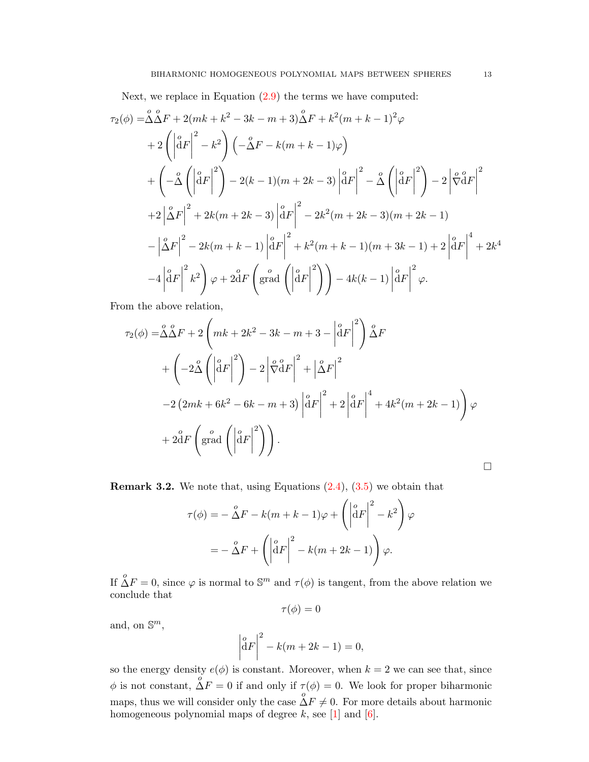Next, we replace in Equation (2.9) the terms we have computed:

$$
\begin{aligned}
\tau_2(\phi) =& \overset{o}{\Delta}\overset{o}{\Delta} F + 2(mk + k^2 - 3k - m + 3)\overset{o}{\Delta} F + k^2(m+k-1)^2\varphi \\
&+ 2\left(\left|\overset{o}{\mathrm{d}}F\right|^2 - k^2\right)\left(-\overset{o}{\Delta} F - k(m+k-1)\varphi\right) \\
&+ \left(-\overset{o}{\Delta}\left(\left|\overset{o}{\mathrm{d}}F\right|^2\right) - 2(k-1)(m+2k-3)\left|\overset{o}{\mathrm{d}}F\right|^2 - \overset{o}{\Delta}\left(\left|\overset{o}{\mathrm{d}}F\right|^2\right) - 2\left|\overset{o}{\nabla}\overset{o}{\mathrm{d}}F\right|^2\right. \\
&+2\left|\overset{o}{\Delta} F\right|^2 + 2k(m+2k-3)\left|\overset{o}{\mathrm{d}}F\right|^2 - 2k^2(m+2k-3)(m+2k-1) \\
&-\left|\overset{o}{\Delta} F\right|^2 - 2k(m+k-1)\left|\overset{o}{\mathrm{d}}F\right|^2 + k^2(m+k-1)(m+3k-1) + 2\left|\overset{o}{\mathrm{d}}F\right|^4 + 2k^4 \\
&\left.-4\left|\overset{o}{\mathrm{d}}F\right|^2 k^2\right)\varphi + 2\overset{o}{\mathrm{d}}F\left(\overset{o}{\mathrm{grad}}\left(\left|\overset{o}{\mathrm{d}}F\right|^2\right)\right) - 4k(k-1)\left|\overset{o}{\mathrm{d}}F\right|^2\varphi.
\end{aligned}
$$

From the above relation,

$$
\begin{aligned}
\tau_2(\phi) =& \overset{o}{\Delta}\overset{o}{\Delta} F + 2\left(mk + 2k^2 - 3k - m + 3 - \left|\overset{o}{\mathrm{d}}F\right|^2\right)\overset{o}{\Delta} F \\
&+ \left(-2\overset{o}{\Delta}\left(\left|\overset{o}{\mathrm{d}}F\right|^2\right) - 2\left|\overset{o}{\nabla}\overset{o}{\mathrm{d}}F\right|^2 + \left|\overset{o}{\Delta} F\right|^2\right. \\
&\left.-2\left(2mk + 6k^2 - 6k - m + 3\right)\left|\overset{o}{\mathrm{d}}F\right|^2 + 2\left|\overset{o}{\mathrm{d}}F\right|^4 + 4k^2(m+2k-1)\right)\varphi \\
&+ 2\overset{o}{\mathrm{d}}F\left(\overset{o}{\mathrm{grad}}\left(\left|\overset{o}{\mathrm{d}}F\right|^2\right)\right).
\end{aligned}
$$

□

**Remark 3.2.** We note that, using Equations (2.4), (3.5) we obtain that

$$
\begin{aligned}
\tau(\phi) =& -\overset{o}{\Delta} F - k(m+k-1)\varphi + \left(\left|\overset{o}{\mathrm{d}}F\right|^2 - k^2\right)\varphi \\
=& -\overset{o}{\Delta} F + \left(\left|\overset{o}{\mathrm{d}}F\right|^2 - k(m+2k-1)\right)\varphi.
\end{aligned}
$$

If $\overset{o}{\Delta} F = 0$, since $\varphi$ is normal to $\mathbb{S}^m$ and $\tau(\phi)$ is tangent, from the above relation we conclude that

$$
\tau(\phi) = 0
$$

and, on $\mathbb{S}^m$,

$$
\left|\overset{o}{\mathrm{d}}F\right|^2 - k(m+2k-1) = 0,
$$

so the energy density $e(\phi)$ is constant. Moreover, when $k=2$ we can see that, since $\phi$ is not constant, $\overset{o}{\Delta} F = 0$ if and only if $\tau(\phi) = 0$. We look for proper biharmonic maps, thus we will consider only the case $\overset{o}{\Delta} F \neq 0$. For more details about harmonic homogeneous polynomial maps of degree $k$, see [1] and [6].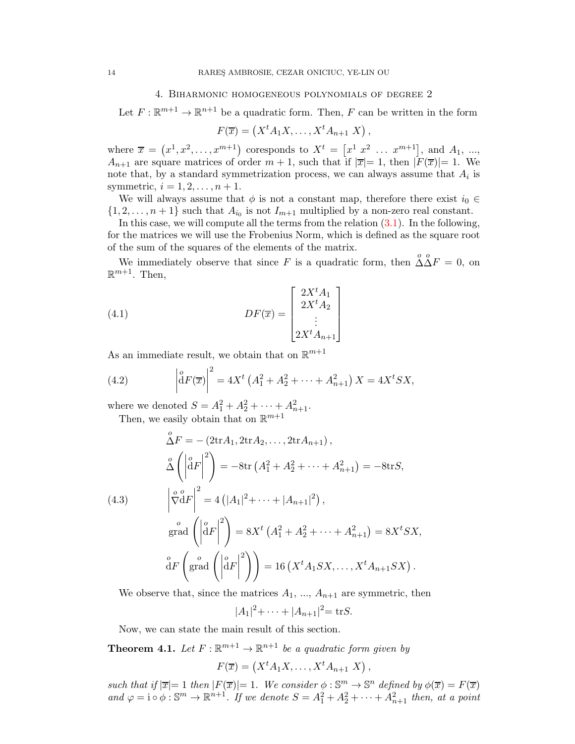## 4. Biharmonic homogeneous polynomials of degree 2

Let $F : \mathbb{R}^{m+1} \to \mathbb{R}^{n+1}$ be a quadratic form. Then, $F$ can be written in the form

$$F(\overline{x}) = \left(X^t A_1 X, \ldots, X^t A_{n+1}\, X\right),$$

where $\overline{x} = \left(x^1, x^2, \ldots, x^{m+1}\right)$ coresponds to $X^t = \begin{bmatrix} x^1 & x^2 & \ldots & x^{m+1} \end{bmatrix}$, and $A_1$, ..., $A_{n+1}$ are square matrices of order $m+1$, such that if $|\overline{x}|= 1$, then $|F(\overline{x})|= 1$. We note that, by a standard symmetrization process, we can always assume that $A_i$ is symmetric, $i = 1, 2, \ldots, n+1$.

We will always assume that $\phi$ is not a constant map, therefore there exist $i_0 \in \{1, 2, \ldots, n+1\}$ such that $A_{i_0}$ is not $I_{m+1}$ multiplied by a non-zero real constant.

In this case, we will compute all the terms from the relation (3.1). In the following, for the matrices we will use the Frobenius Norm, which is defined as the square root of the sum of the squares of the elements of the matrix.

We immediately observe that since $F$ is a quadratic form, then $\overset{o}{\Delta}\overset{o}{\Delta}F = 0$, on $\mathbb{R}^{m+1}$. Then,

$$DF(\overline{x}) = \begin{bmatrix} 2X^t A_1 \\ 2X^t A_2 \\ \vdots \\ 2X^t A_{n+1} \end{bmatrix} \tag{4.1}$$

As an immediate result, we obtain that on $\mathbb{R}^{m+1}$

$$\left|\overset{o}{\mathrm{d}}F(\overline{x})\right|^2 = 4X^t \left(A_1^2 + A_2^2 + \cdots + A_{n+1}^2\right) X = 4X^t S X, \tag{4.2}$$

where we denoted $S = A_1^2 + A_2^2 + \cdots + A_{n+1}^2$.

Then, we easily obtain that on $\mathbb{R}^{m+1}$

$$\begin{aligned}
&\overset{o}{\Delta} F = -\left(2\mathrm{tr}A_1, 2\mathrm{tr}A_2, \ldots, 2\mathrm{tr}A_{n+1}\right),\\
&\overset{o}{\Delta}\left(\left|\overset{o}{\mathrm{d}}F\right|^2\right) = -8\mathrm{tr}\left(A_1^2 + A_2^2 + \cdots + A_{n+1}^2\right) = -8\mathrm{tr}S,\\
&\left|\overset{o}{\nabla}\overset{o}{\mathrm{d}}F\right|^2 = 4\left(|A_1|^2 + \cdots + |A_{n+1}|^2\right),\\
&\overset{o}{\mathrm{grad}}\left(\left|\overset{o}{\mathrm{d}}F\right|^2\right) = 8X^t\left(A_1^2 + A_2^2 + \cdots + A_{n+1}^2\right) = 8X^t S X,\\
&\overset{o}{\mathrm{d}}F\left(\overset{o}{\mathrm{grad}}\left(\left|\overset{o}{\mathrm{d}}F\right|^2\right)\right) = 16\left(X^t A_1 S X, \ldots, X^t A_{n+1} S X\right).
\end{aligned} \tag{4.3}$$

We observe that, since the matrices $A_1$, ..., $A_{n+1}$ are symmetric, then

$$|A_1|^2 + \cdots + |A_{n+1}|^2 = \mathrm{tr}S.$$

Now, we can state the main result of this section.

**Theorem 4.1.** *Let $F : \mathbb{R}^{m+1} \to \mathbb{R}^{n+1}$ be a quadratic form given by*

$$F(\overline{x}) = \left(X^t A_1 X, \ldots, X^t A_{n+1}\, X\right),$$

*such that if $|\overline{x}|= 1$ then $|F(\overline{x})|= 1$. We consider $\phi : \mathbb{S}^m \to \mathbb{S}^n$ defined by $\phi(\overline{x}) = F(\overline{x})$ and $\varphi = \mathrm{i} \circ \phi : \mathbb{S}^m \to \mathbb{R}^{n+1}$. If we denote $S = A_1^2 + A_2^2 + \cdots + A_{n+1}^2$ then, at a point*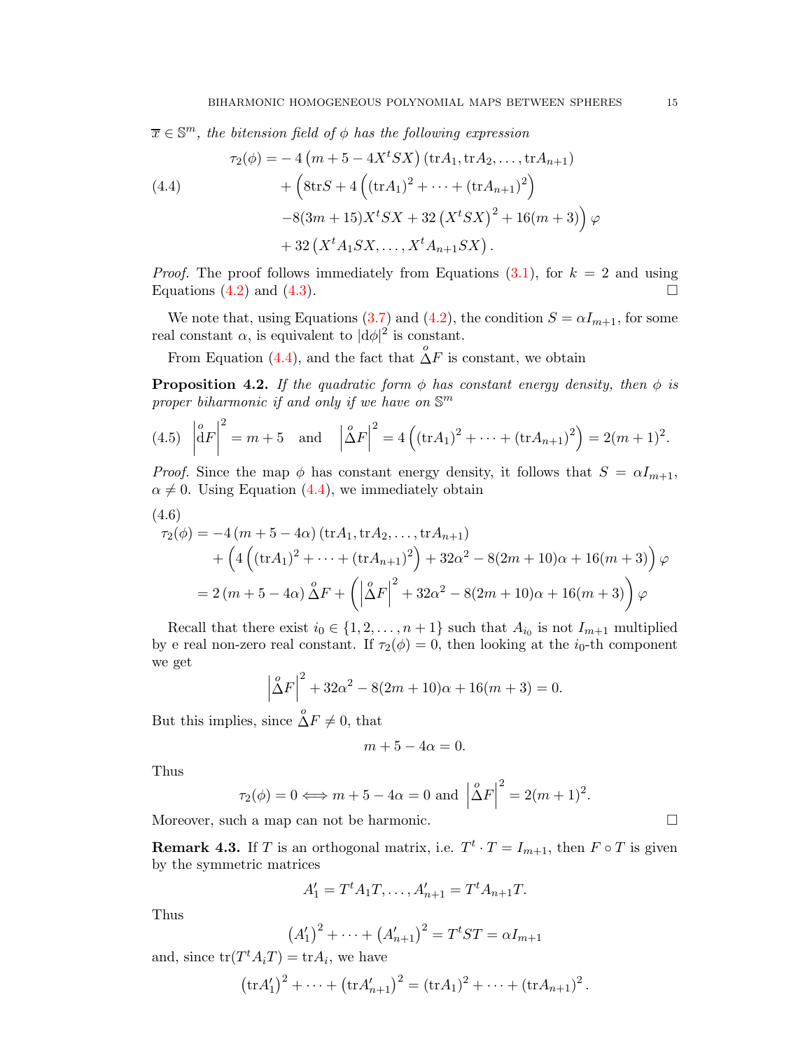$\overline{x} \in \mathbb{S}^m$, *the bitension field of* $\phi$ *has the following expression*

$$
\begin{aligned}
\tau_2(\phi) = & -4\left(m+5-4X^tSX\right)\left(\operatorname{tr}A_1, \operatorname{tr}A_2, \ldots, \operatorname{tr}A_{n+1}\right) \\
& + \Big(8\operatorname{tr}S + 4\left(\left(\operatorname{tr}A_1\right)^2 + \cdots + \left(\operatorname{tr}A_{n+1}\right)^2\right) \\
& -8(3m+15)X^tSX + 32\left(X^tSX\right)^2 + 16(m+3)\Big)\varphi \\
& + 32\left(X^tA_1SX, \ldots, X^tA_{n+1}SX\right).
\end{aligned}
\tag{4.4}
$$

*Proof.* The proof follows immediately from Equations (3.1), for $k=2$ and using Equations (4.2) and (4.3). □

We note that, using Equations (3.7) and (4.2), the condition $S = \alpha I_{m+1}$, for some real constant $\alpha$, is equivalent to $|\mathrm{d}\phi|^2$ is constant.

From Equation (4.4), and the fact that $\overset{o}{\Delta}F$ is constant, we obtain

**Proposition 4.2.** *If the quadratic form* $\phi$ *has constant energy density, then* $\phi$ *is proper biharmonic if and only if we have on* $\mathbb{S}^m$

$$
\left|\overset{o}{\mathrm{d}}F\right|^2 = m+5 \quad \text{and} \quad \left|\overset{o}{\Delta}F\right|^2 = 4\left(\left(\operatorname{tr}A_1\right)^2 + \cdots + \left(\operatorname{tr}A_{n+1}\right)^2\right) = 2(m+1)^2. \tag{4.5}
$$

*Proof.* Since the map $\phi$ has constant energy density, it follows that $S = \alpha I_{m+1}$, $\alpha \neq 0$. Using Equation (4.4), we immediately obtain

$$
\begin{aligned}
\tau_2(\phi) &= -4\left(m+5-4\alpha\right)\left(\operatorname{tr}A_1, \operatorname{tr}A_2, \ldots, \operatorname{tr}A_{n+1}\right) \\
&\quad + \left(4\left(\left(\operatorname{tr}A_1\right)^2 + \cdots + \left(\operatorname{tr}A_{n+1}\right)^2\right) + 32\alpha^2 - 8(2m+10)\alpha + 16(m+3)\right)\varphi \\
&= 2\left(m+5-4\alpha\right)\overset{o}{\Delta}F + \left(\left|\overset{o}{\Delta}F\right|^2 + 32\alpha^2 - 8(2m+10)\alpha + 16(m+3)\right)\varphi
\end{aligned}
\tag{4.6}
$$

Recall that there exist $i_0 \in \{1, 2, \ldots, n+1\}$ such that $A_{i_0}$ is not $I_{m+1}$ multiplied by e real non-zero real constant. If $\tau_2(\phi) = 0$, then looking at the $i_0$-th component we get

$$
\left|\overset{o}{\Delta}F\right|^2 + 32\alpha^2 - 8(2m+10)\alpha + 16(m+3) = 0.
$$

But this implies, since $\overset{o}{\Delta}F \neq 0$, that

$$
m + 5 - 4\alpha = 0.
$$

Thus

$$
\tau_2(\phi) = 0 \Longleftrightarrow m+5-4\alpha = 0 \text{ and } \left|\overset{o}{\Delta}F\right|^2 = 2(m+1)^2.
$$

Moreover, such a map can not be harmonic. □

**Remark 4.3.** If $T$ is an orthogonal matrix, i.e. $T^t \cdot T = I_{m+1}$, then $F \circ T$ is given by the symmetric matrices

$$
A_1' = T^tA_1T, \ldots, A_{n+1}' = T^tA_{n+1}T.
$$

Thus

$$
\left(A_1'\right)^2 + \cdots + \left(A_{n+1}'\right)^2 = T^tST = \alpha I_{m+1}
$$

and, since $\operatorname{tr}(T^tA_iT) = \operatorname{tr}A_i$, we have

$$
\left(\operatorname{tr}A_1'\right)^2 + \cdots + \left(\operatorname{tr}A_{n+1}'\right)^2 = \left(\operatorname{tr}A_1\right)^2 + \cdots + \left(\operatorname{tr}A_{n+1}\right)^2.
$$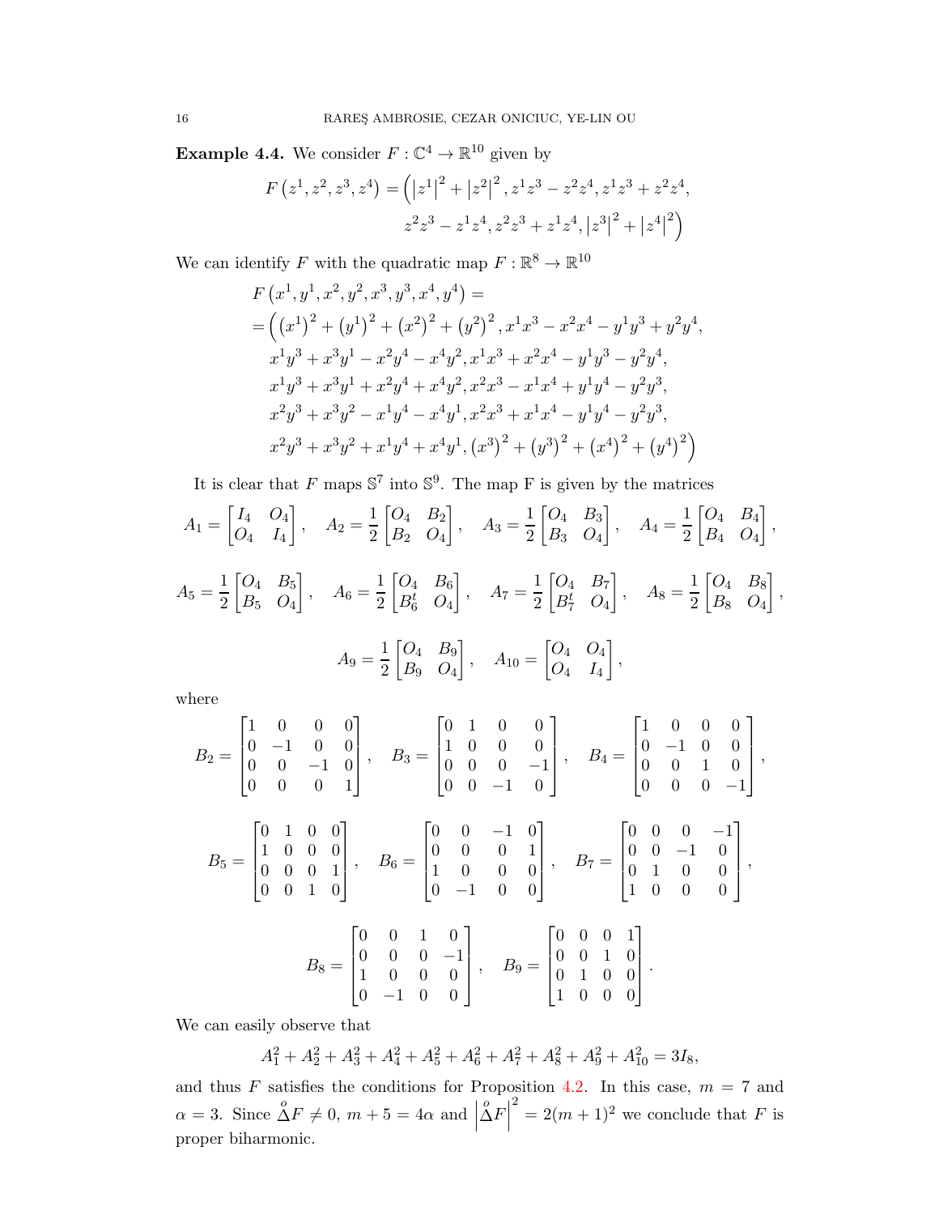**Example 4.4.** We consider $F : \mathbb{C}^4 \to \mathbb{R}^{10}$ given by

$$F\left(z^1, z^2, z^3, z^4\right) = \Big(\left|z^1\right|^2 + \left|z^2\right|^2, z^1 z^3 - z^2 z^4, z^1 z^3 + z^2 z^4,$$
$$z^2 z^3 - z^1 z^4, z^2 z^3 + z^1 z^4, \left|z^3\right|^2 + \left|z^4\right|^2\Big)$$

We can identify $F$ with the quadratic map $F : \mathbb{R}^8 \to \mathbb{R}^{10}$

$$\begin{aligned}
&F\left(x^1, y^1, x^2, y^2, x^3, y^3, x^4, y^4\right) = \\
&= \Big(\left(x^1\right)^2 + \left(y^1\right)^2 + \left(x^2\right)^2 + \left(y^2\right)^2, x^1 x^3 - x^2 x^4 - y^1 y^3 + y^2 y^4, \\
&\quad x^1 y^3 + x^3 y^1 - x^2 y^4 - x^4 y^2, x^1 x^3 + x^2 x^4 - y^1 y^3 - y^2 y^4, \\
&\quad x^1 y^3 + x^3 y^1 + x^2 y^4 + x^4 y^2, x^2 x^3 - x^1 x^4 + y^1 y^4 - y^2 y^3, \\
&\quad x^2 y^3 + x^3 y^2 - x^1 y^4 - x^4 y^1, x^2 x^3 + x^1 x^4 - y^1 y^4 - y^2 y^3, \\
&\quad x^2 y^3 + x^3 y^2 + x^1 y^4 + x^4 y^1, \left(x^3\right)^2 + \left(y^3\right)^2 + \left(x^4\right)^2 + \left(y^4\right)^2\Big)
\end{aligned}$$

It is clear that $F$ maps $\mathbb{S}^7$ into $\mathbb{S}^9$. The map F is given by the matrices

$$A_1 = \begin{bmatrix} I_4 & O_4 \\ O_4 & I_4 \end{bmatrix}, \quad A_2 = \frac{1}{2}\begin{bmatrix} O_4 & B_2 \\ B_2 & O_4 \end{bmatrix}, \quad A_3 = \frac{1}{2}\begin{bmatrix} O_4 & B_3 \\ B_3 & O_4 \end{bmatrix}, \quad A_4 = \frac{1}{2}\begin{bmatrix} O_4 & B_4 \\ B_4 & O_4 \end{bmatrix},$$

$$A_5 = \frac{1}{2}\begin{bmatrix} O_4 & B_5 \\ B_5 & O_4 \end{bmatrix}, \quad A_6 = \frac{1}{2}\begin{bmatrix} O_4 & B_6 \\ B_6^t & O_4 \end{bmatrix}, \quad A_7 = \frac{1}{2}\begin{bmatrix} O_4 & B_7 \\ B_7^t & O_4 \end{bmatrix}, \quad A_8 = \frac{1}{2}\begin{bmatrix} O_4 & B_8 \\ B_8 & O_4 \end{bmatrix},$$

$$A_9 = \frac{1}{2}\begin{bmatrix} O_4 & B_9 \\ B_9 & O_4 \end{bmatrix}, \quad A_{10} = \begin{bmatrix} O_4 & O_4 \\ O_4 & I_4 \end{bmatrix},$$

where

$$B_2 = \begin{bmatrix} 1 & 0 & 0 & 0 \\ 0 & -1 & 0 & 0 \\ 0 & 0 & -1 & 0 \\ 0 & 0 & 0 & 1 \end{bmatrix}, \quad B_3 = \begin{bmatrix} 0 & 1 & 0 & 0 \\ 1 & 0 & 0 & 0 \\ 0 & 0 & 0 & -1 \\ 0 & 0 & -1 & 0 \end{bmatrix}, \quad B_4 = \begin{bmatrix} 1 & 0 & 0 & 0 \\ 0 & -1 & 0 & 0 \\ 0 & 0 & 1 & 0 \\ 0 & 0 & 0 & -1 \end{bmatrix},$$

$$B_5 = \begin{bmatrix} 0 & 1 & 0 & 0 \\ 1 & 0 & 0 & 0 \\ 0 & 0 & 0 & 1 \\ 0 & 0 & 1 & 0 \end{bmatrix}, \quad B_6 = \begin{bmatrix} 0 & 0 & -1 & 0 \\ 0 & 0 & 0 & 1 \\ 1 & 0 & 0 & 0 \\ 0 & -1 & 0 & 0 \end{bmatrix}, \quad B_7 = \begin{bmatrix} 0 & 0 & 0 & -1 \\ 0 & 0 & -1 & 0 \\ 0 & 1 & 0 & 0 \\ 1 & 0 & 0 & 0 \end{bmatrix},$$

$$B_8 = \begin{bmatrix} 0 & 0 & 1 & 0 \\ 0 & 0 & 0 & -1 \\ 1 & 0 & 0 & 0 \\ 0 & -1 & 0 & 0 \end{bmatrix}, \quad B_9 = \begin{bmatrix} 0 & 0 & 0 & 1 \\ 0 & 0 & 1 & 0 \\ 0 & 1 & 0 & 0 \\ 1 & 0 & 0 & 0 \end{bmatrix}.$$

We can easily observe that

$$A_1^2 + A_2^2 + A_3^2 + A_4^2 + A_5^2 + A_6^2 + A_7^2 + A_8^2 + A_9^2 + A_{10}^2 = 3I_8,$$

and thus $F$ satisfies the conditions for Proposition 4.2. In this case, $m = 7$ and $\alpha = 3$. Since $\overset{o}{\Delta} F \neq 0$, $m + 5 = 4\alpha$ and $\left|\overset{o}{\Delta} F\right|^2 = 2(m+1)^2$ we conclude that $F$ is proper biharmonic.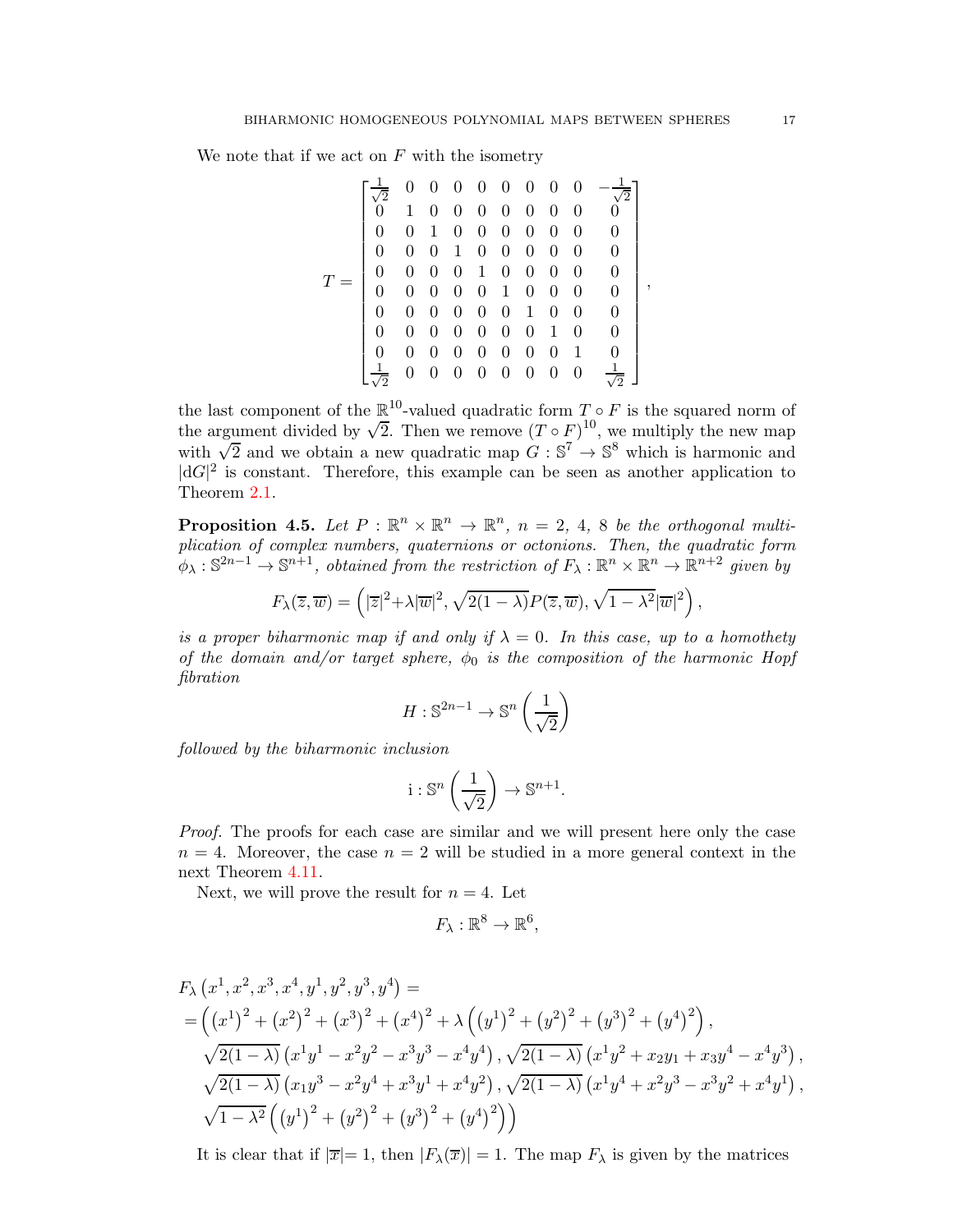We note that if we act on $F$ with the isometry

$$
T = \begin{bmatrix}
\frac{1}{\sqrt{2}} & 0 & 0 & 0 & 0 & 0 & 0 & 0 & 0 & -\frac{1}{\sqrt{2}} \\
0 & 1 & 0 & 0 & 0 & 0 & 0 & 0 & 0 & 0 \\
0 & 0 & 1 & 0 & 0 & 0 & 0 & 0 & 0 & 0 \\
0 & 0 & 0 & 1 & 0 & 0 & 0 & 0 & 0 & 0 \\
0 & 0 & 0 & 0 & 1 & 0 & 0 & 0 & 0 & 0 \\
0 & 0 & 0 & 0 & 0 & 1 & 0 & 0 & 0 & 0 \\
0 & 0 & 0 & 0 & 0 & 0 & 1 & 0 & 0 & 0 \\
0 & 0 & 0 & 0 & 0 & 0 & 0 & 1 & 0 & 0 \\
0 & 0 & 0 & 0 & 0 & 0 & 0 & 0 & 1 & 0 \\
\frac{1}{\sqrt{2}} & 0 & 0 & 0 & 0 & 0 & 0 & 0 & 0 & \frac{1}{\sqrt{2}}
\end{bmatrix},
$$

the last component of the $\mathbb{R}^{10}$-valued quadratic form $T \circ F$ is the squared norm of the argument divided by $\sqrt{2}$. Then we remove $(T \circ F)^{10}$, we multiply the new map with $\sqrt{2}$ and we obtain a new quadratic map $G : \mathbb{S}^7 \to \mathbb{S}^8$ which is harmonic and $|\mathrm{d}G|^2$ is constant. Therefore, this example can be seen as another application to Theorem 2.1.

**Proposition 4.5.** *Let $P : \mathbb{R}^n \times \mathbb{R}^n \to \mathbb{R}^n$, $n = 2,\ 4,\ 8$ be the orthogonal multiplication of complex numbers, quaternions or octonions. Then, the quadratic form $\phi_\lambda : \mathbb{S}^{2n-1} \to \mathbb{S}^{n+1}$, obtained from the restriction of $F_\lambda : \mathbb{R}^n \times \mathbb{R}^n \to \mathbb{R}^{n+2}$ given by*

$$
F_\lambda(\overline{z}, \overline{w}) = \left( |\overline{z}|^2 + \lambda |\overline{w}|^2, \sqrt{2(1-\lambda)} P(\overline{z}, \overline{w}), \sqrt{1-\lambda^2} |\overline{w}|^2 \right),
$$

*is a proper biharmonic map if and only if $\lambda = 0$. In this case, up to a homothety of the domain and/or target sphere, $\phi_0$ is the composition of the harmonic Hopf fibration*

$$
H : \mathbb{S}^{2n-1} \to \mathbb{S}^n\left(\frac{1}{\sqrt{2}}\right)
$$

*followed by the biharmonic inclusion*

$$
\mathrm{i} : \mathbb{S}^n\left(\frac{1}{\sqrt{2}}\right) \to \mathbb{S}^{n+1}.
$$

*Proof.* The proofs for each case are similar and we will present here only the case $n = 4$. Moreover, the case $n = 2$ will be studied in a more general context in the next Theorem 4.11.

Next, we will prove the result for $n = 4$. Let

$$
F_\lambda : \mathbb{R}^8 \to \mathbb{R}^6,
$$

$$
\begin{aligned}
&F_\lambda\left(x^1, x^2, x^3, x^4, y^1, y^2, y^3, y^4\right) = \\
&= \Big( \left(x^1\right)^2 + \left(x^2\right)^2 + \left(x^3\right)^2 + \left(x^4\right)^2 + \lambda \left( \left(y^1\right)^2 + \left(y^2\right)^2 + \left(y^3\right)^2 + \left(y^4\right)^2 \right), \\
&\quad \sqrt{2(1-\lambda)} \left( x^1 y^1 - x^2 y^2 - x^3 y^3 - x^4 y^4 \right), \sqrt{2(1-\lambda)} \left( x^1 y^2 + x_2 y_1 + x_3 y^4 - x^4 y^3 \right), \\
&\quad \sqrt{2(1-\lambda)} \left( x_1 y^3 - x^2 y^4 + x^3 y^1 + x^4 y^2 \right), \sqrt{2(1-\lambda)} \left( x^1 y^4 + x^2 y^3 - x^3 y^2 + x^4 y^1 \right), \\
&\quad \sqrt{1-\lambda^2} \left( \left(y^1\right)^2 + \left(y^2\right)^2 + \left(y^3\right)^2 + \left(y^4\right)^2 \right) \Big)
\end{aligned}
$$

It is clear that if $|\overline{x}| = 1$, then $|F_\lambda(\overline{x})| = 1$. The map $F_\lambda$ is given by the matrices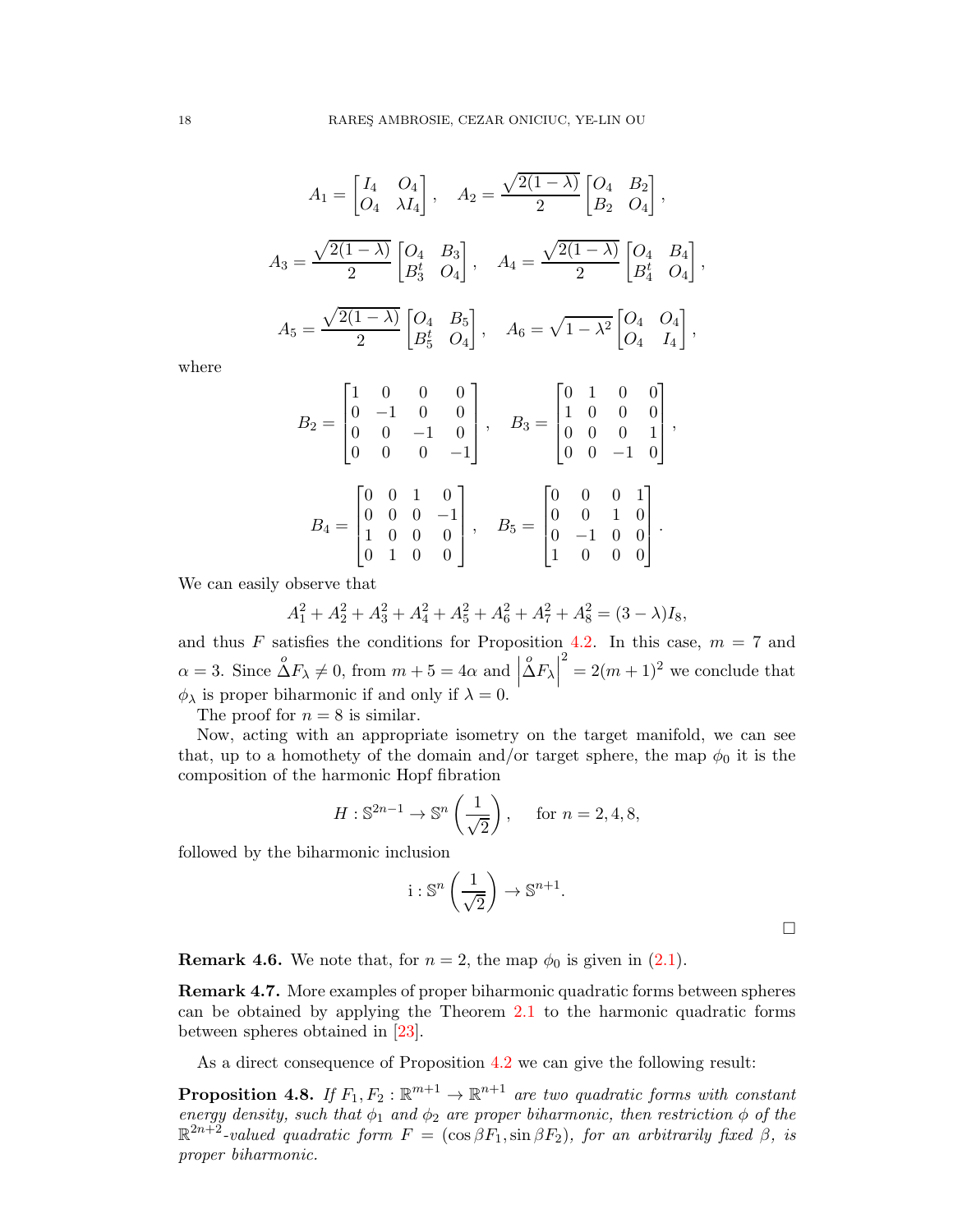$$A_1 = \begin{bmatrix} I_4 & O_4 \\ O_4 & \lambda I_4 \end{bmatrix}, \quad A_2 = \frac{\sqrt{2(1-\lambda)}}{2} \begin{bmatrix} O_4 & B_2 \\ B_2 & O_4 \end{bmatrix},$$

$$A_3 = \frac{\sqrt{2(1-\lambda)}}{2} \begin{bmatrix} O_4 & B_3 \\ B_3^t & O_4 \end{bmatrix}, \quad A_4 = \frac{\sqrt{2(1-\lambda)}}{2} \begin{bmatrix} O_4 & B_4 \\ B_4^t & O_4 \end{bmatrix},$$

$$A_5 = \frac{\sqrt{2(1-\lambda)}}{2} \begin{bmatrix} O_4 & B_5 \\ B_5^t & O_4 \end{bmatrix}, \quad A_6 = \sqrt{1-\lambda^2} \begin{bmatrix} O_4 & O_4 \\ O_4 & I_4 \end{bmatrix},$$

where

$$B_2 = \begin{bmatrix} 1 & 0 & 0 & 0 \\ 0 & -1 & 0 & 0 \\ 0 & 0 & -1 & 0 \\ 0 & 0 & 0 & -1 \end{bmatrix}, \quad B_3 = \begin{bmatrix} 0 & 1 & 0 & 0 \\ 1 & 0 & 0 & 0 \\ 0 & 0 & 0 & 1 \\ 0 & 0 & -1 & 0 \end{bmatrix},$$

$$B_4 = \begin{bmatrix} 0 & 0 & 1 & 0 \\ 0 & 0 & 0 & -1 \\ 1 & 0 & 0 & 0 \\ 0 & 1 & 0 & 0 \end{bmatrix}, \quad B_5 = \begin{bmatrix} 0 & 0 & 0 & 1 \\ 0 & 0 & 1 & 0 \\ 0 & -1 & 0 & 0 \\ 1 & 0 & 0 & 0 \end{bmatrix}.$$

We can easily observe that

$$A_1^2 + A_2^2 + A_3^2 + A_4^2 + A_5^2 + A_6^2 + A_7^2 + A_8^2 = (3-\lambda) I_8,$$

and thus $F$ satisfies the conditions for Proposition 4.2. In this case, $m = 7$ and $\alpha = 3$. Since $\overset{o}{\Delta} F_\lambda \neq 0$, from $m + 5 = 4\alpha$ and $\left| \overset{o}{\Delta} F_\lambda \right|^2 = 2(m+1)^2$ we conclude that $\phi_\lambda$ is proper biharmonic if and only if $\lambda = 0$.

The proof for $n = 8$ is similar.

Now, acting with an appropriate isometry on the target manifold, we can see that, up to a homothety of the domain and/or target sphere, the map $\phi_0$ it is the composition of the harmonic Hopf fibration

$$H : \mathbb{S}^{2n-1} \to \mathbb{S}^n\left(\frac{1}{\sqrt{2}}\right), \quad \text{for } n = 2, 4, 8,$$

followed by the biharmonic inclusion

$$\mathrm{i} : \mathbb{S}^n\left(\frac{1}{\sqrt{2}}\right) \to \mathbb{S}^{n+1}.$$

□

**Remark 4.6.** We note that, for $n = 2$, the map $\phi_0$ is given in (2.1).

**Remark 4.7.** More examples of proper biharmonic quadratic forms between spheres can be obtained by applying the Theorem 2.1 to the harmonic quadratic forms between spheres obtained in [23].

As a direct consequence of Proposition 4.2 we can give the following result:

**Proposition 4.8.** *If $F_1, F_2 : \mathbb{R}^{m+1} \to \mathbb{R}^{n+1}$ are two quadratic forms with constant energy density, such that $\phi_1$ and $\phi_2$ are proper biharmonic, then restriction $\phi$ of the $\mathbb{R}^{2n+2}$-valued quadratic form $F = (\cos\beta F_1, \sin\beta F_2)$, for an arbitrarily fixed $\beta$, is proper biharmonic.*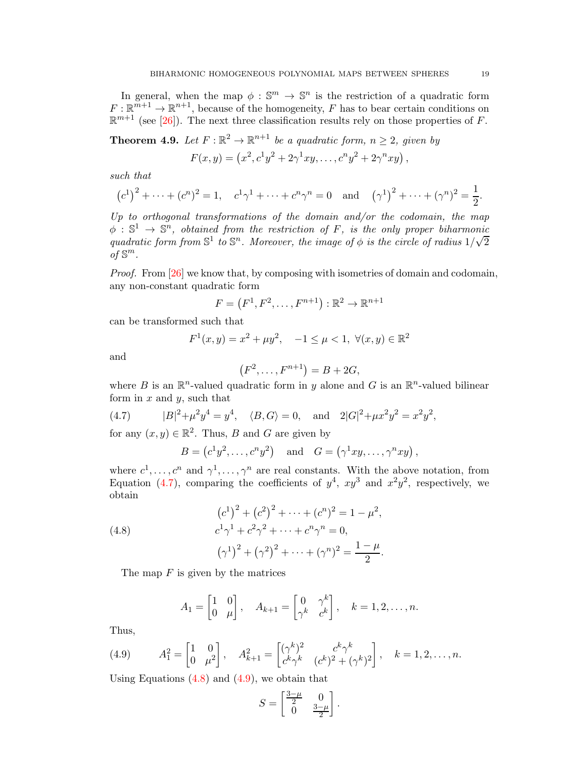In general, when the map $\phi : \mathbb{S}^m \to \mathbb{S}^n$ is the restriction of a quadratic form $F : \mathbb{R}^{m+1} \to \mathbb{R}^{n+1}$, because of the homogeneity, $F$ has to bear certain conditions on $\mathbb{R}^{m+1}$ (see [26]). The next three classification results rely on those properties of $F$.

**Theorem 4.9.** *Let $F : \mathbb{R}^2 \to \mathbb{R}^{n+1}$ be a quadratic form, $n \geq 2$, given by*

$$F(x, y) = \left(x^2, c^1 y^2 + 2\gamma^1 xy, \ldots, c^n y^2 + 2\gamma^n xy\right),$$

*such that*

$$\left(c^1\right)^2 + \cdots + (c^n)^2 = 1, \quad c^1\gamma^1 + \cdots + c^n\gamma^n = 0 \quad \text{and} \quad \left(\gamma^1\right)^2 + \cdots + (\gamma^n)^2 = \frac{1}{2}.$$

*Up to orthogonal transformations of the domain and/or the codomain, the map $\phi : \mathbb{S}^1 \to \mathbb{S}^n$, obtained from the restriction of $F$, is the only proper biharmonic quadratic form from $\mathbb{S}^1$ to $\mathbb{S}^n$. Moreover, the image of $\phi$ is the circle of radius $1/\sqrt{2}$ of $\mathbb{S}^m$.*

*Proof.* From [26] we know that, by composing with isometries of domain and codomain, any non-constant quadratic form

$$F = \left(F^1, F^2, \ldots, F^{n+1}\right) : \mathbb{R}^2 \to \mathbb{R}^{n+1}$$

can be transformed such that

$$F^1(x, y) = x^2 + \mu y^2, \quad -1 \leq \mu < 1, \ \forall (x, y) \in \mathbb{R}^2$$

and

$$\left(F^2, \ldots, F^{n+1}\right) = B + 2G,$$

where $B$ is an $\mathbb{R}^n$-valued quadratic form in $y$ alone and $G$ is an $\mathbb{R}^n$-valued bilinear form in $x$ and $y$, such that

$$|B|^2 + \mu^2 y^4 = y^4, \quad \langle B, G\rangle = 0, \quad \text{and} \quad 2|G|^2 + \mu x^2 y^2 = x^2 y^2, \tag{4.7}$$

for any $(x, y) \in \mathbb{R}^2$. Thus, $B$ and $G$ are given by

$$B = \left(c^1 y^2, \ldots, c^n y^2\right) \quad \text{and} \quad G = \left(\gamma^1 xy, \ldots, \gamma^n xy\right),$$

where $c^1, \ldots, c^n$ and $\gamma^1, \ldots, \gamma^n$ are real constants. With the above notation, from Equation (4.7), comparing the coefficients of $y^4$, $xy^3$ and $x^2y^2$, respectively, we obtain

$$\begin{aligned}
&\left(c^1\right)^2 + \left(c^2\right)^2 + \cdots + (c^n)^2 = 1 - \mu^2, \\
&c^1\gamma^1 + c^2\gamma^2 + \cdots + c^n\gamma^n = 0, \\
&\left(\gamma^1\right)^2 + \left(\gamma^2\right)^2 + \cdots + (\gamma^n)^2 = \frac{1-\mu}{2}.
\end{aligned} \tag{4.8}$$

The map $F$ is given by the matrices

$$A_1 = \begin{bmatrix} 1 & 0 \\ 0 & \mu \end{bmatrix}, \quad A_{k+1} = \begin{bmatrix} 0 & \gamma^k \\ \gamma^k & c^k \end{bmatrix}, \quad k = 1, 2, \ldots, n.$$

Thus,

$$A_1^2 = \begin{bmatrix} 1 & 0 \\ 0 & \mu^2 \end{bmatrix}, \quad A_{k+1}^2 = \begin{bmatrix} (\gamma^k)^2 & c^k\gamma^k \\ c^k\gamma^k & (c^k)^2 + (\gamma^k)^2 \end{bmatrix}, \quad k = 1, 2, \ldots, n. \tag{4.9}$$

Using Equations (4.8) and (4.9), we obtain that

$$S = \begin{bmatrix} \frac{3-\mu}{2} & 0 \\ 0 & \frac{3-\mu}{2} \end{bmatrix}.$$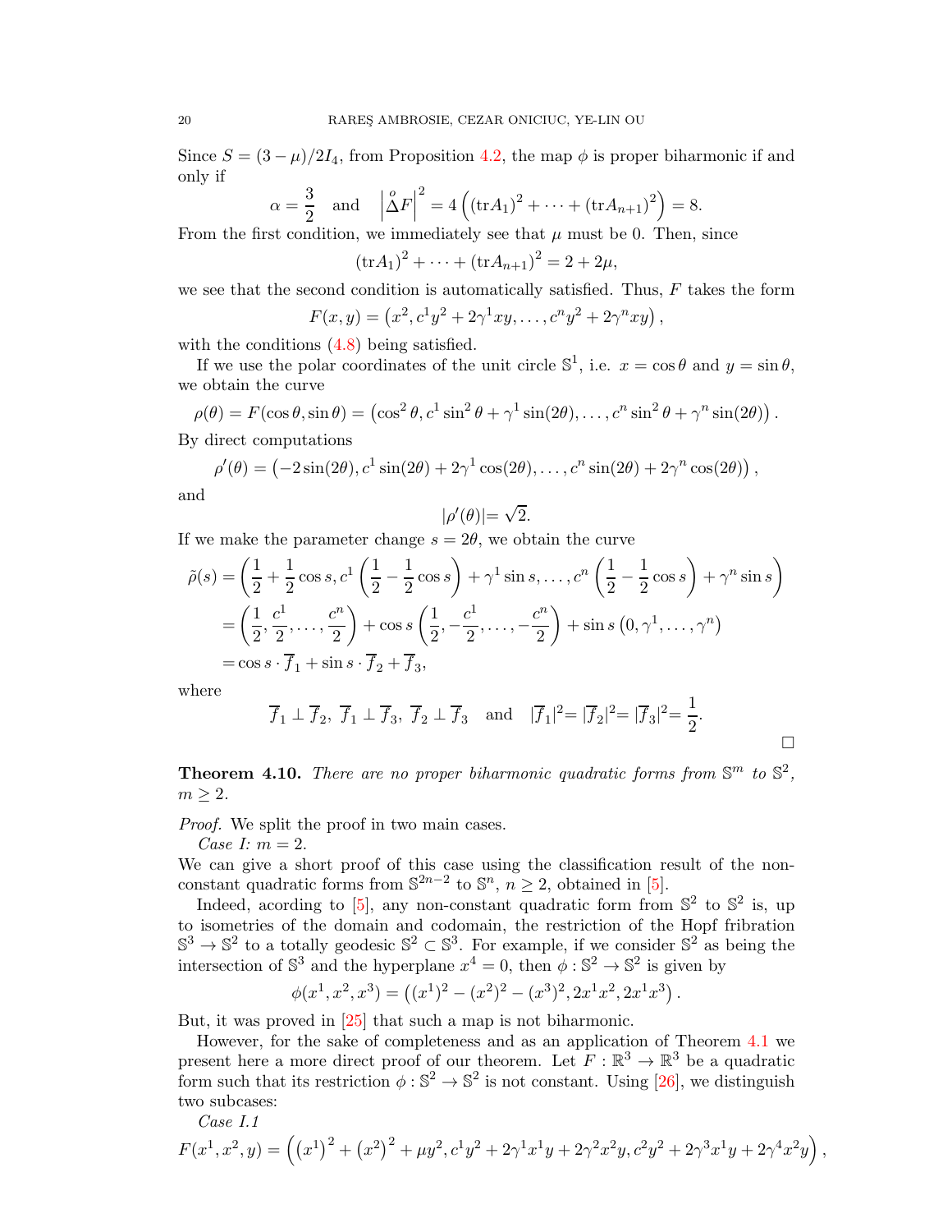Since $S = (3-\mu)/2I_4$, from Proposition 4.2, the map $\phi$ is proper biharmonic if and only if

$$\alpha = \frac{3}{2} \quad \text{and} \quad \left|\overset{o}{\Delta} F\right|^2 = 4\left(\left(\operatorname{tr}A_1\right)^2 + \cdots + \left(\operatorname{tr}A_{n+1}\right)^2\right) = 8.$$

From the first condition, we immediately see that $\mu$ must be 0. Then, since

$$\left(\operatorname{tr}A_1\right)^2 + \cdots + \left(\operatorname{tr}A_{n+1}\right)^2 = 2 + 2\mu,$$

we see that the second condition is automatically satisfied. Thus, $F$ takes the form

$$F(x,y) = \left(x^2, c^1 y^2 + 2\gamma^1 xy, \ldots, c^n y^2 + 2\gamma^n xy\right),$$

with the conditions (4.8) being satisfied.

If we use the polar coordinates of the unit circle $\mathbb{S}^1$, i.e. $x = \cos\theta$ and $y = \sin\theta$, we obtain the curve

$$\rho(\theta) = F(\cos\theta, \sin\theta) = \left(\cos^2\theta, c^1 \sin^2\theta + \gamma^1 \sin(2\theta), \ldots, c^n \sin^2\theta + \gamma^n \sin(2\theta)\right).$$

By direct computations

$$\rho'(\theta) = \left(-2\sin(2\theta), c^1 \sin(2\theta) + 2\gamma^1 \cos(2\theta), \ldots, c^n \sin(2\theta) + 2\gamma^n \cos(2\theta)\right),$$

and

$$|\rho'(\theta)| = \sqrt{2}.$$

If we make the parameter change $s = 2\theta$, we obtain the curve

$$\begin{aligned}
\tilde{\rho}(s) &= \left(\frac{1}{2} + \frac{1}{2}\cos s, c^1\left(\frac{1}{2} - \frac{1}{2}\cos s\right) + \gamma^1 \sin s, \ldots, c^n\left(\frac{1}{2} - \frac{1}{2}\cos s\right) + \gamma^n \sin s\right) \\
&= \left(\frac{1}{2}, \frac{c^1}{2}, \ldots, \frac{c^n}{2}\right) + \cos s\left(\frac{1}{2}, -\frac{c^1}{2}, \ldots, -\frac{c^n}{2}\right) + \sin s\left(0, \gamma^1, \ldots, \gamma^n\right) \\
&= \cos s \cdot \overline{f}_1 + \sin s \cdot \overline{f}_2 + \overline{f}_3,
\end{aligned}$$

where

$$\overline{f}_1 \perp \overline{f}_2,\ \overline{f}_1 \perp \overline{f}_3,\ \overline{f}_2 \perp \overline{f}_3 \quad \text{and} \quad |\overline{f}_1|^2 = |\overline{f}_2|^2 = |\overline{f}_3|^2 = \frac{1}{2}.$$

□

**Theorem 4.10.** *There are no proper biharmonic quadratic forms from $\mathbb{S}^m$ to $\mathbb{S}^2$, $m \geq 2$.*

*Proof.* We split the proof in two main cases.

*Case I: $m = 2$.*

We can give a short proof of this case using the classification result of the non-constant quadratic forms from $\mathbb{S}^{2n-2}$ to $\mathbb{S}^n$, $n \geq 2$, obtained in [5].

Indeed, acording to [5], any non-constant quadratic form from $\mathbb{S}^2$ to $\mathbb{S}^2$ is, up to isometries of the domain and codomain, the restriction of the Hopf fibration $\mathbb{S}^3 \to \mathbb{S}^2$ to a totally geodesic $\mathbb{S}^2 \subset \mathbb{S}^3$. For example, if we consider $\mathbb{S}^2$ as being the intersection of $\mathbb{S}^3$ and the hyperplane $x^4 = 0$, then $\phi : \mathbb{S}^2 \to \mathbb{S}^2$ is given by

$$\phi(x^1, x^2, x^3) = \left((x^1)^2 - (x^2)^2 - (x^3)^2, 2x^1x^2, 2x^1x^3\right).$$

But, it was proved in [25] that such a map is not biharmonic.

However, for the sake of completeness and as an application of Theorem 4.1 we present here a more direct proof of our theorem. Let $F : \mathbb{R}^3 \to \mathbb{R}^3$ be a quadratic form such that its restriction $\phi : \mathbb{S}^2 \to \mathbb{S}^2$ is not constant. Using [26], we distinguish two subcases:

*Case I.1*

$$F(x^1, x^2, y) = \left(\left(x^1\right)^2 + \left(x^2\right)^2 + \mu y^2, c^1 y^2 + 2\gamma^1 x^1 y + 2\gamma^2 x^2 y, c^2 y^2 + 2\gamma^3 x^1 y + 2\gamma^4 x^2 y\right),$$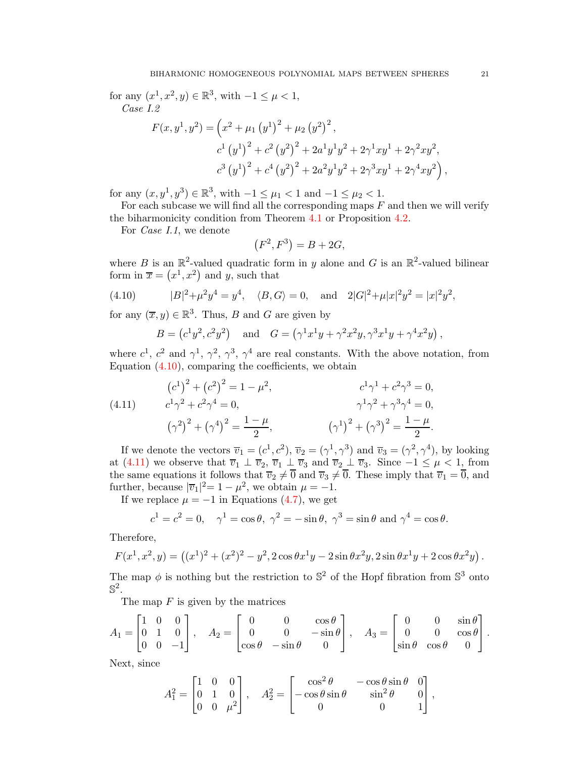for any $(x^1, x^2, y) \in \mathbb{R}^3$, with $-1 \leq \mu < 1$,

*Case I.2*

$$
\begin{aligned}
F(x, y^1, y^2) = \Big( & x^2 + \mu_1 \left(y^1\right)^2 + \mu_2 \left(y^2\right)^2, \\
& c^1 \left(y^1\right)^2 + c^2 \left(y^2\right)^2 + 2a^1 y^1 y^2 + 2\gamma^1 x y^1 + 2\gamma^2 x y^2, \\
& c^3 \left(y^1\right)^2 + c^4 \left(y^2\right)^2 + 2a^2 y^1 y^2 + 2\gamma^3 x y^1 + 2\gamma^4 x y^2 \Big),
\end{aligned}
$$

for any $(x, y^1, y^3) \in \mathbb{R}^3$, with $-1 \leq \mu_1 < 1$ and $-1 \leq \mu_2 < 1$.

For each subcase we will find all the corresponding maps $F$ and then we will verify the biharmonicity condition from Theorem 4.1 or Proposition 4.2.

For *Case I.1*, we denote

$$
\left(F^2, F^3\right) = B + 2G,
$$

where $B$ is an $\mathbb{R}^2$-valued quadratic form in $y$ alone and $G$ is an $\mathbb{R}^2$-valued bilinear form in $\overline{x} = \left(x^1, x^2\right)$ and $y$, such that

$$
|B|^2 + \mu^2 y^4 = y^4, \quad \langle B, G \rangle = 0, \quad \text{and} \quad 2|G|^2 + \mu |x|^2 y^2 = |x|^2 y^2, \tag{4.10}
$$

for any $(\overline{x}, y) \in \mathbb{R}^3$. Thus, $B$ and $G$ are given by

$$
B = \left(c^1 y^2, c^2 y^2\right) \quad \text{and} \quad G = \left(\gamma^1 x^1 y + \gamma^2 x^2 y, \gamma^3 x^1 y + \gamma^4 x^2 y\right),
$$

where $c^1$, $c^2$ and $\gamma^1$, $\gamma^2$, $\gamma^3$, $\gamma^4$ are real constants. With the above notation, from Equation (4.10), comparing the coefficients, we obtain

$$
\begin{aligned}
&\left(c^1\right)^2 + \left(c^2\right)^2 = 1 - \mu^2, && c^1 \gamma^1 + c^2 \gamma^3 = 0, \\
&c^1 \gamma^2 + c^2 \gamma^4 = 0, && \gamma^1 \gamma^2 + \gamma^3 \gamma^4 = 0, \\
&\left(\gamma^2\right)^2 + \left(\gamma^4\right)^2 = \frac{1-\mu}{2}, && \left(\gamma^1\right)^2 + \left(\gamma^3\right)^2 = \frac{1-\mu}{2}.
\end{aligned} \tag{4.11}
$$

If we denote the vectors $\overline{v}_1 = (c^1, c^2)$, $\overline{v}_2 = (\gamma^1, \gamma^3)$ and $\overline{v}_3 = (\gamma^2, \gamma^4)$, by looking at (4.11) we observe that $\overline{v}_1 \perp \overline{v}_2$, $\overline{v}_1 \perp \overline{v}_3$ and $\overline{v}_2 \perp \overline{v}_3$. Since $-1 \leq \mu < 1$, from the same equations it follows that $\overline{v}_2 \neq \overline{0}$ and $\overline{v}_3 \neq \overline{0}$. These imply that $\overline{v}_1 = \overline{0}$, and further, because $|\overline{v}_1|^2 = 1 - \mu^2$, we obtain $\mu = -1$.

If we replace $\mu = -1$ in Equations (4.7), we get

$$
c^1 = c^2 = 0, \quad \gamma^1 = \cos\theta,\ \gamma^2 = -\sin\theta,\ \gamma^3 = \sin\theta \text{ and } \gamma^4 = \cos\theta.
$$

Therefore,

$$
F(x^1, x^2, y) = \left((x^1)^2 + (x^2)^2 - y^2, 2\cos\theta x^1 y - 2\sin\theta x^2 y, 2\sin\theta x^1 y + 2\cos\theta x^2 y\right).
$$

The map $\phi$ is nothing but the restriction to $\mathbb{S}^2$ of the Hopf fibration from $\mathbb{S}^3$ onto $\mathbb{S}^2$.

The map $F$ is given by the matrices

$$
A_1 = \begin{bmatrix} 1 & 0 & 0 \\ 0 & 1 & 0 \\ 0 & 0 & -1 \end{bmatrix}, \quad A_2 = \begin{bmatrix} 0 & 0 & \cos\theta \\ 0 & 0 & -\sin\theta \\ \cos\theta & -\sin\theta & 0 \end{bmatrix}, \quad A_3 = \begin{bmatrix} 0 & 0 & \sin\theta \\ 0 & 0 & \cos\theta \\ \sin\theta & \cos\theta & 0 \end{bmatrix}.
$$

Next, since

$$
A_1^2 = \begin{bmatrix} 1 & 0 & 0 \\ 0 & 1 & 0 \\ 0 & 0 & \mu^2 \end{bmatrix}, \quad A_2^2 = \begin{bmatrix} \cos^2\theta & -\cos\theta\sin\theta & 0 \\ -\cos\theta\sin\theta & \sin^2\theta & 0 \\ 0 & 0 & 1 \end{bmatrix},
$$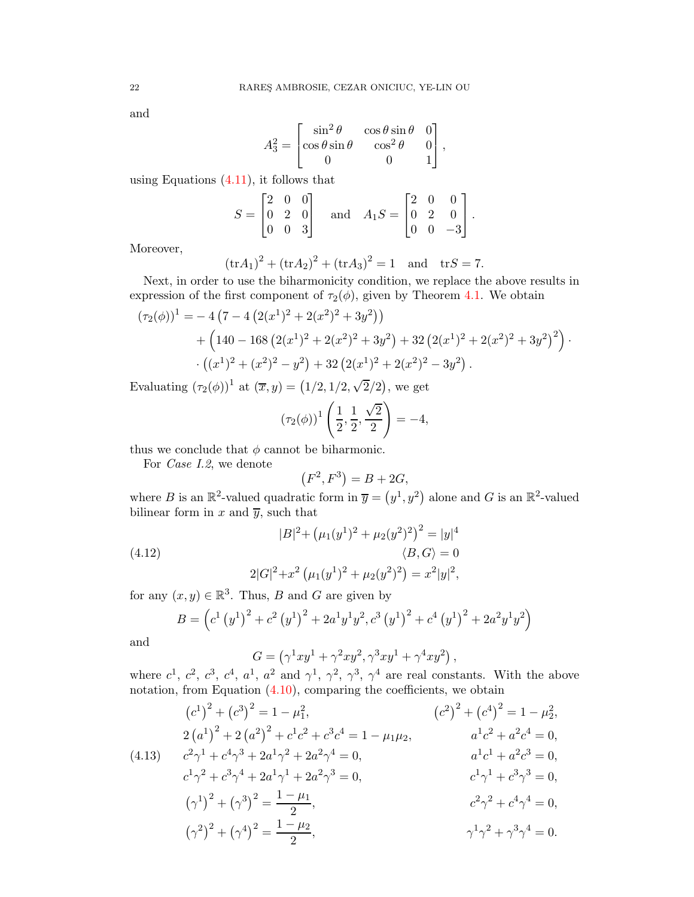and

$$
A_3^2 = \begin{bmatrix} \sin^2\theta & \cos\theta\sin\theta & 0 \\ \cos\theta\sin\theta & \cos^2\theta & 0 \\ 0 & 0 & 1 \end{bmatrix},
$$

using Equations (4.11), it follows that

$$
S = \begin{bmatrix} 2 & 0 & 0 \\ 0 & 2 & 0 \\ 0 & 0 & 3 \end{bmatrix} \quad \text{and} \quad A_1 S = \begin{bmatrix} 2 & 0 & 0 \\ 0 & 2 & 0 \\ 0 & 0 & -3 \end{bmatrix}.
$$

Moreover,

$$
(\mathrm{tr}A_1)^2 + (\mathrm{tr}A_2)^2 + (\mathrm{tr}A_3)^2 = 1 \quad \text{and} \quad \mathrm{tr}S = 7.
$$

Next, in order to use the biharmonicity condition, we replace the above results in expression of the first component of $\tau_2(\phi)$, given by Theorem 4.1. We obtain

$$
\begin{aligned}
(\tau_2(\phi))^1 =& -4\left(7 - 4\left(2(x^1)^2 + 2(x^2)^2 + 3y^2\right)\right) \\
&+ \left(140 - 168\left(2(x^1)^2 + 2(x^2)^2 + 3y^2\right) + 32\left(2(x^1)^2 + 2(x^2)^2 + 3y^2\right)^2\right) \cdot \\
&\cdot \left((x^1)^2 + (x^2)^2 - y^2\right) + 32\left(2(x^1)^2 + 2(x^2)^2 - 3y^2\right).
\end{aligned}
$$

Evaluating $(\tau_2(\phi))^1$ at $(\overline{x}, y) = \left(1/2, 1/2, \sqrt{2}/2\right)$, we get

$$
(\tau_2(\phi))^1\left(\frac{1}{2}, \frac{1}{2}, \frac{\sqrt{2}}{2}\right) = -4,
$$

thus we conclude that $\phi$ cannot be biharmonic.

For *Case I.2*, we denote

$$
\left(F^2, F^3\right) = B + 2G,
$$

where $B$ is an $\mathbb{R}^2$-valued quadratic form in $\overline{y} = \left(y^1, y^2\right)$ alone and $G$ is an $\mathbb{R}^2$-valued bilinear form in $x$ and $\overline{y}$, such that

$$
\begin{aligned}
|B|^2 + \left(\mu_1 (y^1)^2 + \mu_2 (y^2)^2\right)^2 &= |y|^4 \\
\langle B, G\rangle &= 0 \qquad\qquad (4.12)\\
2|G|^2 + x^2\left(\mu_1 (y^1)^2 + \mu_2 (y^2)^2\right) &= x^2 |y|^2,
\end{aligned}
$$

for any $(x, y) \in \mathbb{R}^3$. Thus, $B$ and $G$ are given by

$$
B = \left(c^1\left(y^1\right)^2 + c^2\left(y^1\right)^2 + 2a^1 y^1 y^2, c^3\left(y^1\right)^2 + c^4\left(y^1\right)^2 + 2a^2 y^1 y^2\right)
$$

and

$$
G = \left(\gamma^1 x y^1 + \gamma^2 x y^2, \gamma^3 x y^1 + \gamma^4 x y^2\right),
$$

where $c^1$, $c^2$, $c^3$, $c^4$, $a^1$, $a^2$ and $\gamma^1$, $\gamma^2$, $\gamma^3$, $\gamma^4$ are real constants. With the above notation, from Equation (4.10), comparing the coefficients, we obtain

$$
\begin{aligned}
&\left(c^1\right)^2 + \left(c^3\right)^2 = 1 - \mu_1^2, && \left(c^2\right)^2 + \left(c^4\right)^2 = 1 - \mu_2^2, \\
&2\left(a^1\right)^2 + 2\left(a^2\right)^2 + c^1 c^2 + c^3 c^4 = 1 - \mu_1\mu_2, && a^1 c^2 + a^2 c^4 = 0, \\
&c^2\gamma^1 + c^4\gamma^3 + 2a^1\gamma^2 + 2a^2\gamma^4 = 0, && a^1 c^1 + a^2 c^3 = 0, \qquad (4.13)\\
&c^1\gamma^2 + c^3\gamma^4 + 2a^1\gamma^1 + 2a^2\gamma^3 = 0, && c^1\gamma^1 + c^3\gamma^3 = 0, \\
&\left(\gamma^1\right)^2 + \left(\gamma^3\right)^2 = \frac{1 - \mu_1}{2}, && c^2\gamma^2 + c^4\gamma^4 = 0, \\
&\left(\gamma^2\right)^2 + \left(\gamma^4\right)^2 = \frac{1 - \mu_2}{2}, && \gamma^1\gamma^2 + \gamma^3\gamma^4 = 0.
\end{aligned}
$$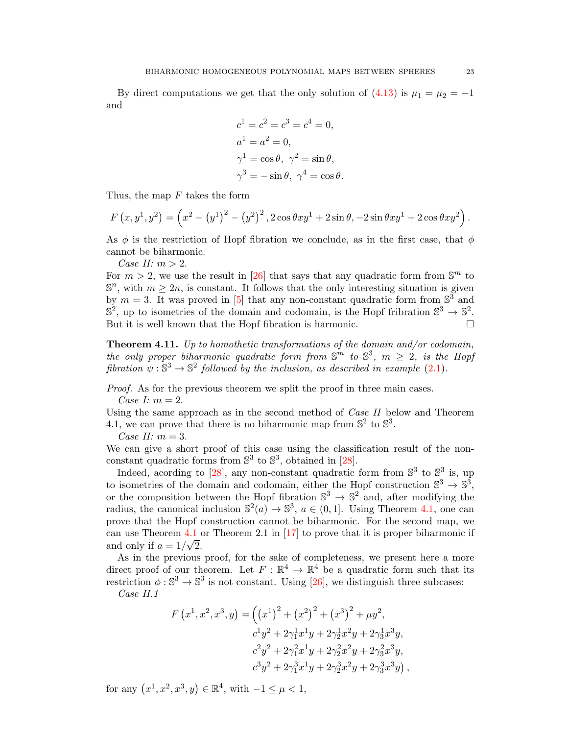By direct computations we get that the only solution of (4.13) is $\mu_1 = \mu_2 = -1$ and

$$
\begin{aligned}
&c^1 = c^2 = c^3 = c^4 = 0,\\
&a^1 = a^2 = 0,\\
&\gamma^1 = \cos\theta,\ \gamma^2 = \sin\theta,\\
&\gamma^3 = -\sin\theta,\ \gamma^4 = \cos\theta.
\end{aligned}
$$

Thus, the map $F$ takes the form

$$
F\left(x, y^1, y^2\right) = \left(x^2 - \left(y^1\right)^2 - \left(y^2\right)^2, 2\cos\theta x y^1 + 2\sin\theta, -2\sin\theta x y^1 + 2\cos\theta x y^2\right).
$$

As $\phi$ is the restriction of Hopf fibration we conclude, as in the first case, that $\phi$ cannot be biharmonic.

*Case II: $m > 2$.*
For $m > 2$, we use the result in [26] that says that any quadratic form from $\mathbb{S}^m$ to $\mathbb{S}^n$, with $m \geq 2n$, is constant. It follows that the only interesting situation is given by $m = 3$. It was proved in [5] that any non-constant quadratic form from $\mathbb{S}^3$ and $\mathbb{S}^2$, up to isometries of the domain and codomain, is the Hopf fibration $\mathbb{S}^3 \to \mathbb{S}^2$. But it is well known that the Hopf fibration is harmonic. $\square$

**Theorem 4.11.** *Up to homothetic transformations of the domain and/or codomain, the only proper biharmonic quadratic form from $\mathbb{S}^m$ to $\mathbb{S}^3$, $m \geq 2$, is the Hopf fibration $\psi : \mathbb{S}^3 \to \mathbb{S}^2$ followed by the inclusion, as described in example (2.1).*

*Proof.* As for the previous theorem we split the proof in three main cases.

*Case I: $m = 2$.*
Using the same approach as in the second method of *Case II* below and Theorem 4.1, we can prove that there is no biharmonic map from $\mathbb{S}^2$ to $\mathbb{S}^3$.

*Case II: $m = 3$.*
We can give a short proof of this case using the classification result of the non-constant quadratic forms from $\mathbb{S}^3$ to $\mathbb{S}^3$, obtained in [28].

Indeed, acording to [28], any non-constant quadratic form from $\mathbb{S}^3$ to $\mathbb{S}^3$ is, up to isometries of the domain and codomain, either the Hopf construction $\mathbb{S}^3 \to \mathbb{S}^3$, or the composition between the Hopf fibration $\mathbb{S}^3 \to \mathbb{S}^2$ and, after modifying the radius, the canonical inclusion $\mathbb{S}^2(a) \to \mathbb{S}^3$, $a \in (0, 1]$. Using Theorem 4.1, one can prove that the Hopf construction cannot be biharmonic. For the second map, we can use Theorem 4.1 or Theorem 2.1 in [17] to prove that it is proper biharmonic if and only if $a = 1/\sqrt{2}$.

As in the previous proof, for the sake of completeness, we present here a more direct proof of our theorem. Let $F : \mathbb{R}^4 \to \mathbb{R}^4$ be a quadratic form such that its restriction $\phi : \mathbb{S}^3 \to \mathbb{S}^3$ is not constant. Using [26], we distinguish three subcases:

*Case II.1*

$$
\begin{aligned}
F\left(x^1, x^2, x^3, y\right) = \Big(&\left(x^1\right)^2 + \left(x^2\right)^2 + \left(x^3\right)^2 + \mu y^2,\\
&c^1 y^2 + 2\gamma^1_1 x^1 y + 2\gamma^1_2 x^2 y + 2\gamma^1_3 x^3 y,\\
&c^2 y^2 + 2\gamma^2_1 x^1 y + 2\gamma^2_2 x^2 y + 2\gamma^2_3 x^3 y,\\
&c^3 y^2 + 2\gamma^3_1 x^1 y + 2\gamma^3_2 x^2 y + 2\gamma^3_3 x^3 y\Big),
\end{aligned}
$$

for any $\left(x^1, x^2, x^3, y\right) \in \mathbb{R}^4$, with $-1 \leq \mu < 1$,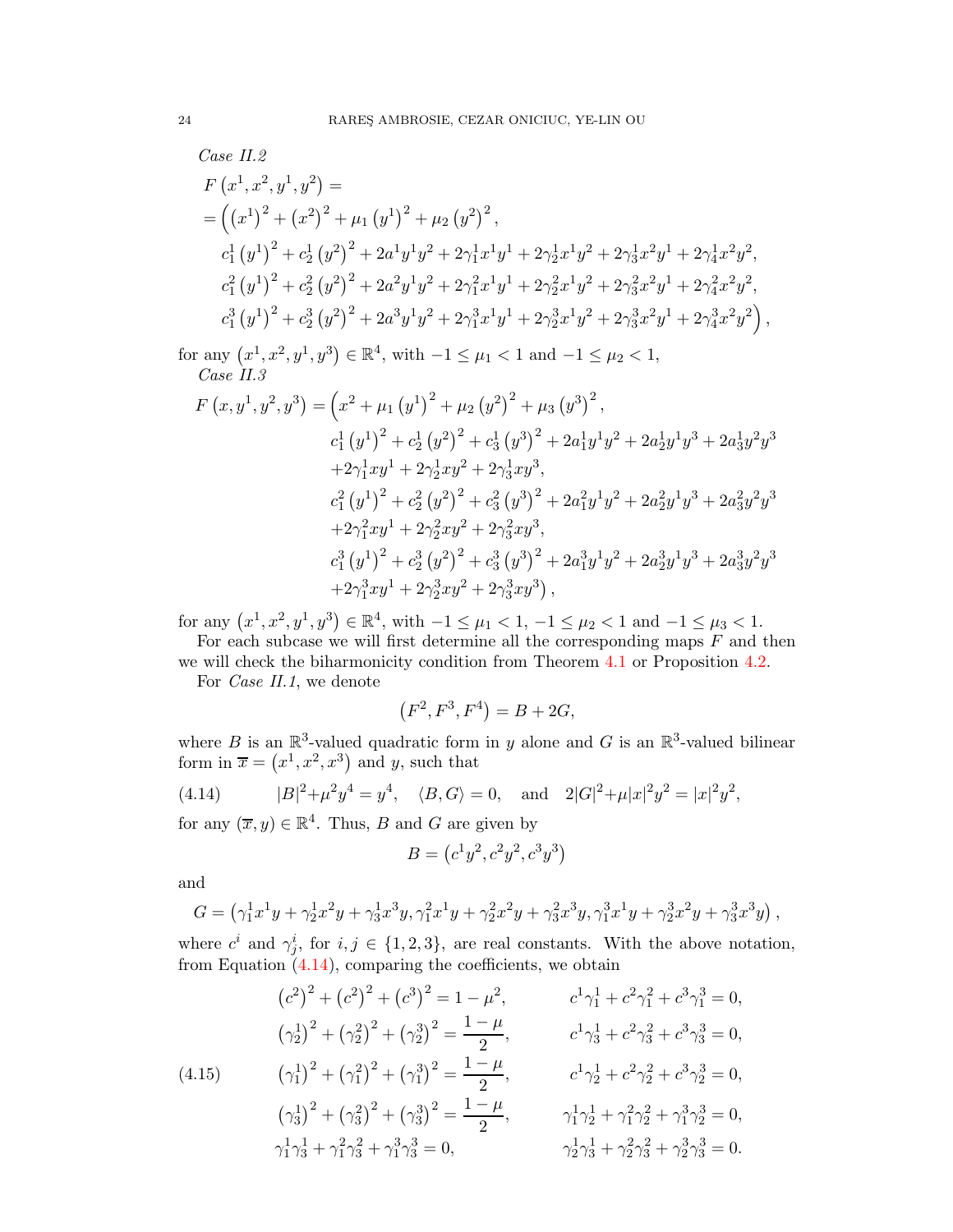*Case II.2*

$$
\begin{aligned}
&F\left(x^1,x^2,y^1,y^2\right) = \\
&=\Big(\left(x^1\right)^2+\left(x^2\right)^2+\mu_1\left(y^1\right)^2+\mu_2\left(y^2\right)^2, \\
&\quad c_1^1\left(y^1\right)^2+c_2^1\left(y^2\right)^2+2a^1y^1y^2+2\gamma_1^1x^1y^1+2\gamma_2^1x^1y^2+2\gamma_3^1x^2y^1+2\gamma_4^1x^2y^2, \\
&\quad c_1^2\left(y^1\right)^2+c_2^2\left(y^2\right)^2+2a^2y^1y^2+2\gamma_1^2x^1y^1+2\gamma_2^2x^1y^2+2\gamma_3^2x^2y^1+2\gamma_4^2x^2y^2, \\
&\quad c_1^3\left(y^1\right)^2+c_2^3\left(y^2\right)^2+2a^3y^1y^2+2\gamma_1^3x^1y^1+2\gamma_2^3x^1y^2+2\gamma_3^3x^2y^1+2\gamma_4^3x^2y^2\Big),
\end{aligned}
$$

for any $\left(x^1,x^2,y^1,y^3\right)\in\mathbb{R}^4$, with $-1\le\mu_1<1$ and $-1\le\mu_2<1$,

*Case II.3*

$$
\begin{aligned}
F\left(x,y^1,y^2,y^3\right) = \Big(&x^2+\mu_1\left(y^1\right)^2+\mu_2\left(y^2\right)^2+\mu_3\left(y^3\right)^2, \\
&c_1^1\left(y^1\right)^2+c_2^1\left(y^2\right)^2+c_3^1\left(y^3\right)^2+2a_1^1y^1y^2+2a_2^1y^1y^3+2a_3^1y^2y^3 \\
&+2\gamma_1^1xy^1+2\gamma_2^1xy^2+2\gamma_3^1xy^3, \\
&c_1^2\left(y^1\right)^2+c_2^2\left(y^2\right)^2+c_3^2\left(y^3\right)^2+2a_1^2y^1y^2+2a_2^2y^1y^3+2a_3^2y^2y^3 \\
&+2\gamma_1^2xy^1+2\gamma_2^2xy^2+2\gamma_3^2xy^3, \\
&c_1^3\left(y^1\right)^2+c_2^3\left(y^2\right)^2+c_3^3\left(y^3\right)^2+2a_1^3y^1y^2+2a_2^3y^1y^3+2a_3^3y^2y^3 \\
&+2\gamma_1^3xy^1+2\gamma_2^3xy^2+2\gamma_3^3xy^3\Big),
\end{aligned}
$$

for any $\left(x^1,x^2,y^1,y^3\right)\in\mathbb{R}^4$, with $-1\le\mu_1<1$, $-1\le\mu_2<1$ and $-1\le\mu_3<1$.

For each subcase we will first determine all the corresponding maps $F$ and then we will check the biharmonicity condition from Theorem 4.1 or Proposition 4.2.

For *Case II.1*, we denote

$$
\left(F^2,F^3,F^4\right)=B+2G,
$$

where $B$ is an $\mathbb{R}^3$-valued quadratic form in $y$ alone and $G$ is an $\mathbb{R}^3$-valued bilinear form in $\overline{x}=\left(x^1,x^2,x^3\right)$ and $y$, such that

$$
|B|^2+\mu^2y^4=y^4,\quad \langle B,G\rangle=0,\quad\text{and}\quad 2|G|^2+\mu|x|^2y^2=|x|^2y^2, \tag{4.14}
$$

for any $(\overline{x},y)\in\mathbb{R}^4$. Thus, $B$ and $G$ are given by

$$
B=\left(c^1y^2,c^2y^2,c^3y^3\right)
$$

and

$$
G=\left(\gamma_1^1x^1y+\gamma_2^1x^2y+\gamma_3^1x^3y,\gamma_1^2x^1y+\gamma_2^2x^2y+\gamma_3^2x^3y,\gamma_1^3x^1y+\gamma_2^3x^2y+\gamma_3^3x^3y\right),
$$

where $c^i$ and $\gamma_j^i$, for $i,j\in\{1,2,3\}$, are real constants. With the above notation, from Equation (4.14), comparing the coefficients, we obtain

$$
\begin{aligned}
&\left(c^2\right)^2+\left(c^2\right)^2+\left(c^3\right)^2=1-\mu^2, && c^1\gamma_1^1+c^2\gamma_1^2+c^3\gamma_1^3=0, \\
&\left(\gamma_2^1\right)^2+\left(\gamma_2^2\right)^2+\left(\gamma_2^3\right)^2=\frac{1-\mu}{2}, && c^1\gamma_3^1+c^2\gamma_3^2+c^3\gamma_3^3=0, \\
&\left(\gamma_1^1\right)^2+\left(\gamma_1^2\right)^2+\left(\gamma_1^3\right)^2=\frac{1-\mu}{2}, && c^1\gamma_2^1+c^2\gamma_2^2+c^3\gamma_2^3=0, \\
&\left(\gamma_3^1\right)^2+\left(\gamma_3^2\right)^2+\left(\gamma_3^3\right)^2=\frac{1-\mu}{2}, && \gamma_1^1\gamma_2^1+\gamma_1^2\gamma_2^2+\gamma_1^3\gamma_2^3=0, \\
&\gamma_1^1\gamma_3^1+\gamma_1^2\gamma_3^2+\gamma_1^3\gamma_3^3=0, && \gamma_2^1\gamma_3^1+\gamma_2^2\gamma_3^2+\gamma_2^3\gamma_3^3=0.
\end{aligned}
\tag{4.15}
$$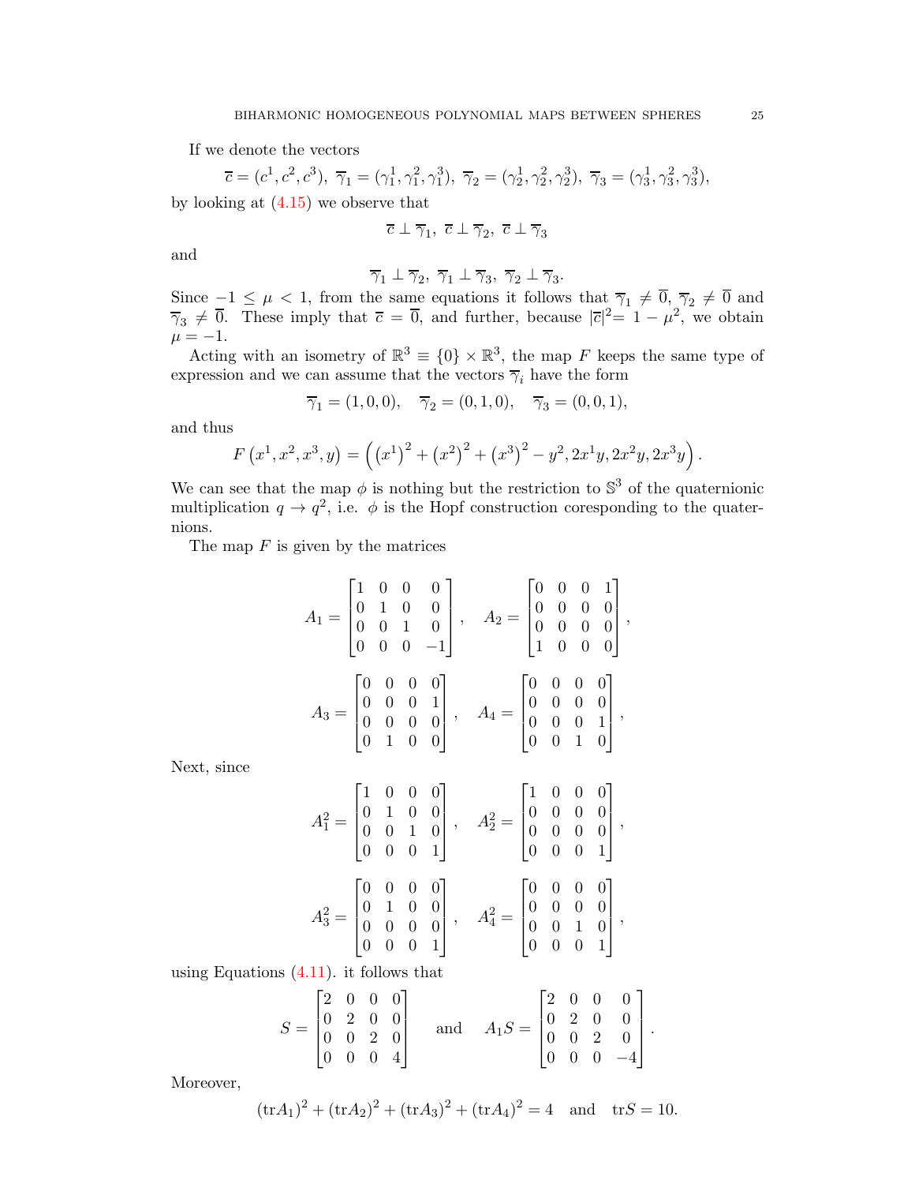If we denote the vectors

$$\overline{c} = (c^1, c^2, c^3),\ \overline{\gamma}_1 = (\gamma_1^1, \gamma_1^2, \gamma_1^3),\ \overline{\gamma}_2 = (\gamma_2^1, \gamma_2^2, \gamma_2^3),\ \overline{\gamma}_3 = (\gamma_3^1, \gamma_3^2, \gamma_3^3),$$

by looking at (4.15) we observe that

$$\overline{c} \perp \overline{\gamma}_1,\ \overline{c} \perp \overline{\gamma}_2,\ \overline{c} \perp \overline{\gamma}_3$$

and

$$\overline{\gamma}_1 \perp \overline{\gamma}_2,\ \overline{\gamma}_1 \perp \overline{\gamma}_3,\ \overline{\gamma}_2 \perp \overline{\gamma}_3.$$

Since $-1 \leq \mu < 1$, from the same equations it follows that $\overline{\gamma}_1 \neq \overline{0}$, $\overline{\gamma}_2 \neq \overline{0}$ and $\overline{\gamma}_3 \neq \overline{0}$. These imply that $\overline{c} = \overline{0}$, and further, because $|\overline{c}|^2 = 1 - \mu^2$, we obtain $\mu = -1$.

Acting with an isometry of $\mathbb{R}^3 \equiv \{0\} \times \mathbb{R}^3$, the map $F$ keeps the same type of expression and we can assume that the vectors $\overline{\gamma}_i$ have the form

$$\overline{\gamma}_1 = (1, 0, 0), \quad \overline{\gamma}_2 = (0, 1, 0), \quad \overline{\gamma}_3 = (0, 0, 1),$$

and thus

$$F\left(x^1, x^2, x^3, y\right) = \left(\left(x^1\right)^2 + \left(x^2\right)^2 + \left(x^3\right)^2 - y^2, 2x^1 y, 2x^2 y, 2x^3 y\right).$$

We can see that the map $\phi$ is nothing but the restriction to $\mathbb{S}^3$ of the quaternionic multiplication $q \to q^2$, i.e. $\phi$ is the Hopf construction coresponding to the quaternions.

The map $F$ is given by the matrices

$$A_1 = \begin{bmatrix} 1 & 0 & 0 & 0 \\ 0 & 1 & 0 & 0 \\ 0 & 0 & 1 & 0 \\ 0 & 0 & 0 & -1 \end{bmatrix}, \quad A_2 = \begin{bmatrix} 0 & 0 & 0 & 1 \\ 0 & 0 & 0 & 0 \\ 0 & 0 & 0 & 0 \\ 1 & 0 & 0 & 0 \end{bmatrix},$$

$$A_3 = \begin{bmatrix} 0 & 0 & 0 & 0 \\ 0 & 0 & 0 & 1 \\ 0 & 0 & 0 & 0 \\ 0 & 1 & 0 & 0 \end{bmatrix}, \quad A_4 = \begin{bmatrix} 0 & 0 & 0 & 0 \\ 0 & 0 & 0 & 0 \\ 0 & 0 & 0 & 1 \\ 0 & 0 & 1 & 0 \end{bmatrix},$$

Next, since

$$A_1^2 = \begin{bmatrix} 1 & 0 & 0 & 0 \\ 0 & 1 & 0 & 0 \\ 0 & 0 & 1 & 0 \\ 0 & 0 & 0 & 1 \end{bmatrix}, \quad A_2^2 = \begin{bmatrix} 1 & 0 & 0 & 0 \\ 0 & 0 & 0 & 0 \\ 0 & 0 & 0 & 0 \\ 0 & 0 & 0 & 1 \end{bmatrix},$$

$$A_3^2 = \begin{bmatrix} 0 & 0 & 0 & 0 \\ 0 & 1 & 0 & 0 \\ 0 & 0 & 0 & 0 \\ 0 & 0 & 0 & 1 \end{bmatrix}, \quad A_4^2 = \begin{bmatrix} 0 & 0 & 0 & 0 \\ 0 & 0 & 0 & 0 \\ 0 & 0 & 1 & 0 \\ 0 & 0 & 0 & 1 \end{bmatrix},$$

using Equations (4.11). it follows that

$$S = \begin{bmatrix} 2 & 0 & 0 & 0 \\ 0 & 2 & 0 & 0 \\ 0 & 0 & 2 & 0 \\ 0 & 0 & 0 & 4 \end{bmatrix} \quad \text{and} \quad A_1 S = \begin{bmatrix} 2 & 0 & 0 & 0 \\ 0 & 2 & 0 & 0 \\ 0 & 0 & 2 & 0 \\ 0 & 0 & 0 & -4 \end{bmatrix}.$$

Moreover,

$$(\operatorname{tr} A_1)^2 + (\operatorname{tr} A_2)^2 + (\operatorname{tr} A_3)^2 + (\operatorname{tr} A_4)^2 = 4 \quad \text{and} \quad \operatorname{tr} S = 10.$$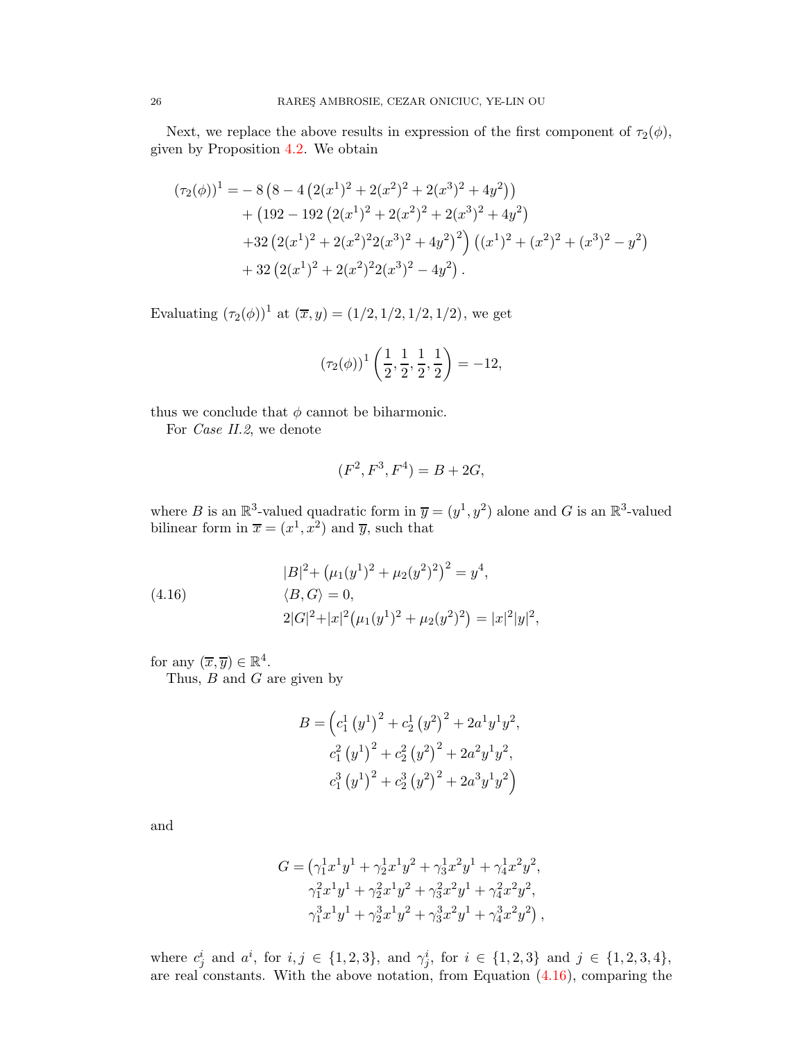Next, we replace the above results in expression of the first component of $\tau_2(\phi)$, given by Proposition 4.2. We obtain

$$
\begin{aligned}
(\tau_2(\phi))^1 = & -8\left(8-4\left(2(x^1)^2+2(x^2)^2+2(x^3)^2+4y^2\right)\right)\\
& +\left(192-192\left(2(x^1)^2+2(x^2)^2+2(x^3)^2+4y^2\right)\right.\\
& \left.+32\left(2(x^1)^2+2(x^2)^2 2(x^3)^2+4y^2\right)^2\right)\left((x^1)^2+(x^2)^2+(x^3)^2-y^2\right)\\
& +32\left(2(x^1)^2+2(x^2)^2 2(x^3)^2-4y^2\right).
\end{aligned}
$$

Evaluating $(\tau_2(\phi))^1$ at $(\overline{x},y)=(1/2,1/2,1/2,1/2)$, we get

$$
(\tau_2(\phi))^1\left(\frac{1}{2},\frac{1}{2},\frac{1}{2},\frac{1}{2}\right)=-12,
$$

thus we conclude that $\phi$ cannot be biharmonic.

For *Case II.2*, we denote

$$
(F^2,F^3,F^4)=B+2G,
$$

where $B$ is an $\mathbb{R}^3$-valued quadratic form in $\overline{y}=(y^1,y^2)$ alone and $G$ is an $\mathbb{R}^3$-valued bilinear form in $\overline{x}=(x^1,x^2)$ and $\overline{y}$, such that

$$
\begin{aligned}
&|B|^2+\left(\mu_1(y^1)^2+\mu_2(y^2)^2\right)^2=y^4,\\
&\langle B,G\rangle=0, \\
&2|G|^2+|x|^2\left(\mu_1(y^1)^2+\mu_2(y^2)^2\right)=|x|^2|y|^2,
\end{aligned}
\tag{4.16}
$$

for any $(\overline{x},\overline{y})\in\mathbb{R}^4$.

Thus, $B$ and $G$ are given by

$$
\begin{aligned}
B=\Big(&c_1^1\left(y^1\right)^2+c_2^1\left(y^2\right)^2+2a^1y^1y^2,\\
&c_1^2\left(y^1\right)^2+c_2^2\left(y^2\right)^2+2a^2y^1y^2,\\
&c_1^3\left(y^1\right)^2+c_2^3\left(y^2\right)^2+2a^3y^1y^2\Big)
\end{aligned}
$$

and

$$
\begin{aligned}
G=\big(&\gamma_1^1x^1y^1+\gamma_2^1x^1y^2+\gamma_3^1x^2y^1+\gamma_4^1x^2y^2,\\
&\gamma_1^2x^1y^1+\gamma_2^2x^1y^2+\gamma_3^2x^2y^1+\gamma_4^2x^2y^2,\\
&\gamma_1^3x^1y^1+\gamma_2^3x^1y^2+\gamma_3^3x^2y^1+\gamma_4^3x^2y^2\big),
\end{aligned}
$$

where $c_j^i$ and $a^i$, for $i,j\in\{1,2,3\}$, and $\gamma_j^i$, for $i\in\{1,2,3\}$ and $j\in\{1,2,3,4\}$, are real constants. With the above notation, from Equation (4.16), comparing the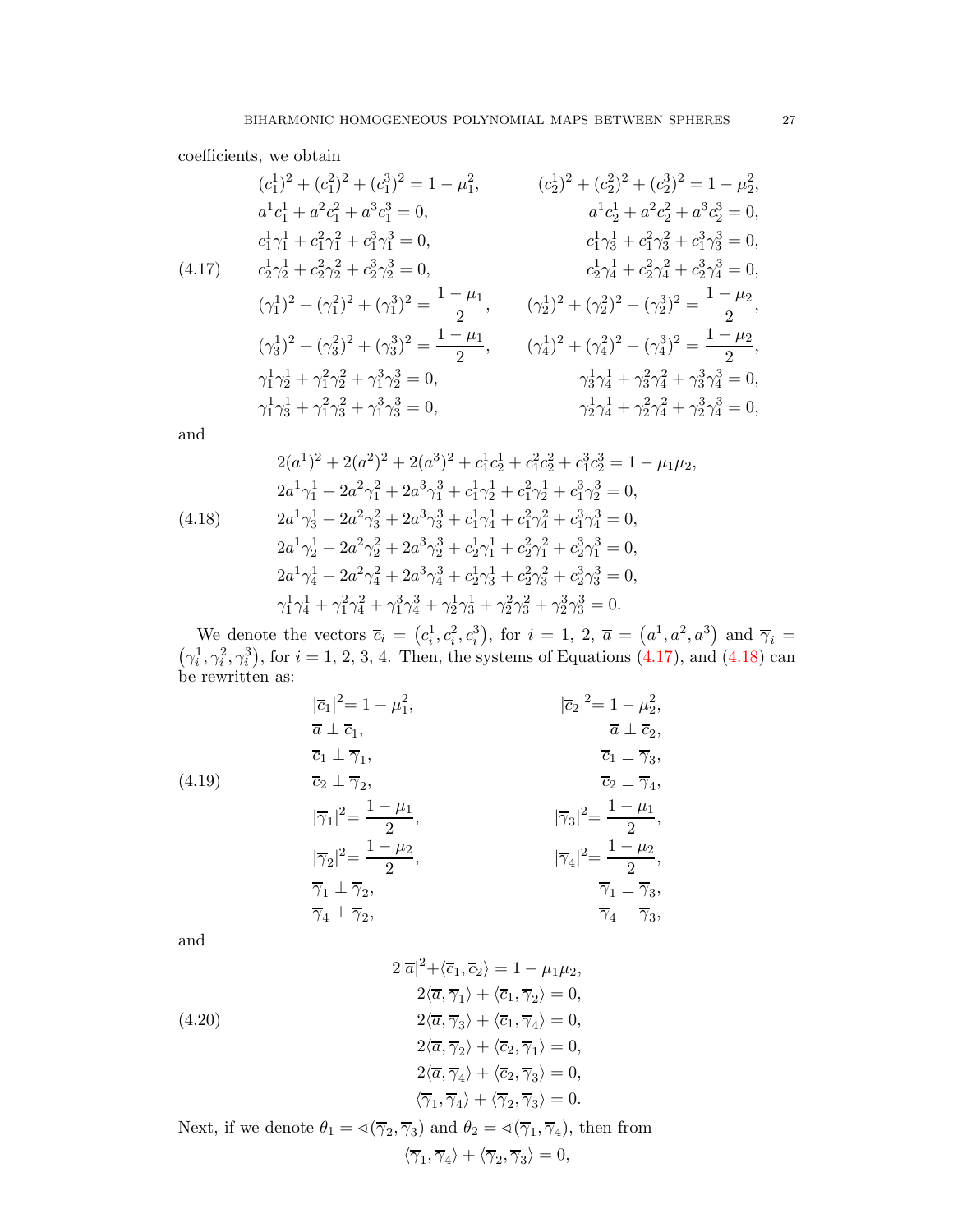coefficients, we obtain

$$
\begin{aligned}
&(c_1^1)^2+(c_1^2)^2+(c_1^3)^2=1-\mu_1^2, && (c_2^1)^2+(c_2^2)^2+(c_2^3)^2=1-\mu_2^2,\\
&a^1c_1^1+a^2c_1^2+a^3c_1^3=0, && a^1c_2^1+a^2c_2^2+a^3c_2^3=0,\\
&c_1^1\gamma_1^1+c_1^2\gamma_1^2+c_1^3\gamma_1^3=0, && c_1^1\gamma_3^1+c_1^2\gamma_3^2+c_1^3\gamma_3^3=0,\\
&c_2^1\gamma_2^1+c_2^2\gamma_2^2+c_2^3\gamma_2^3=0, && c_2^1\gamma_4^1+c_2^2\gamma_4^2+c_2^3\gamma_4^3=0,\\
&(\gamma_1^1)^2+(\gamma_1^2)^2+(\gamma_1^3)^2=\frac{1-\mu_1}{2}, && (\gamma_2^1)^2+(\gamma_2^2)^2+(\gamma_2^3)^2=\frac{1-\mu_2}{2},\\
&(\gamma_3^1)^2+(\gamma_3^2)^2+(\gamma_3^3)^2=\frac{1-\mu_1}{2}, && (\gamma_4^1)^2+(\gamma_4^2)^2+(\gamma_4^3)^2=\frac{1-\mu_2}{2},\\
&\gamma_1^1\gamma_2^1+\gamma_1^2\gamma_2^2+\gamma_1^3\gamma_2^3=0, && \gamma_3^1\gamma_4^1+\gamma_3^2\gamma_4^2+\gamma_3^3\gamma_4^3=0,\\
&\gamma_1^1\gamma_3^1+\gamma_1^2\gamma_3^2+\gamma_1^3\gamma_3^3=0, && \gamma_2^1\gamma_4^1+\gamma_2^2\gamma_4^2+\gamma_2^3\gamma_4^3=0,
\end{aligned}
\tag{4.17}
$$

and

$$
\begin{aligned}
&2(a^1)^2+2(a^2)^2+2(a^3)^2+c_1^1c_2^1+c_1^2c_2^2+c_1^3c_2^3=1-\mu_1\mu_2,\\
&2a^1\gamma_1^1+2a^2\gamma_1^2+2a^3\gamma_1^3+c_1^1\gamma_2^1+c_1^2\gamma_2^2+c_1^3\gamma_2^3=0,\\
&2a^1\gamma_3^1+2a^2\gamma_3^2+2a^3\gamma_3^3+c_1^1\gamma_4^1+c_1^2\gamma_4^2+c_1^3\gamma_4^3=0,\\
&2a^1\gamma_2^1+2a^2\gamma_2^2+2a^3\gamma_2^3+c_2^1\gamma_1^1+c_2^2\gamma_1^2+c_2^3\gamma_1^3=0,\\
&2a^1\gamma_4^1+2a^2\gamma_4^2+2a^3\gamma_4^3+c_2^1\gamma_3^1+c_2^2\gamma_3^2+c_2^3\gamma_3^3=0,\\
&\gamma_1^1\gamma_4^1+\gamma_1^2\gamma_4^2+\gamma_1^3\gamma_4^3+\gamma_2^1\gamma_3^1+\gamma_2^2\gamma_3^2+\gamma_2^3\gamma_3^3=0.
\end{aligned}
\tag{4.18}
$$

We denote the vectors $\overline{c}_i=(c_i^1,c_i^2,c_i^3)$, for $i=1,\,2$, $\overline{a}=(a^1,a^2,a^3)$ and $\overline{\gamma}_i=(\gamma_i^1,\gamma_i^2,\gamma_i^3)$, for $i=1,\,2,\,3,\,4$. Then, the systems of Equations (4.17), and (4.18) can be rewritten as:

$$
\begin{aligned}
&|\overline{c}_1|^2=1-\mu_1^2, && |\overline{c}_2|^2=1-\mu_2^2,\\
&\overline{a}\perp\overline{c}_1, && \overline{a}\perp\overline{c}_2,\\
&\overline{c}_1\perp\overline{\gamma}_1, && \overline{c}_1\perp\overline{\gamma}_3,\\
&\overline{c}_2\perp\overline{\gamma}_2, && \overline{c}_2\perp\overline{\gamma}_4,\\
&|\overline{\gamma}_1|^2=\frac{1-\mu_1}{2}, && |\overline{\gamma}_3|^2=\frac{1-\mu_1}{2},\\
&|\overline{\gamma}_2|^2=\frac{1-\mu_2}{2}, && |\overline{\gamma}_4|^2=\frac{1-\mu_2}{2},\\
&\overline{\gamma}_1\perp\overline{\gamma}_2, && \overline{\gamma}_1\perp\overline{\gamma}_3,\\
&\overline{\gamma}_4\perp\overline{\gamma}_2, && \overline{\gamma}_4\perp\overline{\gamma}_3,
\end{aligned}
\tag{4.19}
$$

and

$$
\begin{aligned}
&2|\overline{a}|^2+\langle\overline{c}_1,\overline{c}_2\rangle=1-\mu_1\mu_2,\\
&2\langle\overline{a},\overline{\gamma}_1\rangle+\langle\overline{c}_1,\overline{\gamma}_2\rangle=0,\\
&2\langle\overline{a},\overline{\gamma}_3\rangle+\langle\overline{c}_1,\overline{\gamma}_4\rangle=0,\\
&2\langle\overline{a},\overline{\gamma}_2\rangle+\langle\overline{c}_2,\overline{\gamma}_1\rangle=0,\\
&2\langle\overline{a},\overline{\gamma}_4\rangle+\langle\overline{c}_2,\overline{\gamma}_3\rangle=0,\\
&\langle\overline{\gamma}_1,\overline{\gamma}_4\rangle+\langle\overline{\gamma}_2,\overline{\gamma}_3\rangle=0.
\end{aligned}
\tag{4.20}
$$

Next, if we denote $\theta_1=\sphericalangle(\overline{\gamma}_2,\overline{\gamma}_3)$ and $\theta_2=\sphericalangle(\overline{\gamma}_1,\overline{\gamma}_4)$, then from

$$
\langle\overline{\gamma}_1,\overline{\gamma}_4\rangle+\langle\overline{\gamma}_2,\overline{\gamma}_3\rangle=0,
$$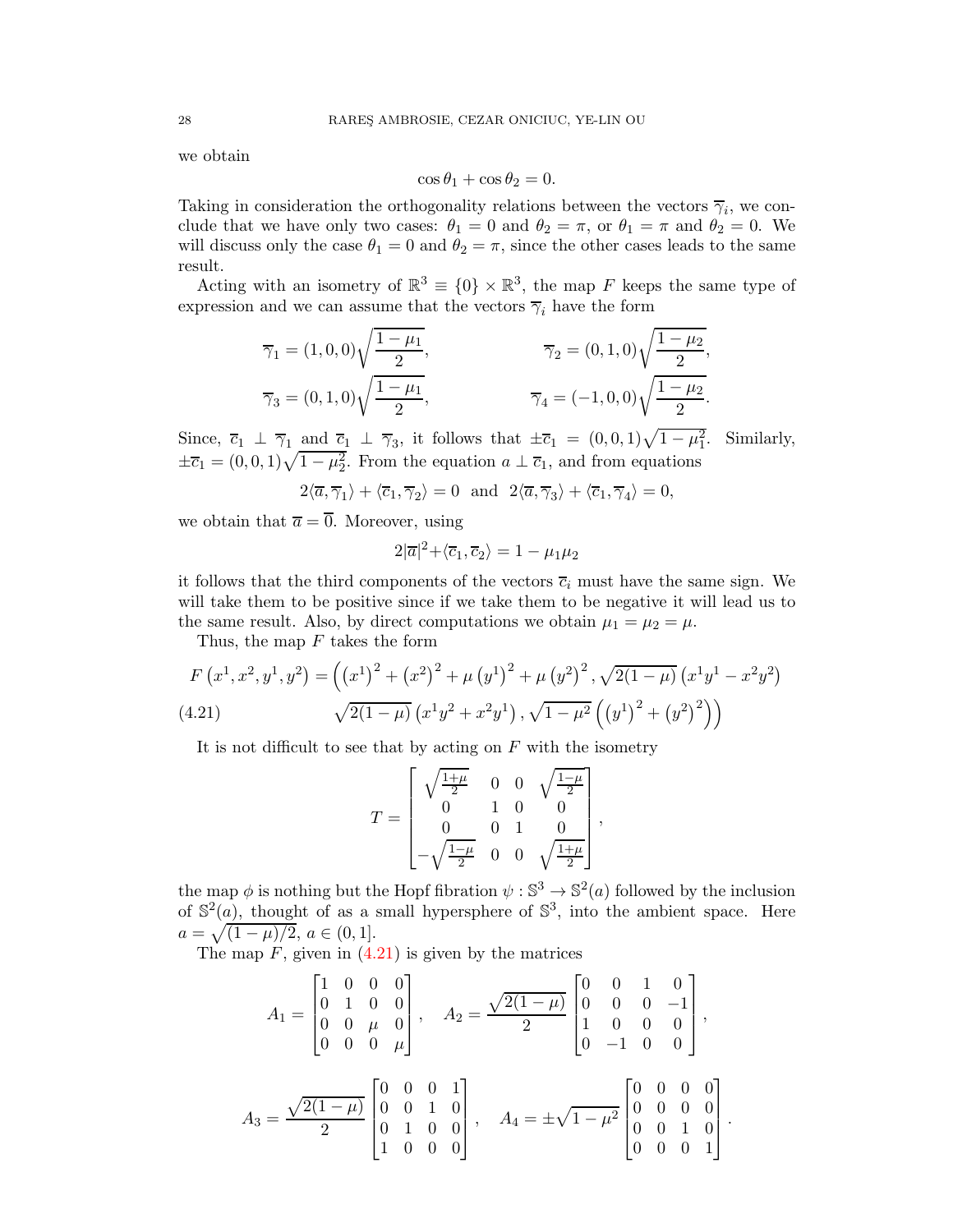we obtain

$$\cos\theta_1 + \cos\theta_2 = 0.$$

Taking in consideration the orthogonality relations between the vectors $\overline{\gamma}_i$, we conclude that we have only two cases: $\theta_1 = 0$ and $\theta_2 = \pi$, or $\theta_1 = \pi$ and $\theta_2 = 0$. We will discuss only the case $\theta_1 = 0$ and $\theta_2 = \pi$, since the other cases leads to the same result.

Acting with an isometry of $\mathbb{R}^3 \equiv \{0\} \times \mathbb{R}^3$, the map $F$ keeps the same type of expression and we can assume that the vectors $\overline{\gamma}_i$ have the form

$$\overline{\gamma}_1 = (1,0,0)\sqrt{\frac{1-\mu_1}{2}}, \qquad \overline{\gamma}_2 = (0,1,0)\sqrt{\frac{1-\mu_2}{2}},$$

$$\overline{\gamma}_3 = (0,1,0)\sqrt{\frac{1-\mu_1}{2}}, \qquad \overline{\gamma}_4 = (-1,0,0)\sqrt{\frac{1-\mu_2}{2}}.$$

Since, $\overline{c}_1 \perp \overline{\gamma}_1$ and $\overline{c}_1 \perp \overline{\gamma}_3$, it follows that $\pm\overline{c}_1 = (0,0,1)\sqrt{1-\mu_1^2}$. Similarly, $\pm\overline{c}_1 = (0,0,1)\sqrt{1-\mu_2^2}$. From the equation $a \perp \overline{c}_1$, and from equations

$$2\langle \overline{a}, \overline{\gamma}_1\rangle + \langle \overline{c}_1, \overline{\gamma}_2\rangle = 0 \quad \text{and} \quad 2\langle \overline{a}, \overline{\gamma}_3\rangle + \langle \overline{c}_1, \overline{\gamma}_4\rangle = 0,$$

we obtain that $\overline{a} = \overline{0}$. Moreover, using

$$2|\overline{a}|^2 + \langle \overline{c}_1, \overline{c}_2\rangle = 1 - \mu_1\mu_2$$

it follows that the third components of the vectors $\overline{c}_i$ must have the same sign. We will take them to be positive since if we take them to be negative it will lead us to the same result. Also, by direct computations we obtain $\mu_1 = \mu_2 = \mu$.

Thus, the map $F$ takes the form

$$\begin{aligned} F\left(x^1,x^2,y^1,y^2\right) = \Big( &\left(x^1\right)^2 + \left(x^2\right)^2 + \mu\left(y^1\right)^2 + \mu\left(y^2\right)^2, \sqrt{2(1-\mu)}\left(x^1y^1 - x^2y^2\right) \\ &\sqrt{2(1-\mu)}\left(x^1y^2 + x^2y^1\right), \sqrt{1-\mu^2}\left(\left(y^1\right)^2 + \left(y^2\right)^2\right)\Big) \end{aligned} \tag{4.21}$$

It is not difficult to see that by acting on $F$ with the isometry

$$T = \begin{bmatrix} \sqrt{\frac{1+\mu}{2}} & 0 & 0 & \sqrt{\frac{1-\mu}{2}} \\ 0 & 1 & 0 & 0 \\ 0 & 0 & 1 & 0 \\ -\sqrt{\frac{1-\mu}{2}} & 0 & 0 & \sqrt{\frac{1+\mu}{2}} \end{bmatrix},$$

the map $\phi$ is nothing but the Hopf fibration $\psi : \mathbb{S}^3 \to \mathbb{S}^2(a)$ followed by the inclusion of $\mathbb{S}^2(a)$, thought of as a small hypersphere of $\mathbb{S}^3$, into the ambient space. Here $a = \sqrt{(1-\mu)/2}$, $a \in (0,1]$.

The map $F$, given in (4.21) is given by the matrices

$$A_1 = \begin{bmatrix} 1 & 0 & 0 & 0 \\ 0 & 1 & 0 & 0 \\ 0 & 0 & \mu & 0 \\ 0 & 0 & 0 & \mu \end{bmatrix}, \quad A_2 = \frac{\sqrt{2(1-\mu)}}{2}\begin{bmatrix} 0 & 0 & 1 & 0 \\ 0 & 0 & 0 & -1 \\ 1 & 0 & 0 & 0 \\ 0 & -1 & 0 & 0 \end{bmatrix},$$

$$A_3 = \frac{\sqrt{2(1-\mu)}}{2}\begin{bmatrix} 0 & 0 & 0 & 1 \\ 0 & 0 & 1 & 0 \\ 0 & 1 & 0 & 0 \\ 1 & 0 & 0 & 0 \end{bmatrix}, \quad A_4 = \pm\sqrt{1-\mu^2}\begin{bmatrix} 0 & 0 & 0 & 0 \\ 0 & 0 & 0 & 0 \\ 0 & 0 & 1 & 0 \\ 0 & 0 & 0 & 1 \end{bmatrix}.$$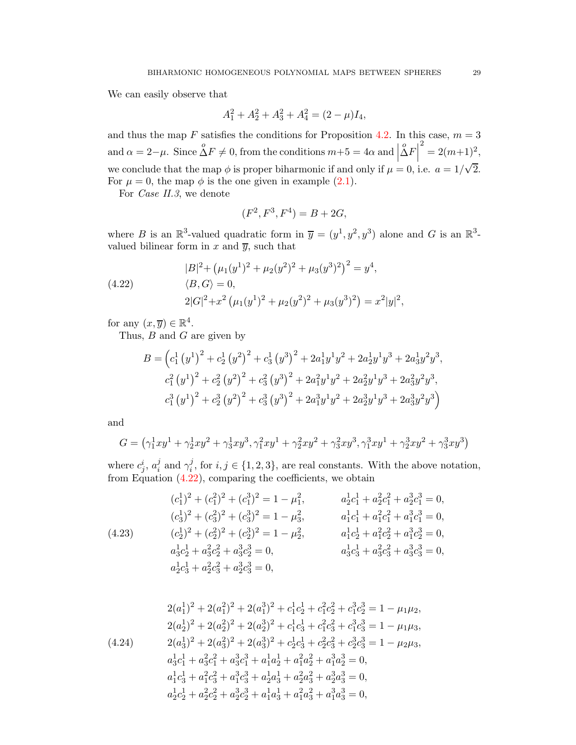We can easily observe that

$$A_1^2 + A_2^2 + A_3^2 + A_4^2 = (2-\mu) I_4,$$

and thus the map $F$ satisfies the conditions for Proposition 4.2. In this case, $m = 3$ and $\alpha = 2-\mu$. Since $\overset{o}{\Delta} F \neq 0$, from the conditions $m+5 = 4\alpha$ and $\left|\overset{o}{\Delta} F\right|^2 = 2(m+1)^2$, we conclude that the map $\phi$ is proper biharmonic if and only if $\mu = 0$, i.e. $a = 1/\sqrt{2}$. For $\mu = 0$, the map $\phi$ is the one given in example (2.1).

For *Case II.3*, we denote

$$(F^2, F^3, F^4) = B + 2G,$$

where $B$ is an $\mathbb{R}^3$-valued quadratic form in $\overline{y} = (y^1, y^2, y^3)$ alone and $G$ is an $\mathbb{R}^3$-valued bilinear form in $x$ and $\overline{y}$, such that

$$
\begin{aligned}
&|B|^2 + \left(\mu_1 (y^1)^2 + \mu_2 (y^2)^2 + \mu_3 (y^3)^2\right)^2 = y^4,\\
&\langle B, G\rangle = 0, \qquad\qquad\qquad\qquad\qquad\qquad\qquad\qquad\qquad (4.22)\\
&2|G|^2 + x^2 \left(\mu_1 (y^1)^2 + \mu_2 (y^2)^2 + \mu_3 (y^3)^2\right) = x^2 |y|^2,
\end{aligned}
$$

for any $(x, \overline{y}) \in \mathbb{R}^4$.

Thus, $B$ and $G$ are given by

$$
\begin{aligned}
B = \Big(&c_1^1 \left(y^1\right)^2 + c_2^1 \left(y^2\right)^2 + c_3^1 \left(y^3\right)^2 + 2a_1^1 y^1 y^2 + 2a_2^1 y^1 y^3 + 2a_3^1 y^2 y^3,\\
&c_1^2 \left(y^1\right)^2 + c_2^2 \left(y^2\right)^2 + c_3^2 \left(y^3\right)^2 + 2a_1^2 y^1 y^2 + 2a_2^2 y^1 y^3 + 2a_3^2 y^2 y^3,\\
&c_1^3 \left(y^1\right)^2 + c_2^3 \left(y^2\right)^2 + c_3^3 \left(y^3\right)^2 + 2a_1^3 y^1 y^2 + 2a_2^3 y^1 y^3 + 2a_3^3 y^2 y^3\Big)
\end{aligned}
$$

and

$$G = \left(\gamma_1^1 x y^1 + \gamma_2^1 x y^2 + \gamma_3^1 x y^3, \gamma_1^2 x y^1 + \gamma_2^2 x y^2 + \gamma_3^2 x y^3, \gamma_1^3 x y^1 + \gamma_2^3 x y^2 + \gamma_3^3 x y^3\right)$$

where $c_j^i$, $a_i^j$ and $\gamma_i^j$, for $i, j \in \{1, 2, 3\}$, are real constants. With the above notation, from Equation (4.22), comparing the coefficients, we obtain

$$
\begin{aligned}
&(c_1^1)^2 + (c_1^2)^2 + (c_1^3)^2 = 1 - \mu_1^2, && a_2^1 c_1^1 + a_2^2 c_1^2 + a_2^3 c_1^3 = 0,\\
&(c_3^1)^2 + (c_3^2)^2 + (c_3^3)^2 = 1 - \mu_3^2, && a_1^1 c_1^1 + a_1^2 c_1^2 + a_1^3 c_1^3 = 0,\\
&(c_2^1)^2 + (c_2^2)^2 + (c_2^3)^2 = 1 - \mu_2^2, && a_1^1 c_2^1 + a_1^2 c_2^2 + a_1^3 c_2^3 = 0, \qquad (4.23)\\
&a_3^1 c_2^1 + a_3^2 c_2^2 + a_3^3 c_2^3 = 0, && a_3^1 c_3^1 + a_3^2 c_3^2 + a_3^3 c_3^3 = 0,\\
&a_2^1 c_3^1 + a_2^2 c_3^2 + a_2^3 c_3^3 = 0,
\end{aligned}
$$

$$
\begin{aligned}
&2(a_1^1)^2 + 2(a_1^2)^2 + 2(a_1^3)^2 + c_1^1 c_2^1 + c_1^2 c_2^2 + c_1^3 c_2^3 = 1 - \mu_1 \mu_2,\\
&2(a_2^1)^2 + 2(a_2^2)^2 + 2(a_2^3)^2 + c_1^1 c_3^1 + c_1^2 c_3^2 + c_1^3 c_3^3 = 1 - \mu_1 \mu_3,\\
&2(a_3^1)^2 + 2(a_3^2)^2 + 2(a_3^3)^2 + c_2^1 c_3^1 + c_2^2 c_3^2 + c_2^3 c_3^3 = 1 - \mu_2 \mu_3, \qquad (4.24)\\
&a_3^1 c_1^1 + a_3^2 c_1^2 + a_3^3 c_1^3 + a_1^1 a_2^1 + a_1^2 a_2^2 + a_1^3 a_2^3 = 0,\\
&a_1^1 c_3^1 + a_1^2 c_3^2 + a_1^3 c_3^3 + a_2^1 a_3^1 + a_2^2 a_3^2 + a_2^3 a_3^3 = 0,\\
&a_2^1 c_2^1 + a_2^2 c_2^2 + a_2^3 c_2^3 + a_1^1 a_3^1 + a_1^2 a_3^2 + a_1^3 a_3^3 = 0,
\end{aligned}
$$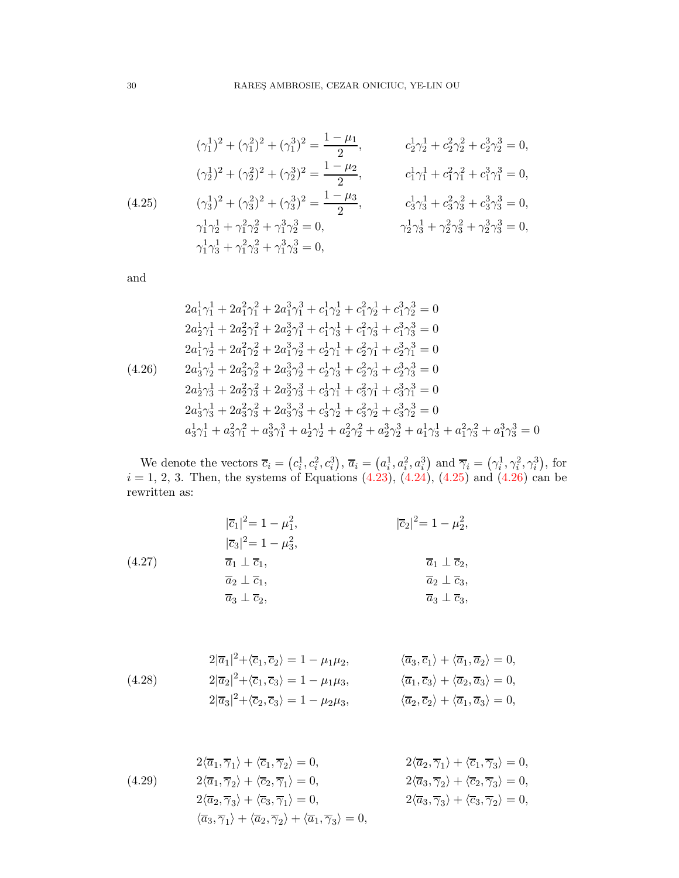$$
(4.25)\qquad
\begin{aligned}
&(\gamma_1^1)^2+(\gamma_1^2)^2+(\gamma_1^3)^2=\frac{1-\mu_1}{2}, && c_2^1\gamma_2^1+c_2^2\gamma_2^2+c_2^3\gamma_2^3=0,\\
&(\gamma_2^1)^2+(\gamma_2^2)^2+(\gamma_2^3)^2=\frac{1-\mu_2}{2}, && c_1^1\gamma_1^1+c_1^2\gamma_1^2+c_1^3\gamma_1^3=0,\\
&(\gamma_3^1)^2+(\gamma_3^2)^2+(\gamma_3^3)^2=\frac{1-\mu_3}{2}, && c_3^1\gamma_3^1+c_3^2\gamma_3^2+c_3^3\gamma_3^3=0,\\
&\gamma_1^1\gamma_2^1+\gamma_1^2\gamma_2^2+\gamma_1^3\gamma_2^3=0, && \gamma_2^1\gamma_3^1+\gamma_2^2\gamma_3^2+\gamma_2^3\gamma_3^3=0,\\
&\gamma_1^1\gamma_3^1+\gamma_1^2\gamma_3^2+\gamma_1^3\gamma_3^3=0, &&
\end{aligned}
$$

and

$$
(4.26)\qquad
\begin{aligned}
&2a_1^1\gamma_1^1+2a_1^2\gamma_1^2+2a_1^3\gamma_1^3+c_1^1\gamma_2^1+c_1^2\gamma_2^1+c_1^3\gamma_2^3=0\\
&2a_2^1\gamma_1^1+2a_2^2\gamma_1^2+2a_2^3\gamma_1^3+c_1^1\gamma_3^1+c_1^2\gamma_3^1+c_1^3\gamma_3^3=0\\
&2a_1^1\gamma_2^1+2a_1^2\gamma_2^2+2a_1^3\gamma_2^3+c_2^1\gamma_1^1+c_2^2\gamma_1^1+c_2^3\gamma_1^3=0\\
&2a_3^1\gamma_2^1+2a_3^2\gamma_2^2+2a_3^3\gamma_2^3+c_2^1\gamma_3^1+c_2^2\gamma_3^1+c_2^3\gamma_3^3=0\\
&2a_2^1\gamma_3^1+2a_2^2\gamma_3^2+2a_2^3\gamma_3^3+c_3^1\gamma_1^1+c_3^2\gamma_1^1+c_3^3\gamma_1^3=0\\
&2a_3^1\gamma_3^1+2a_3^2\gamma_3^2+2a_3^3\gamma_3^3+c_3^1\gamma_2^1+c_3^2\gamma_2^1+c_3^3\gamma_2^3=0\\
&a_3^1\gamma_1^1+a_3^2\gamma_1^2+a_3^3\gamma_1^3+a_2^1\gamma_2^1+a_2^2\gamma_2^2+a_2^3\gamma_2^3+a_1^1\gamma_3^1+a_1^2\gamma_3^2+a_1^3\gamma_3^3=0
\end{aligned}
$$

We denote the vectors $\overline{c}_i=\left(c_i^1,c_i^2,c_i^3\right)$, $\overline{a}_i=\left(a_i^1,a_i^2,a_i^3\right)$ and $\overline{\gamma}_i=\left(\gamma_i^1,\gamma_i^2,\gamma_i^3\right)$, for $i=1,\,2,\,3$. Then, the systems of Equations (4.23), (4.24), (4.25) and (4.26) can be rewritten as:

$$
(4.27)\qquad
\begin{aligned}
&|\overline{c}_1|^2=1-\mu_1^2, && |\overline{c}_2|^2=1-\mu_2^2,\\
&|\overline{c}_3|^2=1-\mu_3^2, && \\
&\overline{a}_1\perp\overline{c}_1, && \overline{a}_1\perp\overline{c}_2,\\
&\overline{a}_2\perp\overline{c}_1, && \overline{a}_2\perp\overline{c}_3,\\
&\overline{a}_3\perp\overline{c}_2, && \overline{a}_3\perp\overline{c}_3,
\end{aligned}
$$

$$
(4.28)\qquad
\begin{aligned}
&2|\overline{a}_1|^2+\langle\overline{c}_1,\overline{c}_2\rangle=1-\mu_1\mu_2, && \langle\overline{a}_3,\overline{c}_1\rangle+\langle\overline{a}_1,\overline{a}_2\rangle=0,\\
&2|\overline{a}_2|^2+\langle\overline{c}_1,\overline{c}_3\rangle=1-\mu_1\mu_3, && \langle\overline{a}_1,\overline{c}_3\rangle+\langle\overline{a}_2,\overline{a}_3\rangle=0,\\
&2|\overline{a}_3|^2+\langle\overline{c}_2,\overline{c}_3\rangle=1-\mu_2\mu_3, && \langle\overline{a}_2,\overline{c}_2\rangle+\langle\overline{a}_1,\overline{a}_3\rangle=0,
\end{aligned}
$$

$$
(4.29)\qquad
\begin{aligned}
&2\langle\overline{a}_1,\overline{\gamma}_1\rangle+\langle\overline{c}_1,\overline{\gamma}_2\rangle=0, && 2\langle\overline{a}_2,\overline{\gamma}_1\rangle+\langle\overline{c}_1,\overline{\gamma}_3\rangle=0,\\
&2\langle\overline{a}_1,\overline{\gamma}_2\rangle+\langle\overline{c}_2,\overline{\gamma}_1\rangle=0, && 2\langle\overline{a}_3,\overline{\gamma}_2\rangle+\langle\overline{c}_2,\overline{\gamma}_3\rangle=0,\\
&2\langle\overline{a}_2,\overline{\gamma}_3\rangle+\langle\overline{c}_3,\overline{\gamma}_1\rangle=0, && 2\langle\overline{a}_3,\overline{\gamma}_3\rangle+\langle\overline{c}_3,\overline{\gamma}_2\rangle=0,\\
&\langle\overline{a}_3,\overline{\gamma}_1\rangle+\langle\overline{a}_2,\overline{\gamma}_2\rangle+\langle\overline{a}_1,\overline{\gamma}_3\rangle=0, &&
\end{aligned}
$$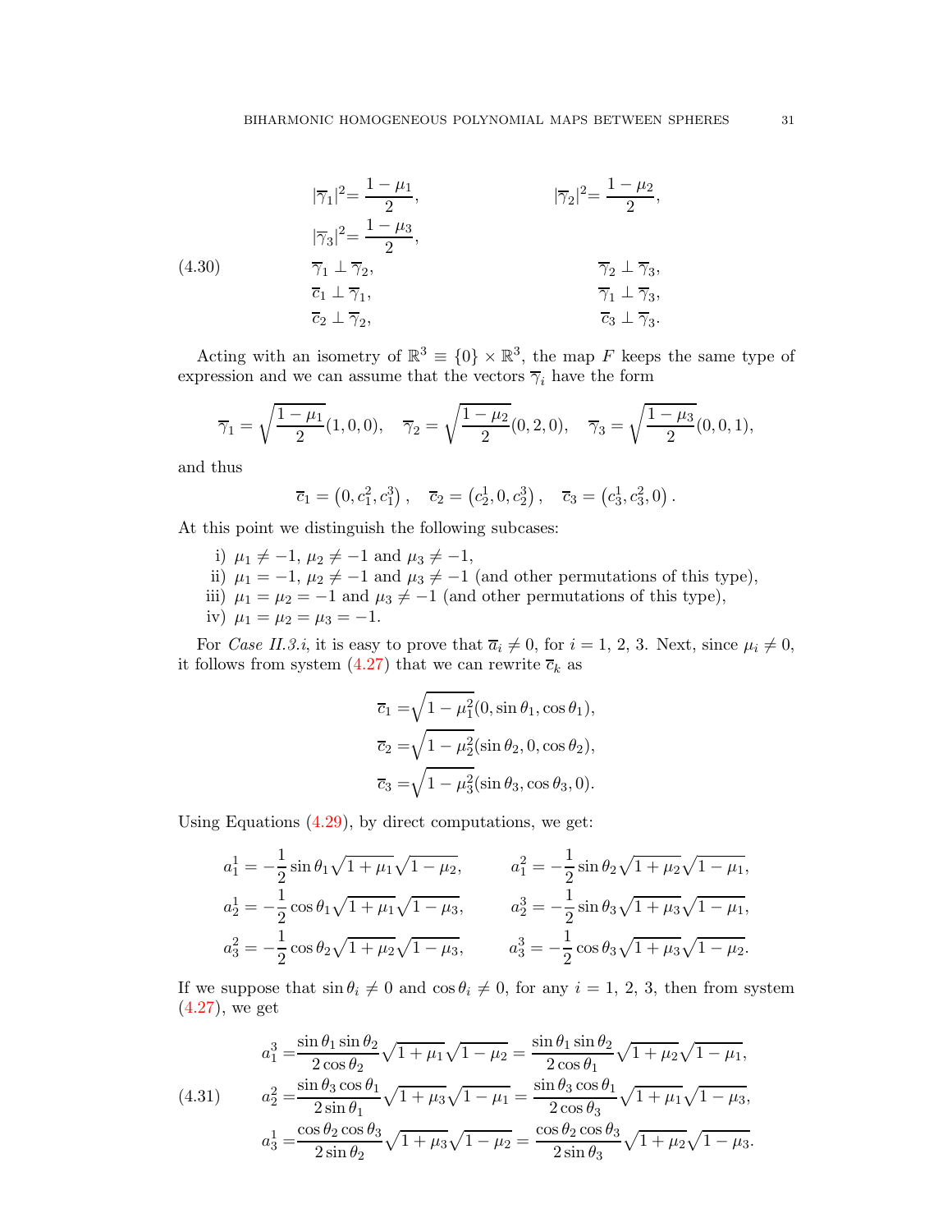$$
(4.30)\qquad
\begin{aligned}
&|\overline{\gamma}_1|^2 = \frac{1-\mu_1}{2}, && |\overline{\gamma}_2|^2 = \frac{1-\mu_2}{2},\\
&|\overline{\gamma}_3|^2 = \frac{1-\mu_3}{2}, && \\
&\overline{\gamma}_1 \perp \overline{\gamma}_2, && \overline{\gamma}_2 \perp \overline{\gamma}_3,\\
&\overline{c}_1 \perp \overline{\gamma}_1, && \overline{\gamma}_1 \perp \overline{\gamma}_3,\\
&\overline{c}_2 \perp \overline{\gamma}_2, && \overline{c}_3 \perp \overline{\gamma}_3.
\end{aligned}
$$

Acting with an isometry of $\mathbb{R}^3 \equiv \{0\} \times \mathbb{R}^3$, the map $F$ keeps the same type of expression and we can assume that the vectors $\overline{\gamma}_i$ have the form

$$
\overline{\gamma}_1 = \sqrt{\frac{1-\mu_1}{2}}(1,0,0), \quad \overline{\gamma}_2 = \sqrt{\frac{1-\mu_2}{2}}(0,2,0), \quad \overline{\gamma}_3 = \sqrt{\frac{1-\mu_3}{2}}(0,0,1),
$$

and thus

$$
\overline{c}_1 = \left(0, c_1^2, c_1^3\right), \quad \overline{c}_2 = \left(c_2^1, 0, c_2^3\right), \quad \overline{c}_3 = \left(c_3^1, c_3^2, 0\right).
$$

At this point we distinguish the following subcases:

i) $\mu_1 \neq -1$, $\mu_2 \neq -1$ and $\mu_3 \neq -1$,
ii) $\mu_1 = -1$, $\mu_2 \neq -1$ and $\mu_3 \neq -1$ (and other permutations of this type),
iii) $\mu_1 = \mu_2 = -1$ and $\mu_3 \neq -1$ (and other permutations of this type),
iv) $\mu_1 = \mu_2 = \mu_3 = -1$.

For *Case II.3.i*, it is easy to prove that $\overline{a}_i \neq 0$, for $i = 1, 2, 3$. Next, since $\mu_i \neq 0$, it follows from system (4.27) that we can rewrite $\overline{c}_k$ as

$$
\begin{aligned}
\overline{c}_1 =& \sqrt{1-\mu_1^2}(0, \sin\theta_1, \cos\theta_1),\\
\overline{c}_2 =& \sqrt{1-\mu_2^2}(\sin\theta_2, 0, \cos\theta_2),\\
\overline{c}_3 =& \sqrt{1-\mu_3^2}(\sin\theta_3, \cos\theta_3, 0).
\end{aligned}
$$

Using Equations (4.29), by direct computations, we get:

$$
\begin{aligned}
a_1^1 &= -\frac{1}{2}\sin\theta_1\sqrt{1+\mu_1}\sqrt{1-\mu_2}, && a_1^2 = -\frac{1}{2}\sin\theta_2\sqrt{1+\mu_2}\sqrt{1-\mu_1},\\
a_2^1 &= -\frac{1}{2}\cos\theta_1\sqrt{1+\mu_1}\sqrt{1-\mu_3}, && a_2^3 = -\frac{1}{2}\sin\theta_3\sqrt{1+\mu_3}\sqrt{1-\mu_1},\\
a_3^2 &= -\frac{1}{2}\cos\theta_2\sqrt{1+\mu_2}\sqrt{1-\mu_3}, && a_3^3 = -\frac{1}{2}\cos\theta_3\sqrt{1+\mu_3}\sqrt{1-\mu_2}.
\end{aligned}
$$

If we suppose that $\sin\theta_i \neq 0$ and $\cos\theta_i \neq 0$, for any $i = 1, 2, 3$, then from system (4.27), we get

$$
(4.31)\qquad
\begin{aligned}
a_1^3 =& \frac{\sin\theta_1\sin\theta_2}{2\cos\theta_2}\sqrt{1+\mu_1}\sqrt{1-\mu_2} = \frac{\sin\theta_1\sin\theta_2}{2\cos\theta_1}\sqrt{1+\mu_2}\sqrt{1-\mu_1},\\
a_2^2 =& \frac{\sin\theta_3\cos\theta_1}{2\sin\theta_1}\sqrt{1+\mu_3}\sqrt{1-\mu_1} = \frac{\sin\theta_3\cos\theta_1}{2\cos\theta_3}\sqrt{1+\mu_1}\sqrt{1-\mu_3},\\
a_3^1 =& \frac{\cos\theta_2\cos\theta_3}{2\sin\theta_2}\sqrt{1+\mu_3}\sqrt{1-\mu_2} = \frac{\cos\theta_2\cos\theta_3}{2\sin\theta_3}\sqrt{1+\mu_2}\sqrt{1-\mu_3}.
\end{aligned}
$$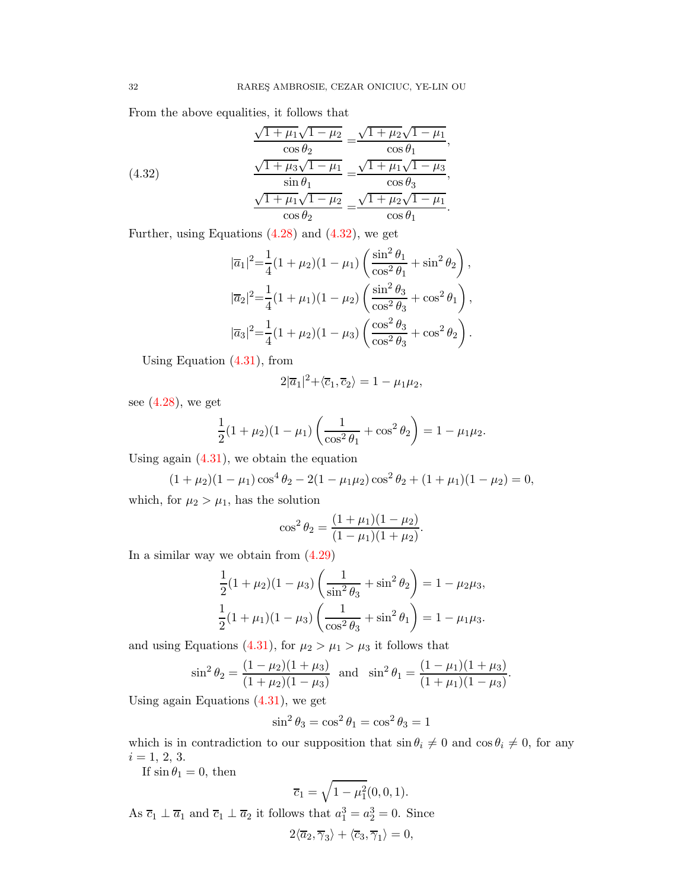From the above equalities, it follows that

$$
\begin{aligned}
\frac{\sqrt{1+\mu_1}\sqrt{1-\mu_2}}{\cos\theta_2} &= \frac{\sqrt{1+\mu_2}\sqrt{1-\mu_1}}{\cos\theta_1},\\
\frac{\sqrt{1+\mu_3}\sqrt{1-\mu_1}}{\sin\theta_1} &= \frac{\sqrt{1+\mu_1}\sqrt{1-\mu_3}}{\cos\theta_3},\\
\frac{\sqrt{1+\mu_1}\sqrt{1-\mu_2}}{\cos\theta_2} &= \frac{\sqrt{1+\mu_2}\sqrt{1-\mu_1}}{\cos\theta_1}.
\end{aligned}
\tag{4.32}
$$

Further, using Equations (4.28) and (4.32), we get

$$
\begin{aligned}
|\overline{a}_1|^2 &= \frac{1}{4}(1+\mu_2)(1-\mu_1)\left(\frac{\sin^2\theta_1}{\cos^2\theta_1}+\sin^2\theta_2\right),\\
|\overline{a}_2|^2 &= \frac{1}{4}(1+\mu_1)(1-\mu_2)\left(\frac{\sin^2\theta_3}{\cos^2\theta_3}+\cos^2\theta_1\right),\\
|\overline{a}_3|^2 &= \frac{1}{4}(1+\mu_2)(1-\mu_3)\left(\frac{\cos^2\theta_3}{\cos^2\theta_3}+\cos^2\theta_2\right).
\end{aligned}
$$

Using Equation (4.31), from

$$
2|\overline{a}_1|^2+\langle\overline{c}_1,\overline{c}_2\rangle = 1-\mu_1\mu_2,
$$

see (4.28), we get

$$
\frac{1}{2}(1+\mu_2)(1-\mu_1)\left(\frac{1}{\cos^2\theta_1}+\cos^2\theta_2\right) = 1-\mu_1\mu_2.
$$

Using again (4.31), we obtain the equation

$$
(1+\mu_2)(1-\mu_1)\cos^4\theta_2 - 2(1-\mu_1\mu_2)\cos^2\theta_2 + (1+\mu_1)(1-\mu_2) = 0,
$$

which, for $\mu_2>\mu_1$, has the solution

$$
\cos^2\theta_2 = \frac{(1+\mu_1)(1-\mu_2)}{(1-\mu_1)(1+\mu_2)}.
$$

In a similar way we obtain from (4.29)

$$
\begin{aligned}
\frac{1}{2}(1+\mu_2)(1-\mu_3)\left(\frac{1}{\sin^2\theta_3}+\sin^2\theta_2\right) &= 1-\mu_2\mu_3,\\
\frac{1}{2}(1+\mu_1)(1-\mu_3)\left(\frac{1}{\cos^2\theta_3}+\sin^2\theta_1\right) &= 1-\mu_1\mu_3.
\end{aligned}
$$

and using Equations (4.31), for $\mu_2>\mu_1>\mu_3$ it follows that

$$
\sin^2\theta_2 = \frac{(1-\mu_2)(1+\mu_3)}{(1+\mu_2)(1-\mu_3)} \quad \text{and} \quad \sin^2\theta_1 = \frac{(1-\mu_1)(1+\mu_3)}{(1+\mu_1)(1-\mu_3)}.
$$

Using again Equations (4.31), we get

$$
\sin^2\theta_3 = \cos^2\theta_1 = \cos^2\theta_3 = 1
$$

which is in contradiction to our supposition that $\sin\theta_i\neq 0$ and $\cos\theta_i\neq 0$, for any $i=1,\,2,\,3$.

If $\sin\theta_1=0$, then

$$
\overline{c}_1 = \sqrt{1-\mu_1^2}(0,0,1).
$$

As $\overline{c}_1\perp\overline{a}_1$ and $\overline{c}_1\perp\overline{a}_2$ it follows that $a_1^3=a_2^3=0$. Since

$$
2\langle\overline{a}_2,\overline{\gamma}_3\rangle + \langle\overline{c}_3,\overline{\gamma}_1\rangle = 0,
$$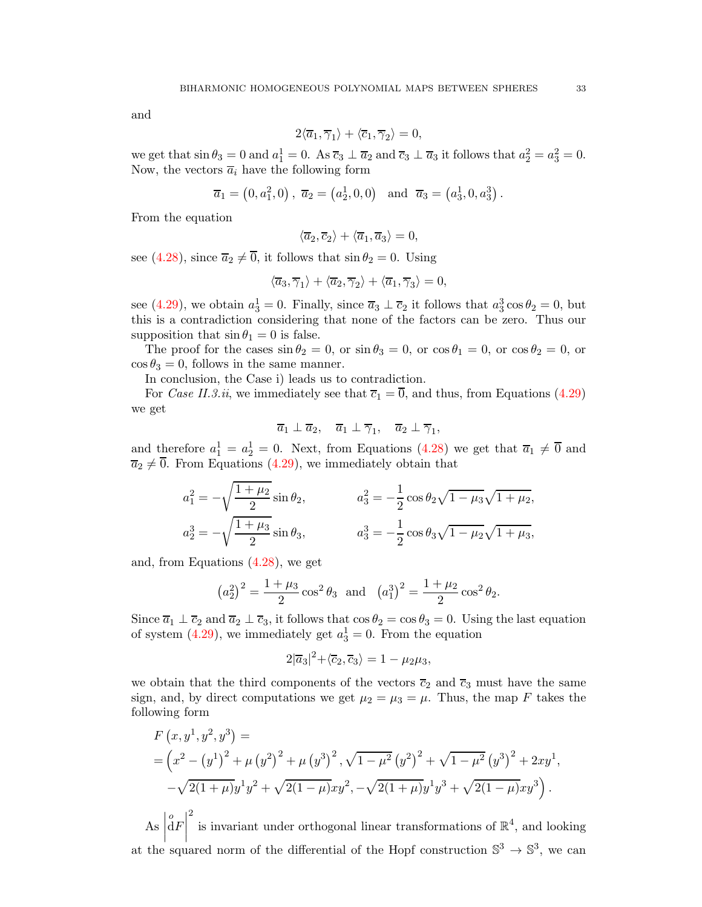and

$$2\langle \overline{a}_1, \overline{\gamma}_1\rangle + \langle \overline{c}_1, \overline{\gamma}_2\rangle = 0,$$

we get that $\sin\theta_3 = 0$ and $a_1^1 = 0$. As $\overline{c}_3 \perp \overline{a}_2$ and $\overline{c}_3 \perp \overline{a}_3$ it follows that $a_2^2 = a_3^2 = 0$. Now, the vectors $\overline{a}_i$ have the following form

$$\overline{a}_1 = \left(0, a_1^2, 0\right), \ \overline{a}_2 = \left(a_2^1, 0, 0\right) \quad \text{and} \quad \overline{a}_3 = \left(a_3^1, 0, a_3^3\right).$$

From the equation

$$\langle \overline{a}_2, \overline{c}_2\rangle + \langle \overline{a}_1, \overline{a}_3\rangle = 0,$$

see (4.28), since $\overline{a}_2 \neq \overline{0}$, it follows that $\sin\theta_2 = 0$. Using

$$\langle \overline{a}_3, \overline{\gamma}_1\rangle + \langle \overline{a}_2, \overline{\gamma}_2\rangle + \langle \overline{a}_1, \overline{\gamma}_3\rangle = 0,$$

see (4.29), we obtain $a_3^1 = 0$. Finally, since $\overline{a}_3 \perp \overline{c}_2$ it follows that $a_3^3 \cos\theta_2 = 0$, but this is a contradiction considering that none of the factors can be zero. Thus our supposition that $\sin\theta_1 = 0$ is false.

The proof for the cases $\sin\theta_2 = 0$, or $\sin\theta_3 = 0$, or $\cos\theta_1 = 0$, or $\cos\theta_2 = 0$, or $\cos\theta_3 = 0$, follows in the same manner.

In conclusion, the Case i) leads us to contradiction.

For *Case II.3.ii*, we immediately see that $\overline{c}_1 = \overline{0}$, and thus, from Equations (4.29) we get

$$\overline{a}_1 \perp \overline{a}_2, \quad \overline{a}_1 \perp \overline{\gamma}_1, \quad \overline{a}_2 \perp \overline{\gamma}_1,$$

and therefore $a_1^1 = a_2^1 = 0$. Next, from Equations (4.28) we get that $\overline{a}_1 \neq \overline{0}$ and $\overline{a}_2 \neq \overline{0}$. From Equations (4.29), we immediately obtain that

$$a_1^2 = -\sqrt{\frac{1+\mu_2}{2}}\sin\theta_2, \qquad a_3^2 = -\frac{1}{2}\cos\theta_2\sqrt{1-\mu_3}\sqrt{1+\mu_2},$$
$$a_2^3 = -\sqrt{\frac{1+\mu_3}{2}}\sin\theta_3, \qquad a_3^3 = -\frac{1}{2}\cos\theta_3\sqrt{1-\mu_2}\sqrt{1+\mu_3},$$

and, from Equations (4.28), we get

$$\left(a_2^2\right)^2 = \frac{1+\mu_3}{2}\cos^2\theta_3 \quad \text{and} \quad \left(a_1^3\right)^2 = \frac{1+\mu_2}{2}\cos^2\theta_2.$$

Since $\overline{a}_1 \perp \overline{c}_2$ and $\overline{a}_2 \perp \overline{c}_3$, it follows that $\cos\theta_2 = \cos\theta_3 = 0$. Using the last equation of system (4.29), we immediately get $a_3^1 = 0$. From the equation

$$2|\overline{a}_3|^2 + \langle \overline{c}_2, \overline{c}_3\rangle = 1 - \mu_2\mu_3,$$

we obtain that the third components of the vectors $\overline{c}_2$ and $\overline{c}_3$ must have the same sign, and, by direct computations we get $\mu_2 = \mu_3 = \mu$. Thus, the map $F$ takes the following form

$$\begin{aligned}
&F\left(x, y^1, y^2, y^3\right) = \\
&= \Big(x^2 - \left(y^1\right)^2 + \mu\left(y^2\right)^2 + \mu\left(y^3\right)^2, \sqrt{1-\mu^2}\left(y^2\right)^2 + \sqrt{1-\mu^2}\left(y^3\right)^2 + 2xy^1, \\
&\quad -\sqrt{2(1+\mu)}y^1y^2 + \sqrt{2(1-\mu)}xy^2, -\sqrt{2(1+\mu)}y^1y^3 + \sqrt{2(1-\mu)}xy^3\Big).
\end{aligned}$$

As $\left|\overset{o}{\mathrm{d}}F\right|^2$ is invariant under orthogonal linear transformations of $\mathbb{R}^4$, and looking at the squared norm of the differential of the Hopf construction $\mathbb{S}^3 \to \mathbb{S}^3$, we can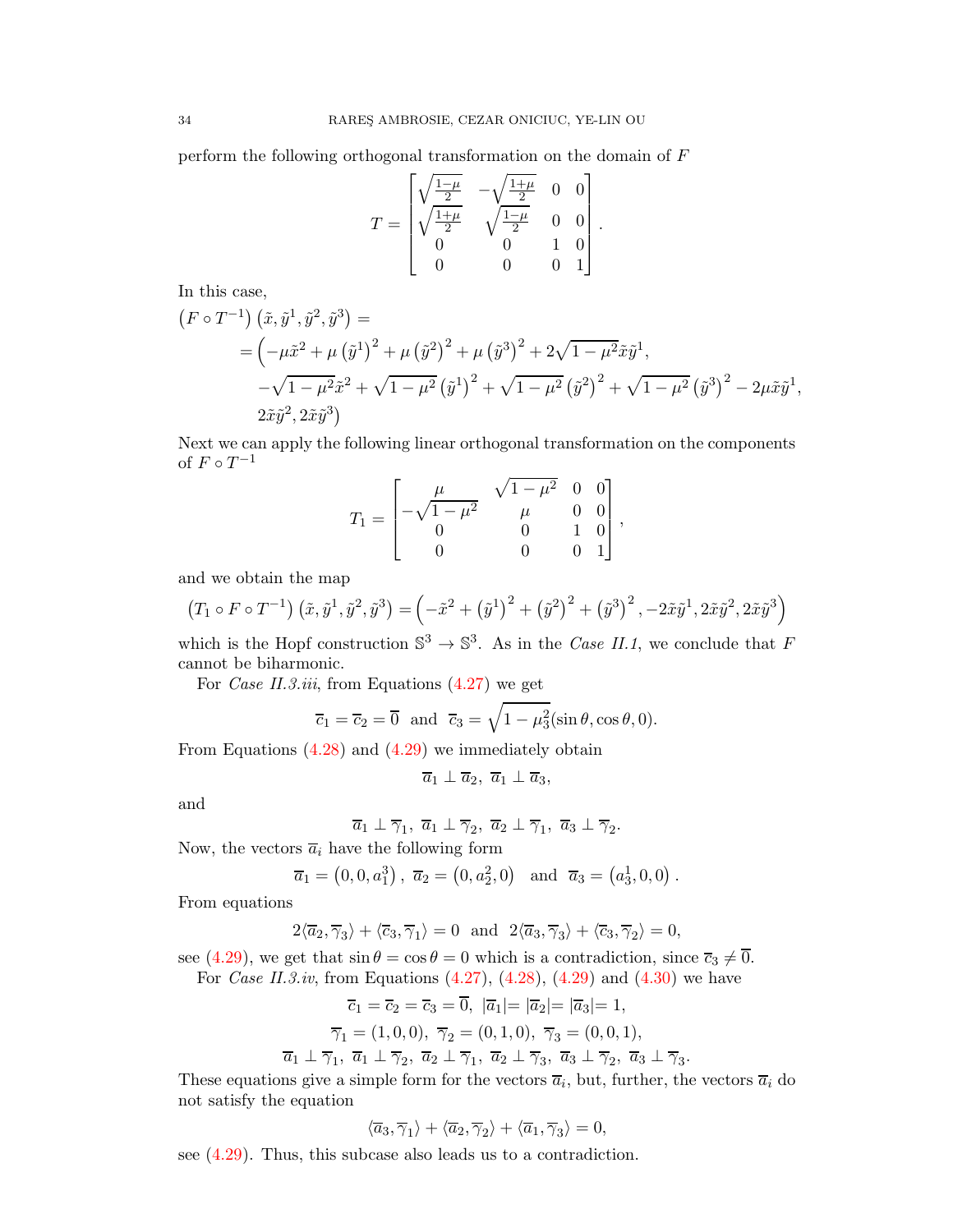perform the following orthogonal transformation on the domain of $F$

$$
T=\begin{bmatrix}\sqrt{\frac{1-\mu}{2}} & -\sqrt{\frac{1+\mu}{2}} & 0 & 0\\ \sqrt{\frac{1+\mu}{2}} & \sqrt{\frac{1-\mu}{2}} & 0 & 0\\ 0 & 0 & 1 & 0\\ 0 & 0 & 0 & 1\end{bmatrix}.
$$

In this case,

$$
\begin{aligned}
&\left(F\circ T^{-1}\right)\left(\tilde{x},\tilde{y}^1,\tilde{y}^2,\tilde{y}^3\right)=\\
&\quad=\Big(-\mu\tilde{x}^2+\mu\left(\tilde{y}^1\right)^2+\mu\left(\tilde{y}^2\right)^2+\mu\left(\tilde{y}^3\right)^2+2\sqrt{1-\mu^2}\tilde{x}\tilde{y}^1,\\
&\qquad -\sqrt{1-\mu^2}\tilde{x}^2+\sqrt{1-\mu^2}\left(\tilde{y}^1\right)^2+\sqrt{1-\mu^2}\left(\tilde{y}^2\right)^2+\sqrt{1-\mu^2}\left(\tilde{y}^3\right)^2-2\mu\tilde{x}\tilde{y}^1,\\
&\qquad 2\tilde{x}\tilde{y}^2,2\tilde{x}\tilde{y}^3\Big)
\end{aligned}
$$

Next we can apply the following linear orthogonal transformation on the components of $F\circ T^{-1}$

$$
T_1=\begin{bmatrix}\mu & \sqrt{1-\mu^2} & 0 & 0\\ -\sqrt{1-\mu^2} & \mu & 0 & 0\\ 0 & 0 & 1 & 0\\ 0 & 0 & 0 & 1\end{bmatrix},
$$

and we obtain the map

$$
\left(T_1\circ F\circ T^{-1}\right)\left(\tilde{x},\tilde{y}^1,\tilde{y}^2,\tilde{y}^3\right)=\left(-\tilde{x}^2+\left(\tilde{y}^1\right)^2+\left(\tilde{y}^2\right)^2+\left(\tilde{y}^3\right)^2,-2\tilde{x}\tilde{y}^1,2\tilde{x}\tilde{y}^2,2\tilde{x}\tilde{y}^3\right)
$$

which is the Hopf construction $\mathbb{S}^3\to\mathbb{S}^3$. As in the *Case II.1*, we conclude that $F$ cannot be biharmonic.

For *Case II.3.iii*, from Equations (4.27) we get

$$
\overline{c}_1=\overline{c}_2=\overline{0}\ \text{ and }\ \overline{c}_3=\sqrt{1-\mu_3^2}(\sin\theta,\cos\theta,0).
$$

From Equations (4.28) and (4.29) we immediately obtain

$$
\overline{a}_1\perp\overline{a}_2,\ \overline{a}_1\perp\overline{a}_3,
$$

and

$$
\overline{a}_1\perp\overline{\gamma}_1,\ \overline{a}_1\perp\overline{\gamma}_2,\ \overline{a}_2\perp\overline{\gamma}_1,\ \overline{a}_3\perp\overline{\gamma}_2.
$$

Now, the vectors $\overline{a}_i$ have the following form

$$
\overline{a}_1=\left(0,0,a_1^3\right),\ \overline{a}_2=\left(0,a_2^2,0\right)\quad\text{and}\quad\overline{a}_3=\left(a_3^1,0,0\right).
$$

From equations

$$
2\langle\overline{a}_2,\overline{\gamma}_3\rangle+\langle\overline{c}_3,\overline{\gamma}_1\rangle=0\ \text{ and }\ 2\langle\overline{a}_3,\overline{\gamma}_3\rangle+\langle\overline{c}_3,\overline{\gamma}_2\rangle=0,
$$

see (4.29), we get that $\sin\theta=\cos\theta=0$ which is a contradiction, since $\overline{c}_3\neq\overline{0}$.

For *Case II.3.iv*, from Equations (4.27), (4.28), (4.29) and (4.30) we have

$$
\overline{c}_1=\overline{c}_2=\overline{c}_3=\overline{0},\ |\overline{a}_1|=|\overline{a}_2|=|\overline{a}_3|=1,
$$

$$
\overline{\gamma}_1=(1,0,0),\ \overline{\gamma}_2=(0,1,0),\ \overline{\gamma}_3=(0,0,1),
$$

$$
\overline{a}_1\perp\overline{\gamma}_1,\ \overline{a}_1\perp\overline{\gamma}_2,\ \overline{a}_2\perp\overline{\gamma}_1,\ \overline{a}_2\perp\overline{\gamma}_3,\ \overline{a}_3\perp\overline{\gamma}_2,\ \overline{a}_3\perp\overline{\gamma}_3.
$$

These equations give a simple form for the vectors $\overline{a}_i$, but, further, the vectors $\overline{a}_i$ do not satisfy the equation

$$
\langle\overline{a}_3,\overline{\gamma}_1\rangle+\langle\overline{a}_2,\overline{\gamma}_2\rangle+\langle\overline{a}_1,\overline{\gamma}_3\rangle=0,
$$

see (4.29). Thus, this subcase also leads us to a contradiction.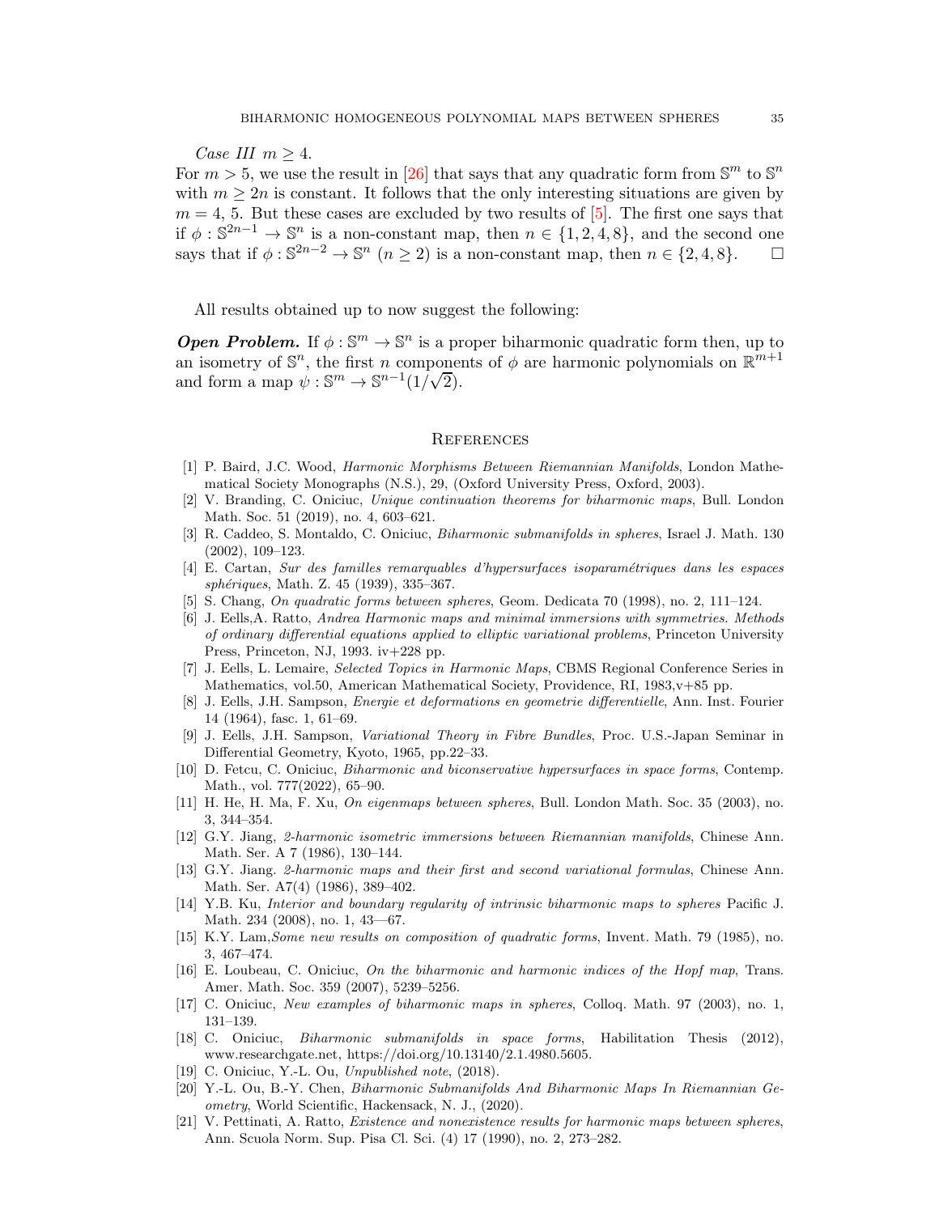*Case III* $m \geq 4$.

For $m > 5$, we use the result in [26] that says that any quadratic form from $\mathbb{S}^m$ to $\mathbb{S}^n$ with $m \geq 2n$ is constant. It follows that the only interesting situations are given by $m = 4, 5$. But these cases are excluded by two results of [5]. The first one says that if $\phi : \mathbb{S}^{2n-1} \to \mathbb{S}^n$ is a non-constant map, then $n \in \{1, 2, 4, 8\}$, and the second one says that if $\phi : \mathbb{S}^{2n-2} \to \mathbb{S}^n$ $(n \geq 2)$ is a non-constant map, then $n \in \{2, 4, 8\}$. $\square$

All results obtained up to now suggest the following:

***Open Problem.*** If $\phi : \mathbb{S}^m \to \mathbb{S}^n$ is a proper biharmonic quadratic form then, up to an isometry of $\mathbb{S}^n$, the first $n$ components of $\phi$ are harmonic polynomials on $\mathbb{R}^{m+1}$ and form a map $\psi : \mathbb{S}^m \to \mathbb{S}^{n-1}(1/\sqrt{2})$.

## References

[1] P. Baird, J.C. Wood, *Harmonic Morphisms Between Riemannian Manifolds*, London Mathematical Society Monographs (N.S.), 29, (Oxford University Press, Oxford, 2003).

[2] V. Branding, C. Oniciuc, *Unique continuation theorems for biharmonic maps*, Bull. London Math. Soc. 51 (2019), no. 4, 603–621.

[3] R. Caddeo, S. Montaldo, C. Oniciuc, *Biharmonic submanifolds in spheres*, Israel J. Math. 130 (2002), 109–123.

[4] E. Cartan, *Sur des familles remarquables d'hypersurfaces isoparamétriques dans les espaces sphériques*, Math. Z. 45 (1939), 335–367.

[5] S. Chang, *On quadratic forms between spheres*, Geom. Dedicata 70 (1998), no. 2, 111–124.

[6] J. Eells, A. Ratto, *Andrea Harmonic maps and minimal immersions with symmetries. Methods of ordinary differential equations applied to elliptic variational problems*, Princeton University Press, Princeton, NJ, 1993. iv+228 pp.

[7] J. Eells, L. Lemaire, *Selected Topics in Harmonic Maps*, CBMS Regional Conference Series in Mathematics, vol.50, American Mathematical Society, Providence, RI, 1983,v+85 pp.

[8] J. Eells, J.H. Sampson, *Energie et deformations en geometrie differentielle*, Ann. Inst. Fourier 14 (1964), fasc. 1, 61–69.

[9] J. Eells, J.H. Sampson, *Variational Theory in Fibre Bundles*, Proc. U.S.-Japan Seminar in Differential Geometry, Kyoto, 1965, pp.22–33.

[10] D. Fetcu, C. Oniciuc, *Biharmonic and biconservative hypersurfaces in space forms*, Contemp. Math., vol. 777(2022), 65–90.

[11] H. He, H. Ma, F. Xu, *On eigenmaps between spheres*, Bull. London Math. Soc. 35 (2003), no. 3, 344–354.

[12] G.Y. Jiang, *2-harmonic isometric immersions between Riemannian manifolds*, Chinese Ann. Math. Ser. A 7 (1986), 130–144.

[13] G.Y. Jiang. *2-harmonic maps and their first and second variational formulas*, Chinese Ann. Math. Ser. A7(4) (1986), 389–402.

[14] Y.B. Ku, *Interior and boundary regularity of intrinsic biharmonic maps to spheres* Pacific J. Math. 234 (2008), no. 1, 43—67.

[15] K.Y. Lam, *Some new results on composition of quadratic forms*, Invent. Math. 79 (1985), no. 3, 467–474.

[16] E. Loubeau, C. Oniciuc, *On the biharmonic and harmonic indices of the Hopf map*, Trans. Amer. Math. Soc. 359 (2007), 5239–5256.

[17] C. Oniciuc, *New examples of biharmonic maps in spheres*, Colloq. Math. 97 (2003), no. 1, 131–139.

[18] C. Oniciuc, *Biharmonic submanifolds in space forms*, Habilitation Thesis (2012), www.researchgate.net, https://doi.org/10.13140/2.1.4980.5605.

[19] C. Oniciuc, Y.-L. Ou, *Unpublished note*, (2018).

[20] Y.-L. Ou, B.-Y. Chen, *Biharmonic Submanifolds And Biharmonic Maps In Riemannian Geometry*, World Scientific, Hackensack, N. J., (2020).

[21] V. Pettinati, A. Ratto, *Existence and nonexistence results for harmonic maps between spheres*, Ann. Scuola Norm. Sup. Pisa Cl. Sci. (4) 17 (1990), no. 2, 273–282.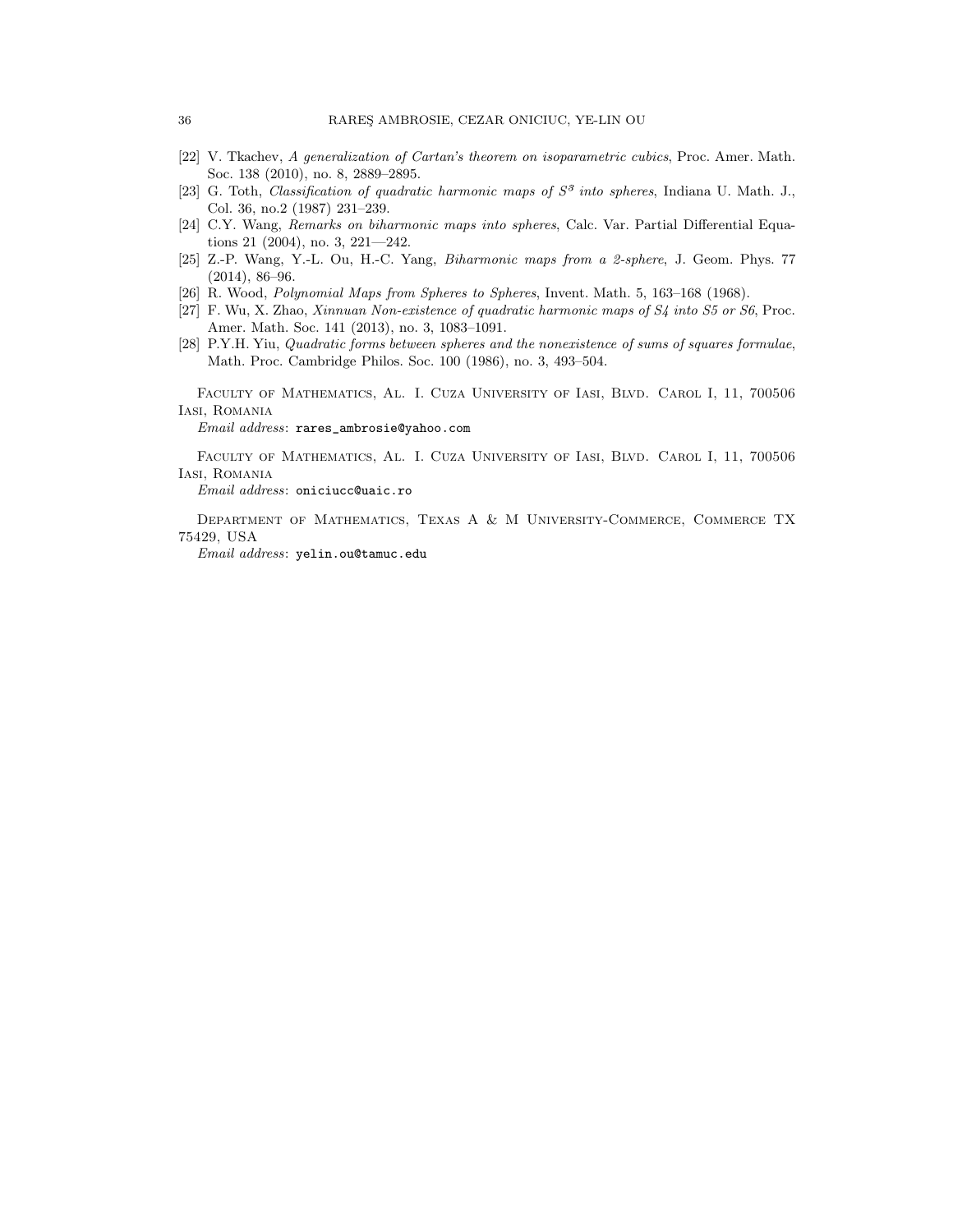[22] V. Tkachev, *A generalization of Cartan's theorem on isoparametric cubics*, Proc. Amer. Math. Soc. 138 (2010), no. 8, 2889–2895.

[23] G. Toth, *Classification of quadratic harmonic maps of $S^3$ into spheres*, Indiana U. Math. J., Col. 36, no.2 (1987) 231–239.

[24] C.Y. Wang, *Remarks on biharmonic maps into spheres*, Calc. Var. Partial Differential Equations 21 (2004), no. 3, 221—242.

[25] Z.-P. Wang, Y.-L. Ou, H.-C. Yang, *Biharmonic maps from a 2-sphere*, J. Geom. Phys. 77 (2014), 86–96.

[26] R. Wood, *Polynomial Maps from Spheres to Spheres*, Invent. Math. 5, 163–168 (1968).

[27] F. Wu, X. Zhao, *Xinnuan Non-existence of quadratic harmonic maps of S4 into S5 or S6*, Proc. Amer. Math. Soc. 141 (2013), no. 3, 1083–1091.

[28] P.Y.H. Yiu, *Quadratic forms between spheres and the nonexistence of sums of squares formulae*, Math. Proc. Cambridge Philos. Soc. 100 (1986), no. 3, 493–504.

Faculty of Mathematics, Al. I. Cuza University of Iasi, Blvd. Carol I, 11, 700506 Iasi, Romania

*Email address*: rares_ambrosie@yahoo.com

Faculty of Mathematics, Al. I. Cuza University of Iasi, Blvd. Carol I, 11, 700506 Iasi, Romania

*Email address*: oniciucc@uaic.ro

Department of Mathematics, Texas A & M University-Commerce, Commerce TX 75429, USA

*Email address*: yelin.ou@tamuc.edu